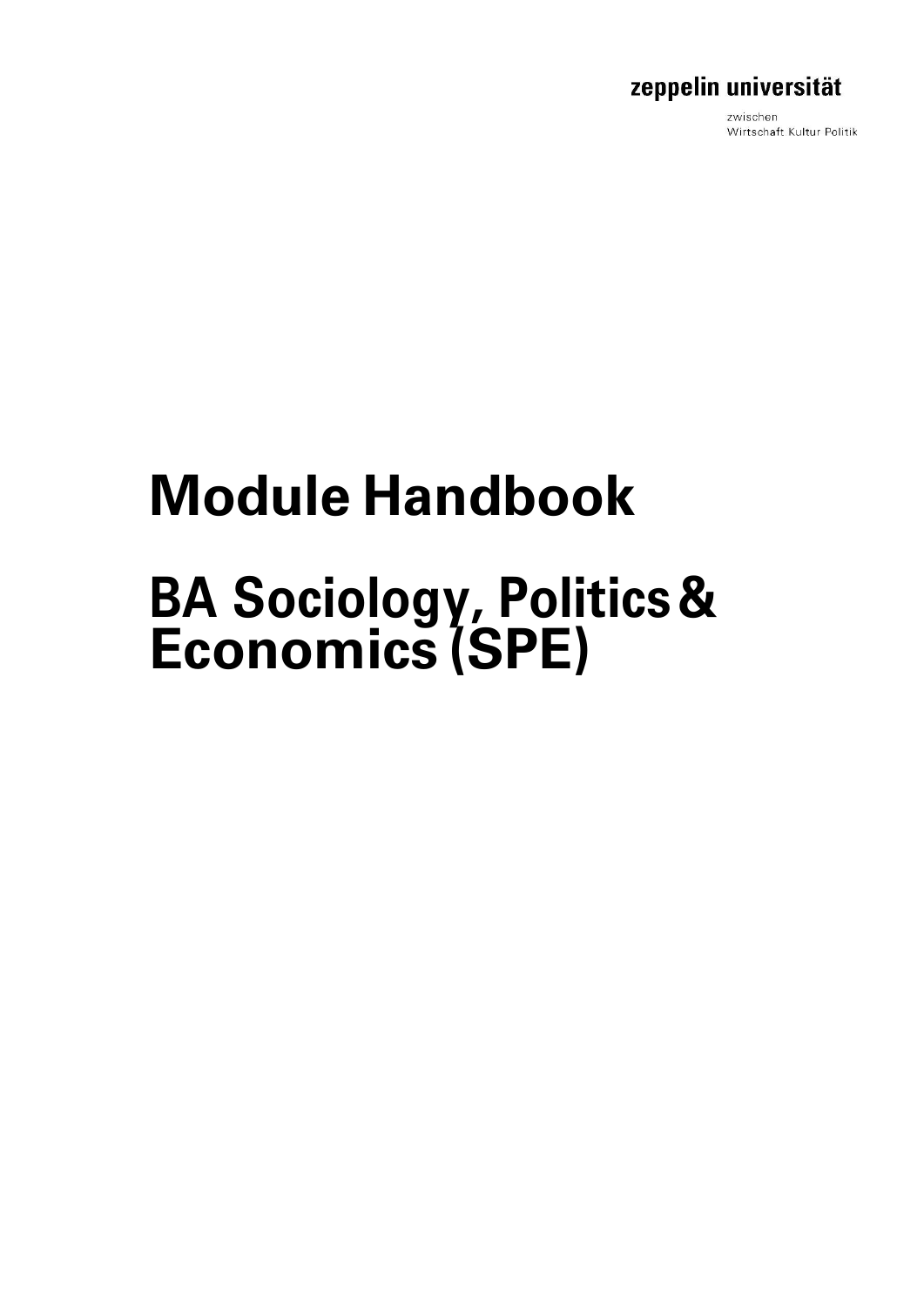zeppelin universität

zwischen
Wirtschaft Kultur Politik

# Module Handbook

# BA Sociology, Politics & Economics (SPE)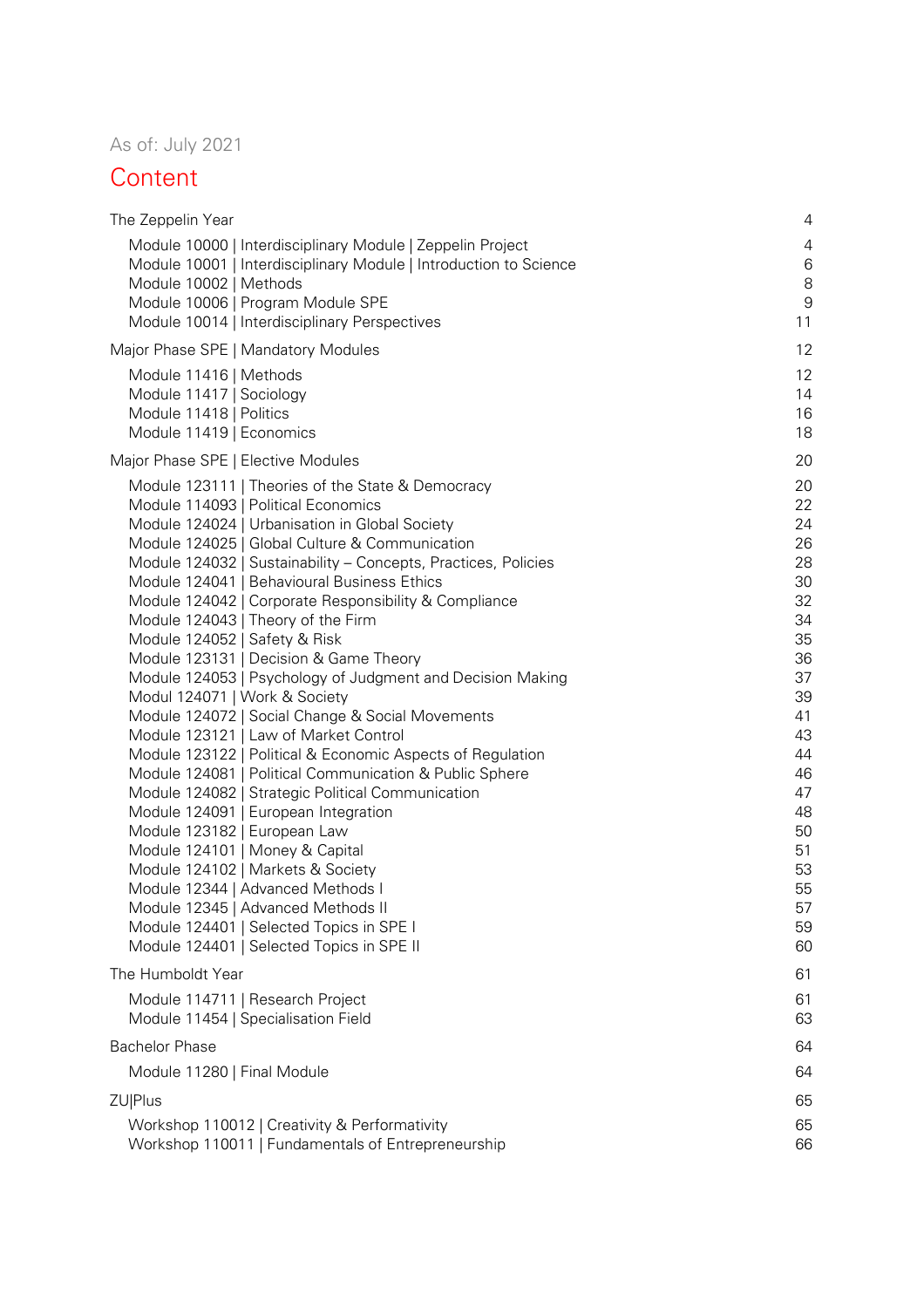As of: July 2021

# Content

| | |
|---|---|
| The Zeppelin Year | 4 |
| Module 10000 \| Interdisciplinary Module \| Zeppelin Project | 4 |
| Module 10001 \| Interdisciplinary Module \| Introduction to Science | 6 |
| Module 10002 \| Methods | 8 |
| Module 10006 \| Program Module SPE | 9 |
| Module 10014 \| Interdisciplinary Perspectives | 11 |
| Major Phase SPE \| Mandatory Modules | 12 |
| Module 11416 \| Methods | 12 |
| Module 11417 \| Sociology | 14 |
| Module 11418 \| Politics | 16 |
| Module 11419 \| Economics | 18 |
| Major Phase SPE \| Elective Modules | 20 |
| Module 123111 \| Theories of the State & Democracy | 20 |
| Module 114093 \| Political Economics | 22 |
| Module 124024 \| Urbanisation in Global Society | 24 |
| Module 124025 \| Global Culture & Communication | 26 |
| Module 124032 \| Sustainability – Concepts, Practices, Policies | 28 |
| Module 124041 \| Behavioural Business Ethics | 30 |
| Module 124042 \| Corporate Responsibility & Compliance | 32 |
| Module 124043 \| Theory of the Firm | 34 |
| Module 124052 \| Safety & Risk | 35 |
| Module 123131 \| Decision & Game Theory | 36 |
| Module 124053 \| Psychology of Judgment and Decision Making | 37 |
| Modul 124071 \| Work & Society | 39 |
| Module 124072 \| Social Change & Social Movements | 41 |
| Module 123121 \| Law of Market Control | 43 |
| Module 123122 \| Political & Economic Aspects of Regulation | 44 |
| Module 124081 \| Political Communication & Public Sphere | 46 |
| Module 124082 \| Strategic Political Communication | 47 |
| Module 124091 \| European Integration | 48 |
| Module 123182 \| European Law | 50 |
| Module 124101 \| Money & Capital | 51 |
| Module 124102 \| Markets & Society | 53 |
| Module 12344 \| Advanced Methods I | 55 |
| Module 12345 \| Advanced Methods II | 57 |
| Module 124401 \| Selected Topics in SPE I | 59 |
| Module 124401 \| Selected Topics in SPE II | 60 |
| The Humboldt Year | 61 |
| Module 114711 \| Research Project | 61 |
| Module 11454 \| Specialisation Field | 63 |
| Bachelor Phase | 64 |
| Module 11280 \| Final Module | 64 |
| ZU\|Plus | 65 |
| Workshop 110012 \| Creativity & Performativity | 65 |
| Workshop 110011 \| Fundamentals of Entrepreneurship | 66 |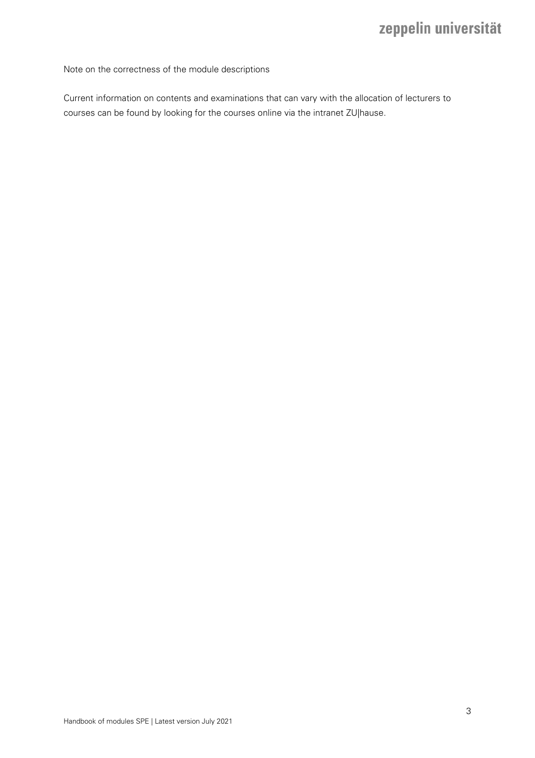Note on the correctness of the module descriptions

Current information on contents and examinations that can vary with the allocation of lecturers to courses can be found by looking for the courses online via the intranet ZU|hause.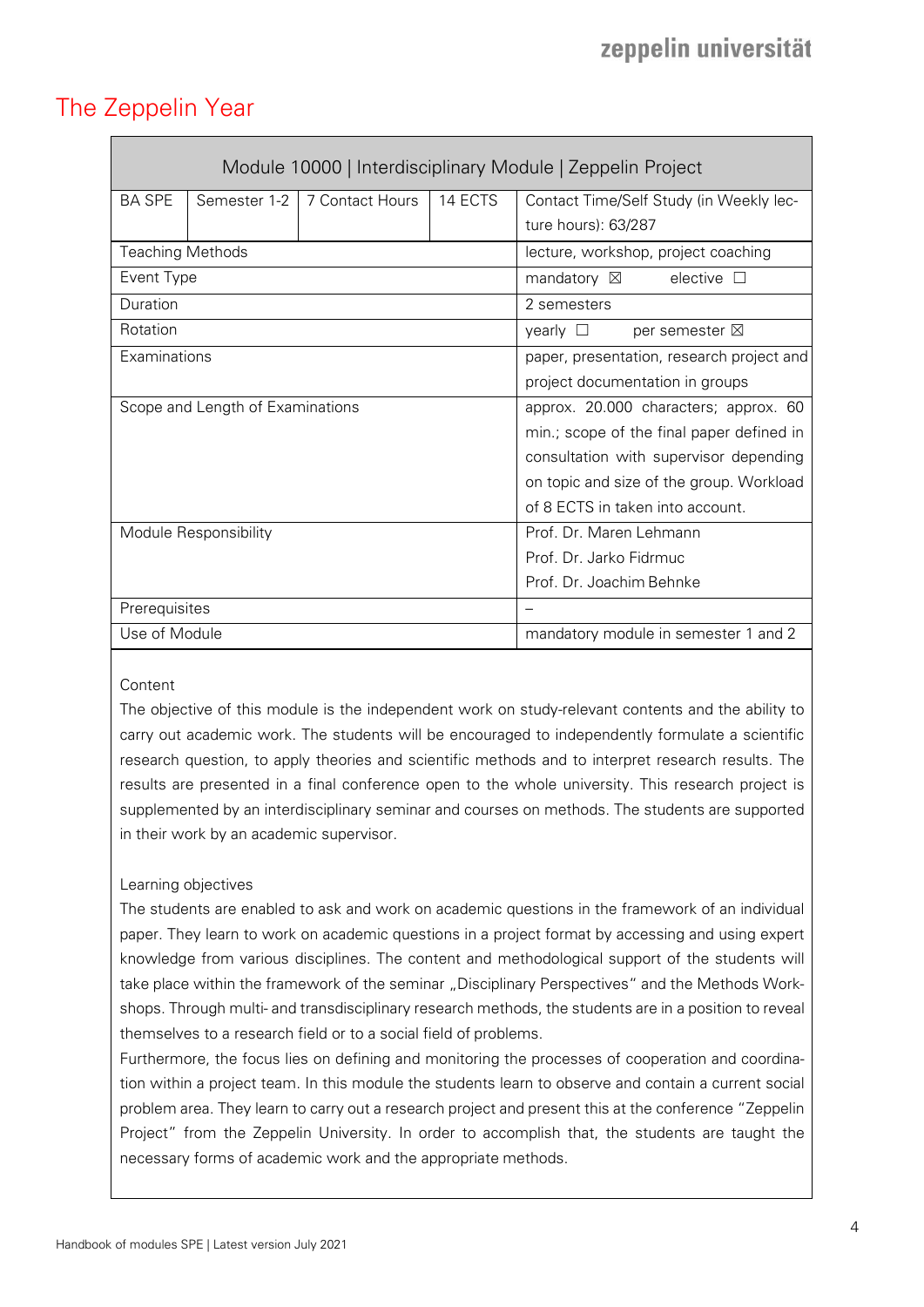# The Zeppelin Year

| Module 10000 \| Interdisciplinary Module \| Zeppelin Project | | | | |
|---|---|---|---|---|
| BA SPE | Semester 1-2 | 7 Contact Hours | 14 ECTS | Contact Time/Self Study (in Weekly lecture hours): 63/287 |
| Teaching Methods | | | | lecture, workshop, project coaching |
| Event Type | | | | mandatory ☒ elective ☐ |
| Duration | | | | 2 semesters |
| Rotation | | | | yearly ☐ per semester ☒ |
| Examinations | | | | paper, presentation, research project and project documentation in groups |
| Scope and Length of Examinations | | | | approx. 20.000 characters; approx. 60 min.; scope of the final paper defined in consultation with supervisor depending on topic and size of the group. Workload of 8 ECTS in taken into account. |
| Module Responsibility | | | | Prof. Dr. Maren Lehmann<br>Prof. Dr. Jarko Fidrmuc<br>Prof. Dr. Joachim Behnke |
| Prerequisites | | | | – |
| Use of Module | | | | mandatory module in semester 1 and 2 |

Content

The objective of this module is the independent work on study-relevant contents and the ability to carry out academic work. The students will be encouraged to independently formulate a scientific research question, to apply theories and scientific methods and to interpret research results. The results are presented in a final conference open to the whole university. This research project is supplemented by an interdisciplinary seminar and courses on methods. The students are supported in their work by an academic supervisor.

Learning objectives

The students are enabled to ask and work on academic questions in the framework of an individual paper. They learn to work on academic questions in a project format by accessing and using expert knowledge from various disciplines. The content and methodological support of the students will take place within the framework of the seminar „Disciplinary Perspectives" and the Methods Workshops. Through multi- and transdisciplinary research methods, the students are in a position to reveal themselves to a research field or to a social field of problems.

Furthermore, the focus lies on defining and monitoring the processes of cooperation and coordination within a project team. In this module the students learn to observe and contain a current social problem area. They learn to carry out a research project and present this at the conference "Zeppelin Project" from the Zeppelin University. In order to accomplish that, the students are taught the necessary forms of academic work and the appropriate methods.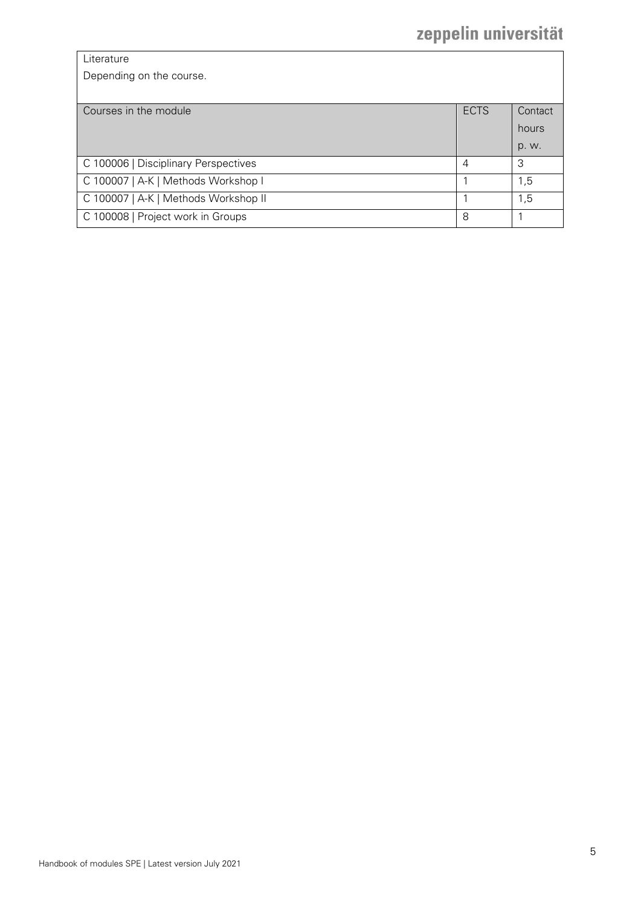Literature

Depending on the course.

| Courses in the module | ECTS | Contact hours p. w. |
| --- | --- | --- |
| C 100006 \| Disciplinary Perspectives | 4 | 3 |
| C 100007 \| A-K \| Methods Workshop I | 1 | 1,5 |
| C 100007 \| A-K \| Methods Workshop II | 1 | 1,5 |
| C 100008 \| Project work in Groups | 8 | 1 |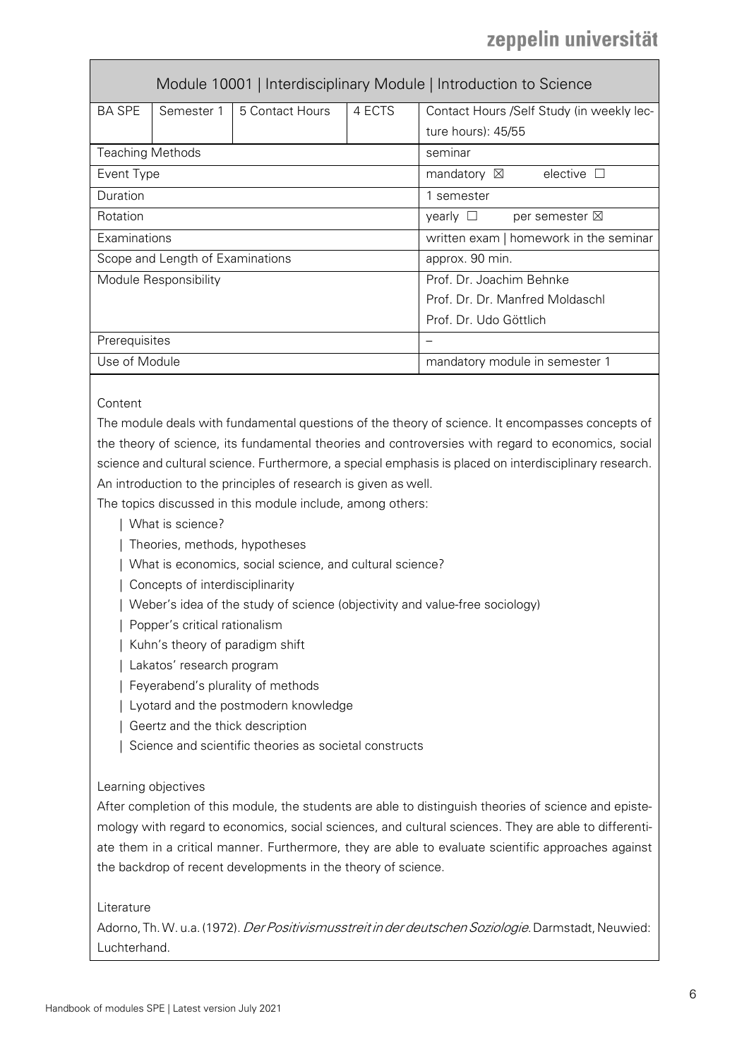## Module 10001 | Interdisciplinary Module | Introduction to Science

| BA SPE | Semester 1 | 5 Contact Hours | 4 ECTS | Contact Hours /Self Study (in weekly lecture hours): 45/55 |
|---|---|---|---|---|
| Teaching Methods | | | | seminar |
| Event Type | | | | mandatory ☒ elective ☐ |
| Duration | | | | 1 semester |
| Rotation | | | | yearly ☐ per semester ☒ |
| Examinations | | | | written exam \| homework in the seminar |
| Scope and Length of Examinations | | | | approx. 90 min. |
| Module Responsibility | | | | Prof. Dr. Joachim Behnke<br>Prof. Dr. Dr. Manfred Moldaschl<br>Prof. Dr. Udo Göttlich |
| Prerequisites | | | | – |
| Use of Module | | | | mandatory module in semester 1 |

Content

The module deals with fundamental questions of the theory of science. It encompasses concepts of the theory of science, its fundamental theories and controversies with regard to economics, social science and cultural science. Furthermore, a special emphasis is placed on interdisciplinary research. An introduction to the principles of research is given as well.

The topics discussed in this module include, among others:

- What is science?
- Theories, methods, hypotheses
- What is economics, social science, and cultural science?
- Concepts of interdisciplinarity
- Weber's idea of the study of science (objectivity and value-free sociology)
- Popper's critical rationalism
- Kuhn's theory of paradigm shift
- Lakatos' research program
- Feyerabend's plurality of methods
- Lyotard and the postmodern knowledge
- Geertz and the thick description
- Science and scientific theories as societal constructs

Learning objectives

After completion of this module, the students are able to distinguish theories of science and epistemology with regard to economics, social sciences, and cultural sciences. They are able to differentiate them in a critical manner. Furthermore, they are able to evaluate scientific approaches against the backdrop of recent developments in the theory of science.

Literature

Adorno, Th. W. u.a. (1972). *Der Positivismusstreit in der deutschen Soziologie*. Darmstadt, Neuwied: Luchterhand.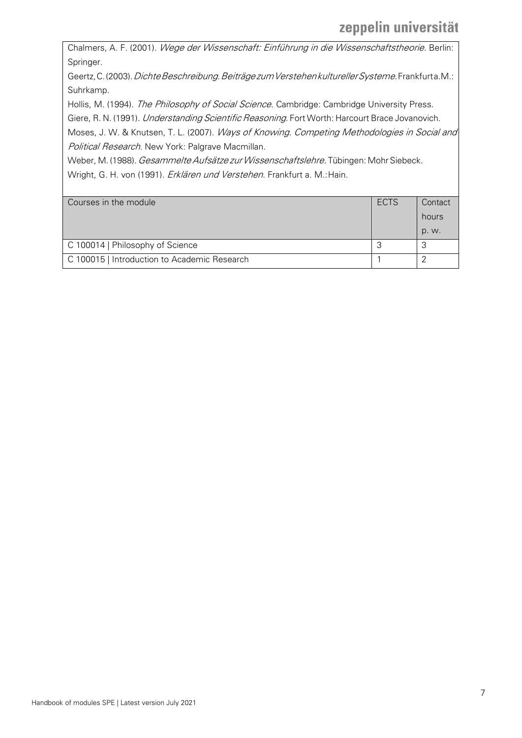Chalmers, A. F. (2001). *Wege der Wissenschaft: Einführung in die Wissenschaftstheorie*. Berlin: Springer.

Geertz, C. (2003). *Dichte Beschreibung. Beiträge zum Verstehen kultureller Systeme*. Frankfurt a.M.: Suhrkamp.

Hollis, M. (1994). *The Philosophy of Social Science.* Cambridge: Cambridge University Press.

Giere, R. N. (1991). *Understanding Scientific Reasoning*. Fort Worth: Harcourt Brace Jovanovich.

Moses, J. W. & Knutsen, T. L. (2007). *Ways of Knowing. Competing Methodologies in Social and Political Research*. New York: Palgrave Macmillan.

Weber, M. (1988). *Gesammelte Aufsätze zur Wissenschaftslehre*. Tübingen: Mohr Siebeck.

Wright, G. H. von (1991). *Erklären und Verstehen*. Frankfurt a. M.: Hain.

| Courses in the module | ECTS | Contact hours p. w. |
|---|---|---|
| C 100014 \| Philosophy of Science | 3 | 3 |
| C 100015 \| Introduction to Academic Research | 1 | 2 |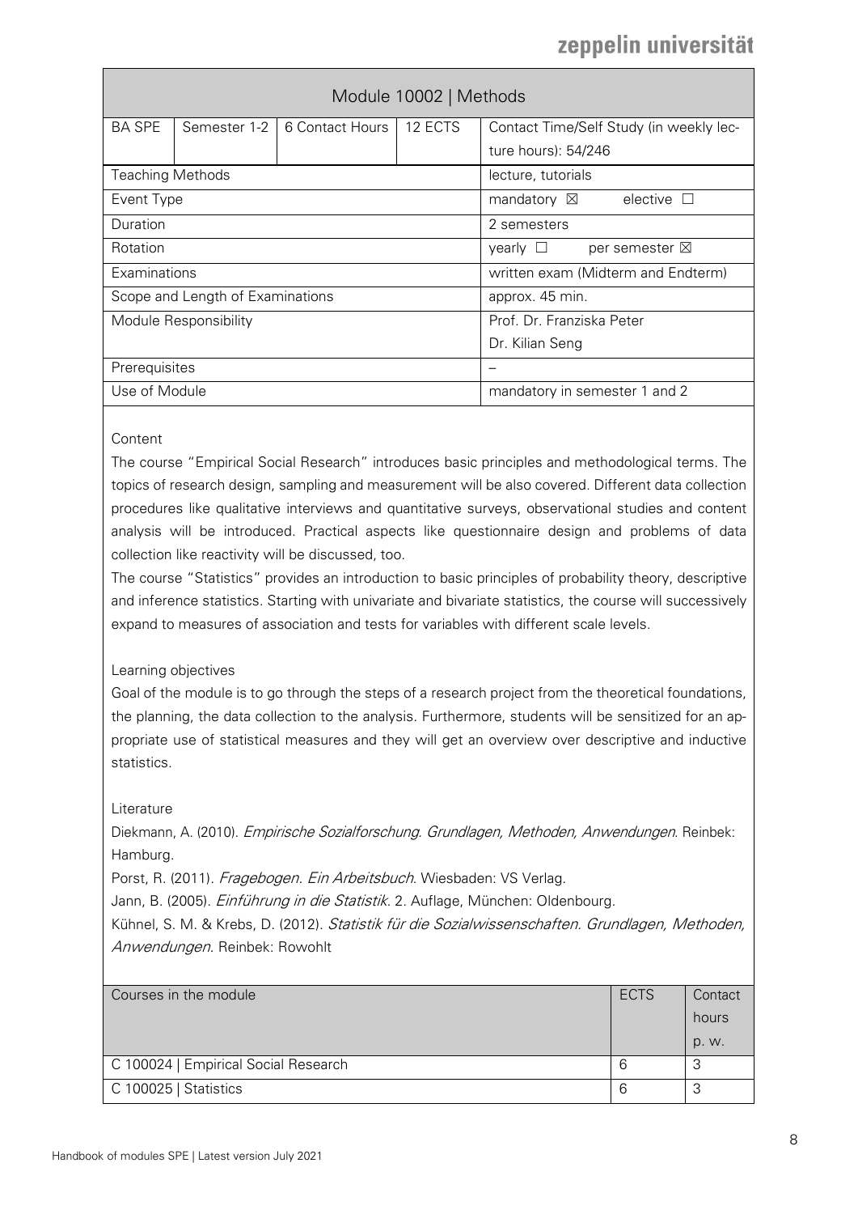# Module 10002 | Methods

| BA SPE | Semester 1-2 | 6 Contact Hours | 12 ECTS | Contact Time/Self Study (in weekly lecture hours): 54/246 |
|---|---|---|---|---|
| Teaching Methods | | | | lecture, tutorials |
| Event Type | | | | mandatory ☒ elective ☐ |
| Duration | | | | 2 semesters |
| Rotation | | | | yearly ☐ per semester ☒ |
| Examinations | | | | written exam (Midterm and Endterm) |
| Scope and Length of Examinations | | | | approx. 45 min. |
| Module Responsibility | | | | Prof. Dr. Franziska Peter<br>Dr. Kilian Seng |
| Prerequisites | | | | – |
| Use of Module | | | | mandatory in semester 1 and 2 |

Content

The course "Empirical Social Research" introduces basic principles and methodological terms. The topics of research design, sampling and measurement will be also covered. Different data collection procedures like qualitative interviews and quantitative surveys, observational studies and content analysis will be introduced. Practical aspects like questionnaire design and problems of data collection like reactivity will be discussed, too.

The course "Statistics" provides an introduction to basic principles of probability theory, descriptive and inference statistics. Starting with univariate and bivariate statistics, the course will successively expand to measures of association and tests for variables with different scale levels.

Learning objectives

Goal of the module is to go through the steps of a research project from the theoretical foundations, the planning, the data collection to the analysis. Furthermore, students will be sensitized for an appropriate use of statistical measures and they will get an overview over descriptive and inductive statistics.

Literature

Diekmann, A. (2010). *Empirische Sozialforschung. Grundlagen, Methoden, Anwendungen*. Reinbek: Hamburg.

Porst, R. (2011). *Fragebogen. Ein Arbeitsbuch*. Wiesbaden: VS Verlag.

Jann, B. (2005). *Einführung in die Statistik*. 2. Auflage, München: Oldenbourg.

Kühnel, S. M. & Krebs, D. (2012). *Statistik für die Sozialwissenschaften. Grundlagen, Methoden, Anwendungen*. Reinbek: Rowohlt

| Courses in the module | ECTS | Contact hours p. w. |
|---|---|---|
| C 100024 \| Empirical Social Research | 6 | 3 |
| C 100025 \| Statistics | 6 | 3 |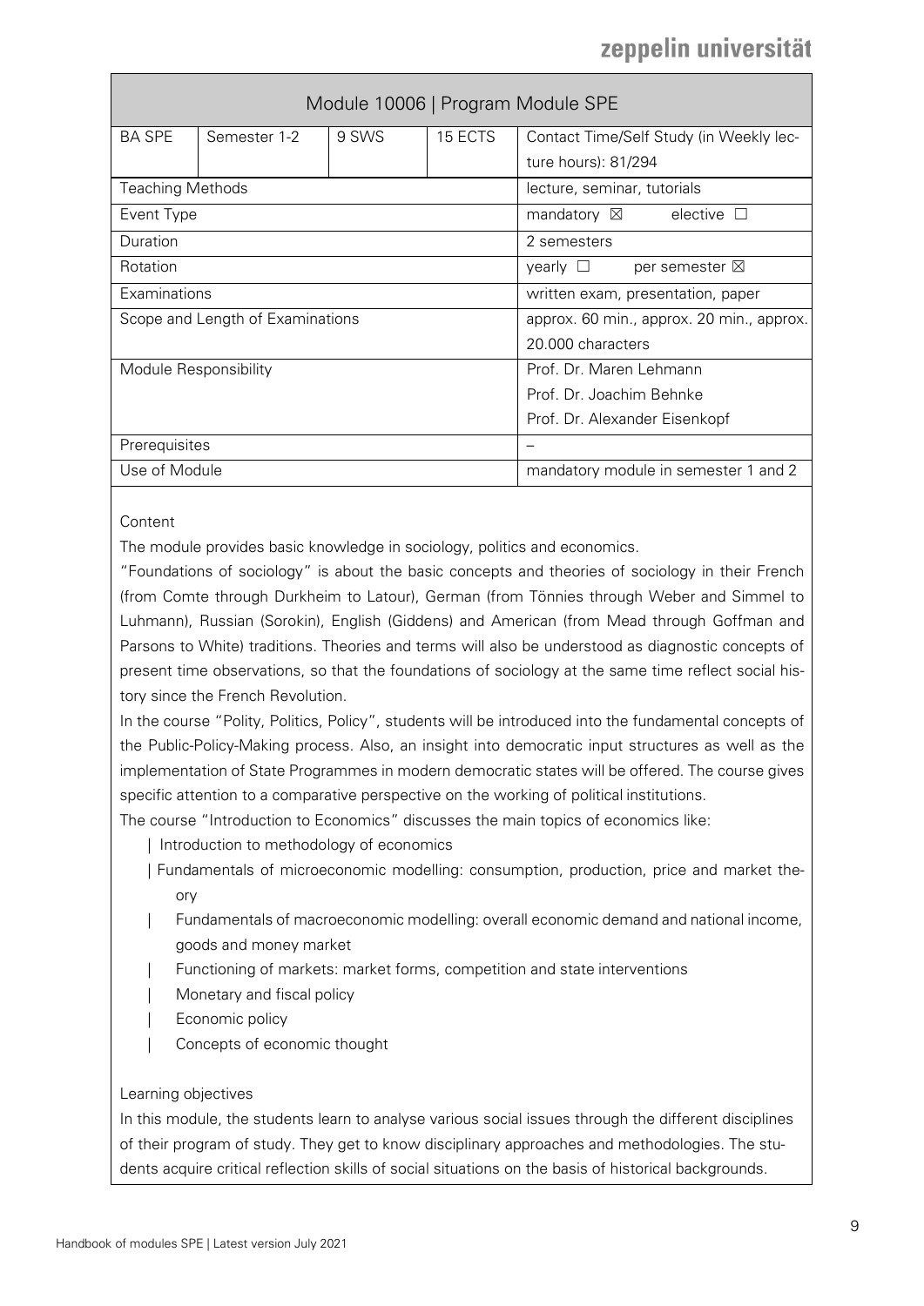| Module 10006 \| Program Module SPE | | | | |
|---|---|---|---|---|
| BA SPE | Semester 1-2 | 9 SWS | 15 ECTS | Contact Time/Self Study (in Weekly lecture hours): 81/294 |
| Teaching Methods | | | | lecture, seminar, tutorials |
| Event Type | | | | mandatory ☒ elective ☐ |
| Duration | | | | 2 semesters |
| Rotation | | | | yearly ☐ per semester ☒ |
| Examinations | | | | written exam, presentation, paper |
| Scope and Length of Examinations | | | | approx. 60 min., approx. 20 min., approx. 20.000 characters |
| Module Responsibility | | | | Prof. Dr. Maren Lehmann<br>Prof. Dr. Joachim Behnke<br>Prof. Dr. Alexander Eisenkopf |
| Prerequisites | | | | – |
| Use of Module | | | | mandatory module in semester 1 and 2 |

Content

The module provides basic knowledge in sociology, politics and economics.

"Foundations of sociology" is about the basic concepts and theories of sociology in their French (from Comte through Durkheim to Latour), German (from Tönnies through Weber and Simmel to Luhmann), Russian (Sorokin), English (Giddens) and American (from Mead through Goffman and Parsons to White) traditions. Theories and terms will also be understood as diagnostic concepts of present time observations, so that the foundations of sociology at the same time reflect social history since the French Revolution.

In the course "Polity, Politics, Policy", students will be introduced into the fundamental concepts of the Public-Policy-Making process. Also, an insight into democratic input structures as well as the implementation of State Programmes in modern democratic states will be offered. The course gives specific attention to a comparative perspective on the working of political institutions.

The course "Introduction to Economics" discusses the main topics of economics like:

- Introduction to methodology of economics
- Fundamentals of microeconomic modelling: consumption, production, price and market theory
- Fundamentals of macroeconomic modelling: overall economic demand and national income, goods and money market
- Functioning of markets: market forms, competition and state interventions
- Monetary and fiscal policy
- Economic policy
- Concepts of economic thought

Learning objectives

In this module, the students learn to analyse various social issues through the different disciplines of their program of study. They get to know disciplinary approaches and methodologies. The students acquire critical reflection skills of social situations on the basis of historical backgrounds.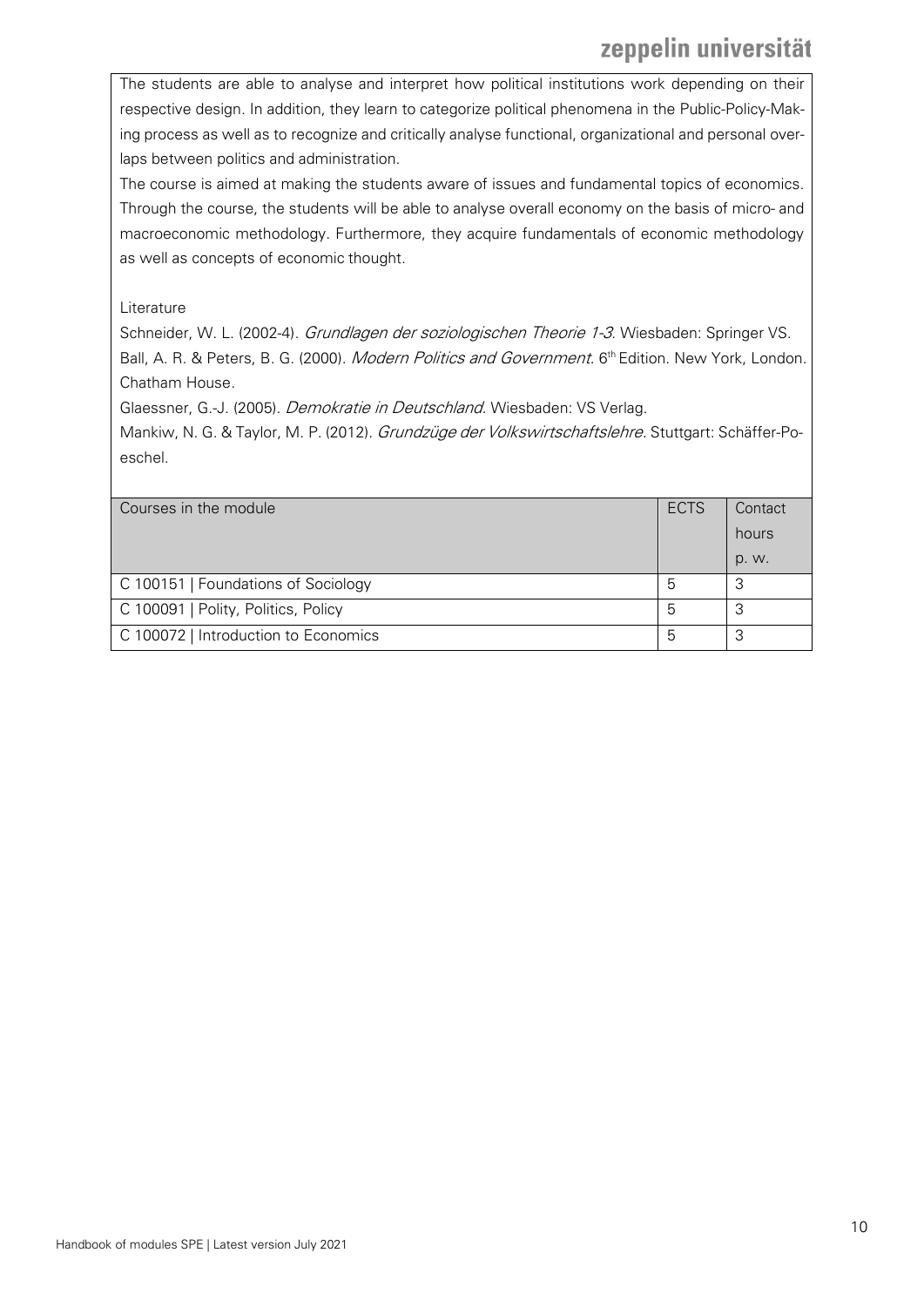The students are able to analyse and interpret how political institutions work depending on their respective design. In addition, they learn to categorize political phenomena in the Public-Policy-Making process as well as to recognize and critically analyse functional, organizational and personal overlaps between politics and administration.

The course is aimed at making the students aware of issues and fundamental topics of economics. Through the course, the students will be able to analyse overall economy on the basis of micro- and macroeconomic methodology. Furthermore, they acquire fundamentals of economic methodology as well as concepts of economic thought.

Literature

Schneider, W. L. (2002-4). *Grundlagen der soziologischen Theorie 1-3*. Wiesbaden: Springer VS.

Ball, A. R. & Peters, B. G. (2000). *Modern Politics and Government*. 6th Edition. New York, London. Chatham House.

Glaessner, G.-J. (2005). *Demokratie in Deutschland*. Wiesbaden: VS Verlag.

Mankiw, N. G. & Taylor, M. P. (2012). *Grundzüge der Volkswirtschaftslehre*. Stuttgart: Schäffer-Poeschel.

| Courses in the module | ECTS | Contact hours p. w. |
|---|---|---|
| C 100151 \| Foundations of Sociology | 5 | 3 |
| C 100091 \| Polity, Politics, Policy | 5 | 3 |
| C 100072 \| Introduction to Economics | 5 | 3 |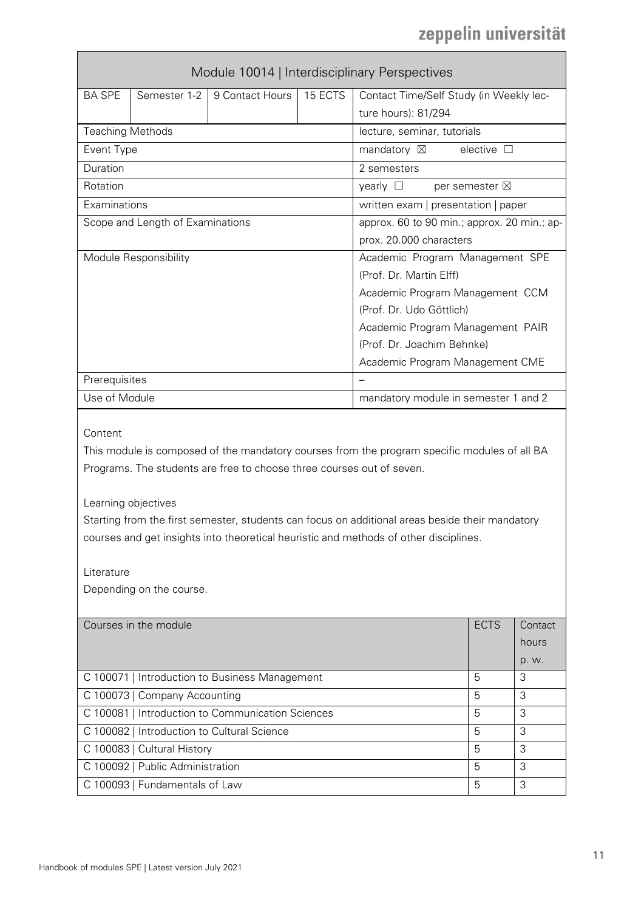# Module 10014 | Interdisciplinary Perspectives

| BA SPE | Semester 1-2 | 9 Contact Hours | 15 ECTS | Contact Time/Self Study (in Weekly lecture hours): 81/294 |
|---|---|---|---|---|
| Teaching Methods | | | | lecture, seminar, tutorials |
| Event Type | | | | mandatory ☒ elective ☐ |
| Duration | | | | 2 semesters |
| Rotation | | | | yearly ☐ per semester ☒ |
| Examinations | | | | written exam \| presentation \| paper |
| Scope and Length of Examinations | | | | approx. 60 to 90 min.; approx. 20 min.; approx. 20.000 characters |
| Module Responsibility | | | | Academic Program Management SPE (Prof. Dr. Martin Elff)<br>Academic Program Management CCM (Prof. Dr. Udo Göttlich)<br>Academic Program Management PAIR (Prof. Dr. Joachim Behnke)<br>Academic Program Management CME |
| Prerequisites | | | | – |
| Use of Module | | | | mandatory module in semester 1 and 2 |

Content

This module is composed of the mandatory courses from the program specific modules of all BA Programs. The students are free to choose three courses out of seven.

Learning objectives

Starting from the first semester, students can focus on additional areas beside their mandatory courses and get insights into theoretical heuristic and methods of other disciplines.

Literature

Depending on the course.

| Courses in the module | ECTS | Contact hours p. w. |
|---|---|---|
| C 100071 \| Introduction to Business Management | 5 | 3 |
| C 100073 \| Company Accounting | 5 | 3 |
| C 100081 \| Introduction to Communication Sciences | 5 | 3 |
| C 100082 \| Introduction to Cultural Science | 5 | 3 |
| C 100083 \| Cultural History | 5 | 3 |
| C 100092 \| Public Administration | 5 | 3 |
| C 100093 \| Fundamentals of Law | 5 | 3 |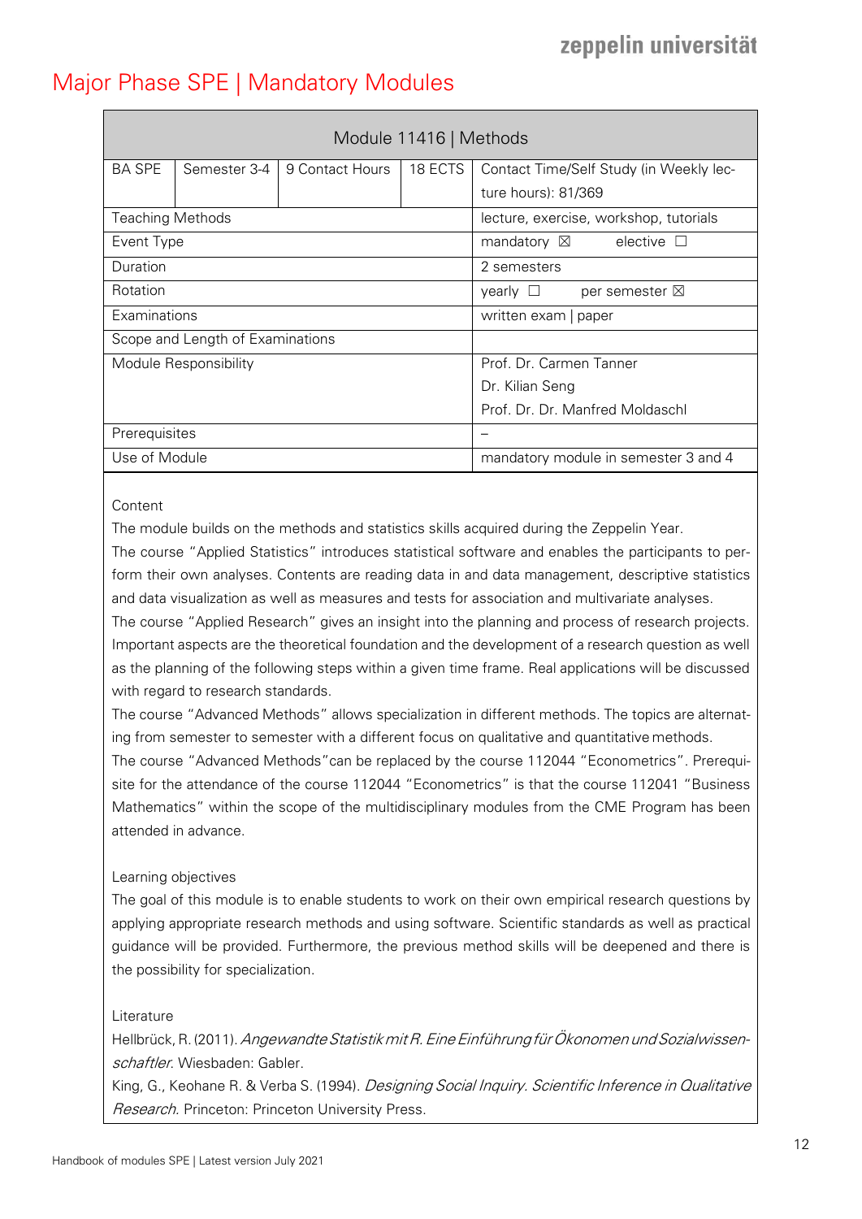# Major Phase SPE | Mandatory Modules

| Module 11416 \| Methods | | | | |
|---|---|---|---|---|
| BA SPE | Semester 3-4 | 9 Contact Hours | 18 ECTS | Contact Time/Self Study (in Weekly lecture hours): 81/369 |
| Teaching Methods | | | | lecture, exercise, workshop, tutorials |
| Event Type | | | | mandatory ☒ elective ☐ |
| Duration | | | | 2 semesters |
| Rotation | | | | yearly ☐ per semester ☒ |
| Examinations | | | | written exam \| paper |
| Scope and Length of Examinations | | | | |
| Module Responsibility | | | | Prof. Dr. Carmen Tanner<br>Dr. Kilian Seng<br>Prof. Dr. Dr. Manfred Moldaschl |
| Prerequisites | | | | – |
| Use of Module | | | | mandatory module in semester 3 and 4 |

Content

The module builds on the methods and statistics skills acquired during the Zeppelin Year.

The course "Applied Statistics" introduces statistical software and enables the participants to perform their own analyses. Contents are reading data in and data management, descriptive statistics and data visualization as well as measures and tests for association and multivariate analyses.

The course "Applied Research" gives an insight into the planning and process of research projects. Important aspects are the theoretical foundation and the development of a research question as well as the planning of the following steps within a given time frame. Real applications will be discussed with regard to research standards.

The course "Advanced Methods" allows specialization in different methods. The topics are alternating from semester to semester with a different focus on qualitative and quantitative methods.

The course "Advanced Methods"can be replaced by the course 112044 "Econometrics". Prerequisite for the attendance of the course 112044 "Econometrics" is that the course 112041 "Business Mathematics" within the scope of the multidisciplinary modules from the CME Program has been attended in advance.

Learning objectives

The goal of this module is to enable students to work on their own empirical research questions by applying appropriate research methods and using software. Scientific standards as well as practical guidance will be provided. Furthermore, the previous method skills will be deepened and there is the possibility for specialization.

Literature

Hellbrück, R. (2011). *Angewandte Statistik mit R. Eine Einführung für Ökonomen und Sozialwissenschaftler.* Wiesbaden: Gabler.

King, G., Keohane R. & Verba S. (1994). *Designing Social Inquiry. Scientific Inference in Qualitative Research.* Princeton: Princeton University Press.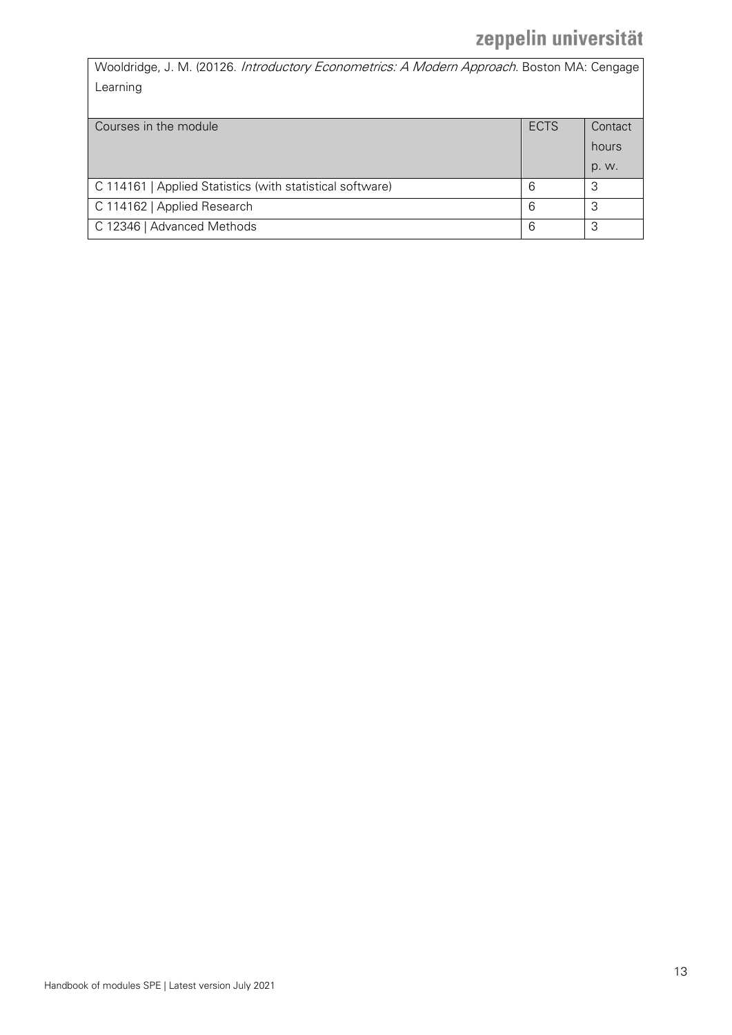Wooldridge, J. M. (20126. *Introductory Econometrics: A Modern Approach*. Boston MA: Cengage Learning

| Courses in the module | ECTS | Contact hours p. w. |
| --- | --- | --- |
| C 114161 \| Applied Statistics (with statistical software) | 6 | 3 |
| C 114162 \| Applied Research | 6 | 3 |
| C 12346 \| Advanced Methods | 6 | 3 |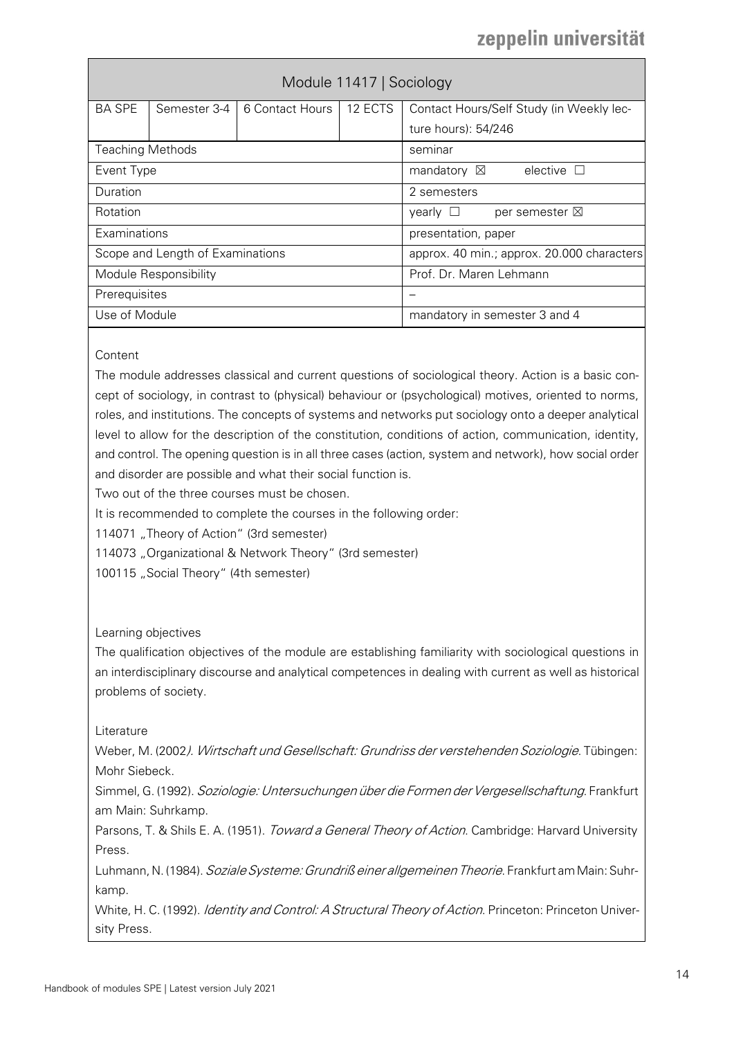| Module 11417 \| Sociology | | | | |
|---|---|---|---|---|
| BA SPE | Semester 3-4 | 6 Contact Hours | 12 ECTS | Contact Hours/Self Study (in Weekly lecture hours): 54/246 |
| Teaching Methods | | | | seminar |
| Event Type | | | | mandatory ☒ elective ☐ |
| Duration | | | | 2 semesters |
| Rotation | | | | yearly ☐ per semester ☒ |
| Examinations | | | | presentation, paper |
| Scope and Length of Examinations | | | | approx. 40 min.; approx. 20.000 characters |
| Module Responsibility | | | | Prof. Dr. Maren Lehmann |
| Prerequisites | | | | – |
| Use of Module | | | | mandatory in semester 3 and 4 |

Content

The module addresses classical and current questions of sociological theory. Action is a basic concept of sociology, in contrast to (physical) behaviour or (psychological) motives, oriented to norms, roles, and institutions. The concepts of systems and networks put sociology onto a deeper analytical level to allow for the description of the constitution, conditions of action, communication, identity, and control. The opening question is in all three cases (action, system and network), how social order and disorder are possible and what their social function is.

Two out of the three courses must be chosen.

It is recommended to complete the courses in the following order:

114071 „Theory of Action" (3rd semester)

114073 „Organizational & Network Theory" (3rd semester)

100115 „Social Theory" (4th semester)

Learning objectives

The qualification objectives of the module are establishing familiarity with sociological questions in an interdisciplinary discourse and analytical competences in dealing with current as well as historical problems of society.

Literature

Weber, M. (2002). *Wirtschaft und Gesellschaft: Grundriss der verstehenden Soziologie*. Tübingen: Mohr Siebeck.

Simmel, G. (1992). *Soziologie: Untersuchungen über die Formen der Vergesellschaftung*. Frankfurt am Main: Suhrkamp.

Parsons, T. & Shils E. A. (1951). *Toward a General Theory of Action*. Cambridge: Harvard University Press.

Luhmann, N. (1984). *Soziale Systeme: Grundriß einer allgemeinen Theorie*. Frankfurt am Main: Suhrkamp.

White, H. C. (1992). *Identity and Control: A Structural Theory of Action*. Princeton: Princeton University Press.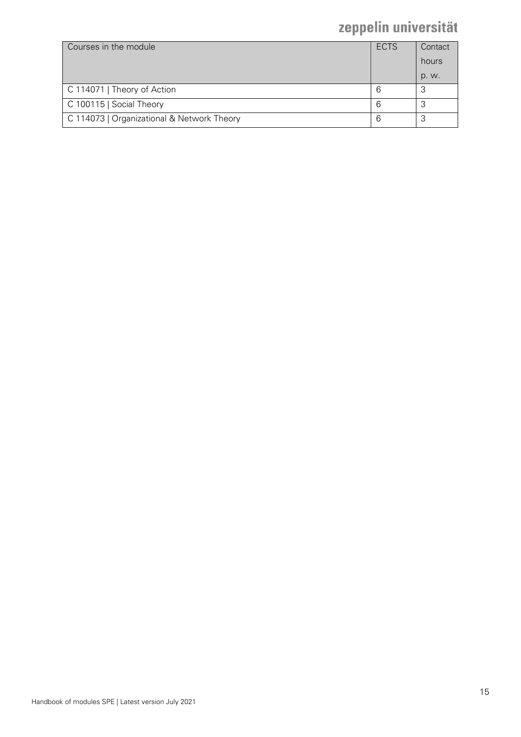| Courses in the module | ECTS | Contact hours p. w. |
| --- | --- | --- |
| C 114071 \| Theory of Action | 6 | 3 |
| C 100115 \| Social Theory | 6 | 3 |
| C 114073 \| Organizational & Network Theory | 6 | 3 |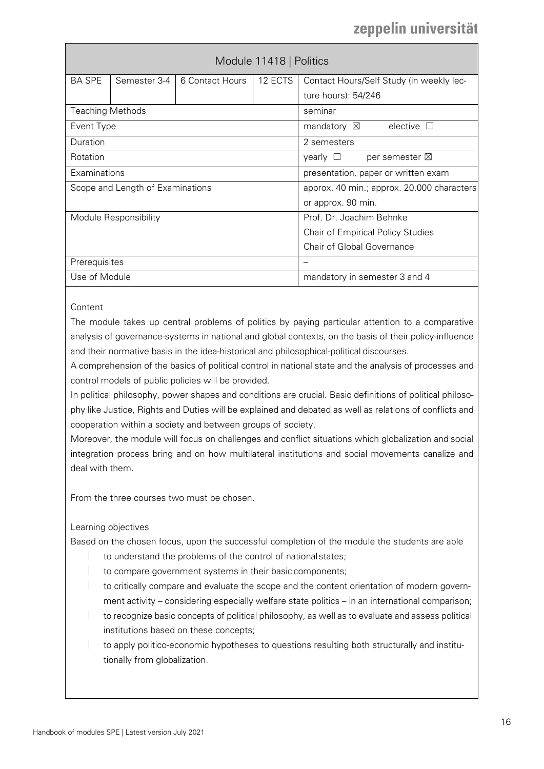## Module 11418 | Politics

| BA SPE | Semester 3-4 | 6 Contact Hours | 12 ECTS | Contact Hours/Self Study (in weekly lecture hours): 54/246 |
|---|---|---|---|---|
| Teaching Methods | | | | seminar |
| Event Type | | | | mandatory ☒ elective ☐ |
| Duration | | | | 2 semesters |
| Rotation | | | | yearly ☐ per semester ☒ |
| Examinations | | | | presentation, paper or written exam |
| Scope and Length of Examinations | | | | approx. 40 min.; approx. 20.000 characters or approx. 90 min. |
| Module Responsibility | | | | Prof. Dr. Joachim Behnke<br>Chair of Empirical Policy Studies<br>Chair of Global Governance |
| Prerequisites | | | | – |
| Use of Module | | | | mandatory in semester 3 and 4 |

Content

The module takes up central problems of politics by paying particular attention to a comparative analysis of governance-systems in national and global contexts, on the basis of their policy-influence and their normative basis in the idea-historical and philosophical-political discourses.

A comprehension of the basics of political control in national state and the analysis of processes and control models of public policies will be provided.

In political philosophy, power shapes and conditions are crucial. Basic definitions of political philosophy like Justice, Rights and Duties will be explained and debated as well as relations of conflicts and cooperation within a society and between groups of society.

Moreover, the module will focus on challenges and conflict situations which globalization and social integration process bring and on how multilateral institutions and social movements canalize and deal with them.

From the three courses two must be chosen.

Learning objectives

Based on the chosen focus, upon the successful completion of the module the students are able

- to understand the problems of the control of national states;
- to compare government systems in their basic components;
- to critically compare and evaluate the scope and the content orientation of modern government activity – considering especially welfare state politics – in an international comparison;
- to recognize basic concepts of political philosophy, as well as to evaluate and assess political institutions based on these concepts;
- to apply politico-economic hypotheses to questions resulting both structurally and institutionally from globalization.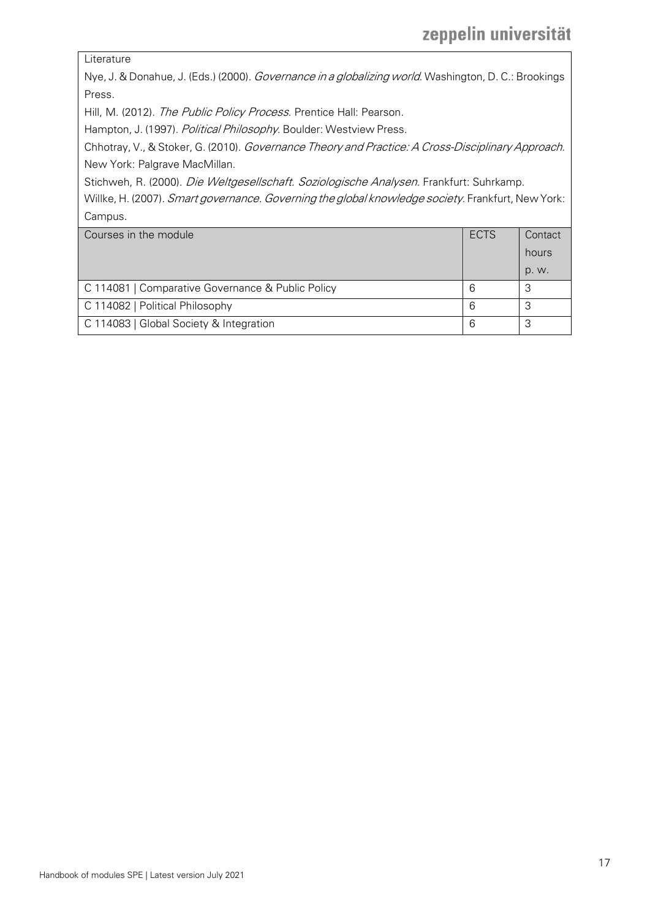Literature

Nye, J. & Donahue, J. (Eds.) (2000). *Governance in a globalizing world*. Washington, D. C.: Brookings Press.

Hill, M. (2012). *The Public Policy Process*. Prentice Hall: Pearson.

Hampton, J. (1997). *Political Philosophy*. Boulder: Westview Press.

Chhotray, V., & Stoker, G. (2010). *Governance Theory and Practice: A Cross-Disciplinary Approach*. New York: Palgrave MacMillan.

Stichweh, R. (2000). *Die Weltgesellschaft. Soziologische Analysen*. Frankfurt: Suhrkamp.

Willke, H. (2007). *Smart governance. Governing the global knowledge society*. Frankfurt, New York: Campus.

| Courses in the module | ECTS | Contact hours p. w. |
|---|---|---|
| C 114081 \| Comparative Governance & Public Policy | 6 | 3 |
| C 114082 \| Political Philosophy | 6 | 3 |
| C 114083 \| Global Society & Integration | 6 | 3 |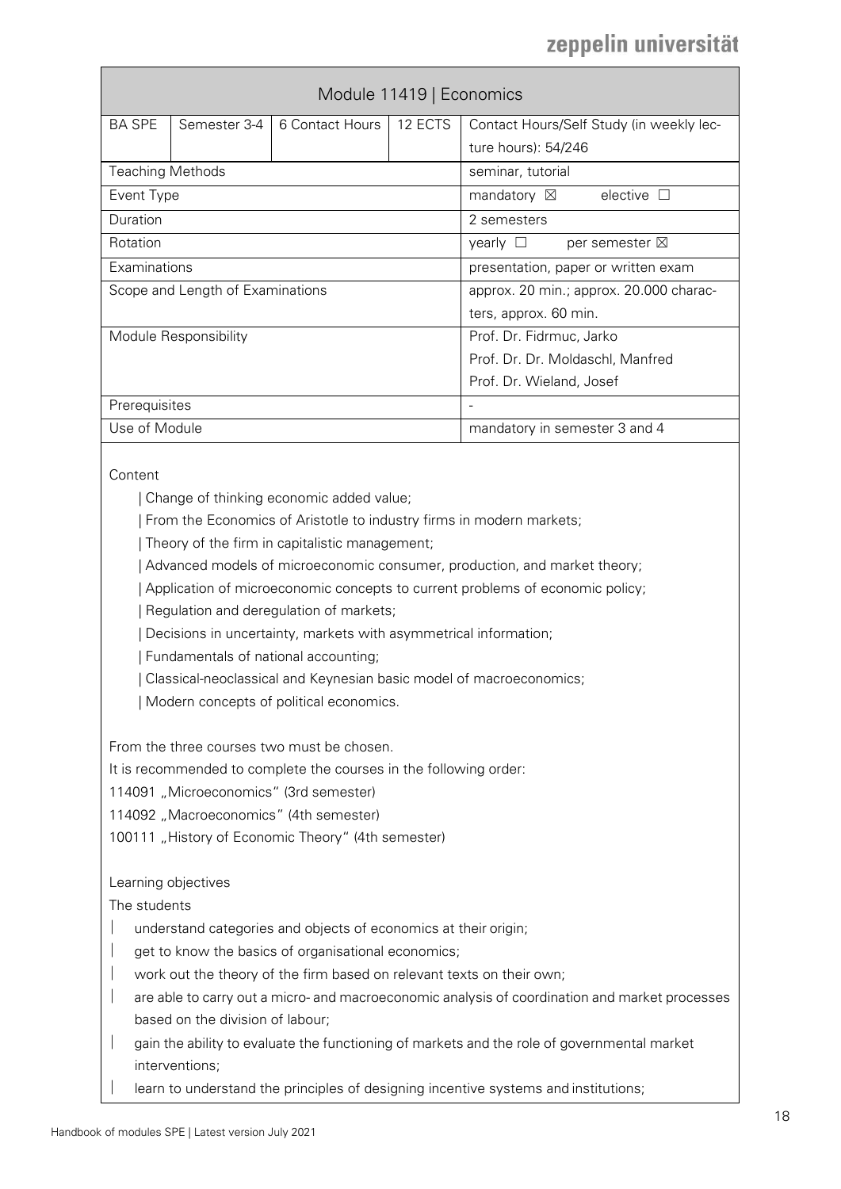| Module 11419 \| Economics | | | | |
|---|---|---|---|---|
| BA SPE | Semester 3-4 | 6 Contact Hours | 12 ECTS | Contact Hours/Self Study (in weekly lecture hours): 54/246 |
| Teaching Methods | | | | seminar, tutorial |
| Event Type | | | | mandatory ☒ elective ☐ |
| Duration | | | | 2 semesters |
| Rotation | | | | yearly ☐ per semester ☒ |
| Examinations | | | | presentation, paper or written exam |
| Scope and Length of Examinations | | | | approx. 20 min.; approx. 20.000 characters, approx. 60 min. |
| Module Responsibility | | | | Prof. Dr. Fidrmuc, Jarko<br>Prof. Dr. Dr. Moldaschl, Manfred<br>Prof. Dr. Wieland, Josef |
| Prerequisites | | | | - |
| Use of Module | | | | mandatory in semester 3 and 4 |

Content

| Change of thinking economic added value;

| From the Economics of Aristotle to industry firms in modern markets;

| Theory of the firm in capitalistic management;

| Advanced models of microeconomic consumer, production, and market theory;

| Application of microeconomic concepts to current problems of economic policy;

| Regulation and deregulation of markets;

| Decisions in uncertainty, markets with asymmetrical information;

| Fundamentals of national accounting;

| Classical-neoclassical and Keynesian basic model of macroeconomics;

| Modern concepts of political economics.

From the three courses two must be chosen.

It is recommended to complete the courses in the following order:

114091 „Microeconomics" (3rd semester)

114092 „Macroeconomics" (4th semester)

100111 „History of Economic Theory" (4th semester)

Learning objectives

The students

- understand categories and objects of economics at their origin;
- get to know the basics of organisational economics;
- work out the theory of the firm based on relevant texts on their own;
- are able to carry out a micro- and macroeconomic analysis of coordination and market processes based on the division of labour;
- gain the ability to evaluate the functioning of markets and the role of governmental market interventions;
- learn to understand the principles of designing incentive systems and institutions;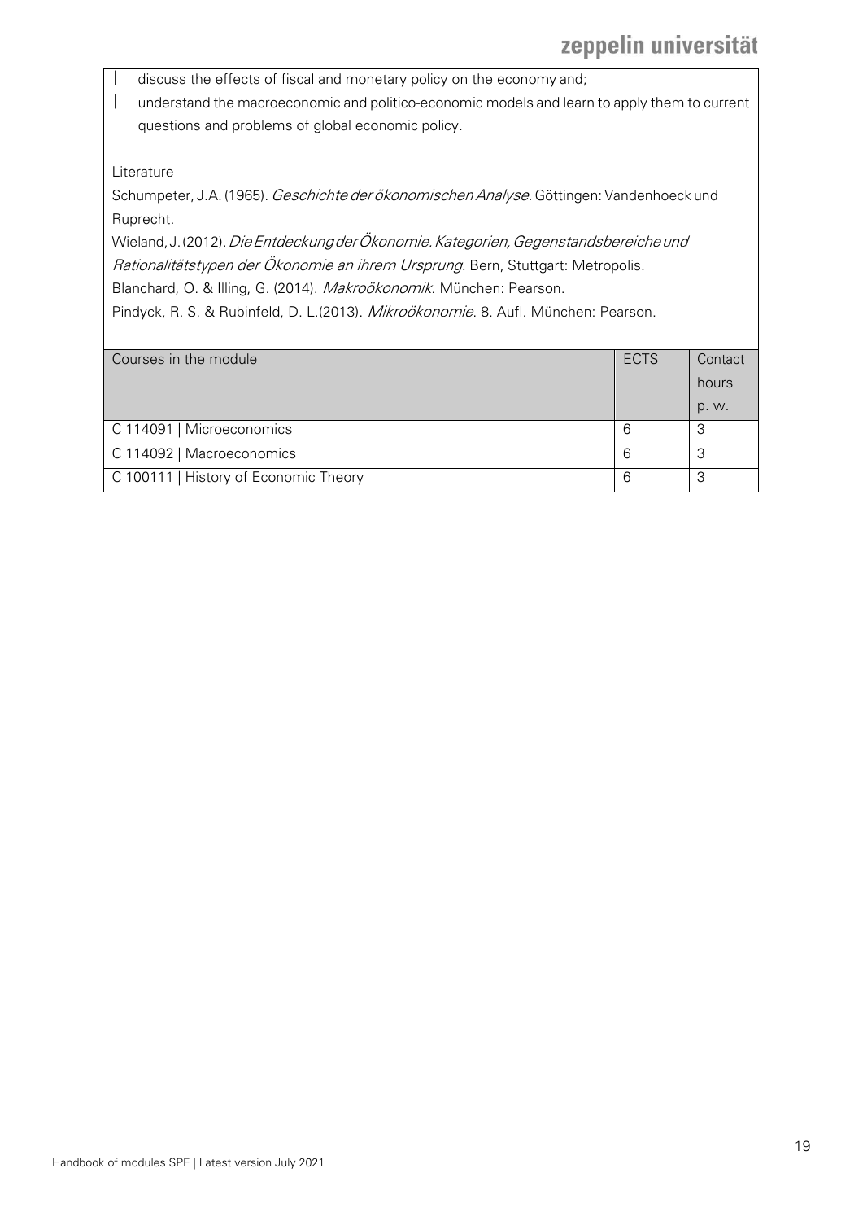- discuss the effects of fiscal and monetary policy on the economy and;
- understand the macroeconomic and politico-economic models and learn to apply them to current questions and problems of global economic policy.

Literature

Schumpeter, J.A. (1965). *Geschichte der ökonomischen Analyse*. Göttingen: Vandenhoeck und Ruprecht.

Wieland, J. (2012). *Die Entdeckung der Ökonomie. Kategorien, Gegenstandsbereiche und Rationalitätstypen der Ökonomie an ihrem Ursprung*. Bern, Stuttgart: Metropolis.

Blanchard, O. & Illing, G. (2014). *Makroökonomik*. München: Pearson.

Pindyck, R. S. & Rubinfeld, D. L.(2013). *Mikroökonomie*. 8. Aufl. München: Pearson.

| Courses in the module | ECTS | Contact hours p. w. |
|---|---|---|
| C 114091 \| Microeconomics | 6 | 3 |
| C 114092 \| Macroeconomics | 6 | 3 |
| C 100111 \| History of Economic Theory | 6 | 3 |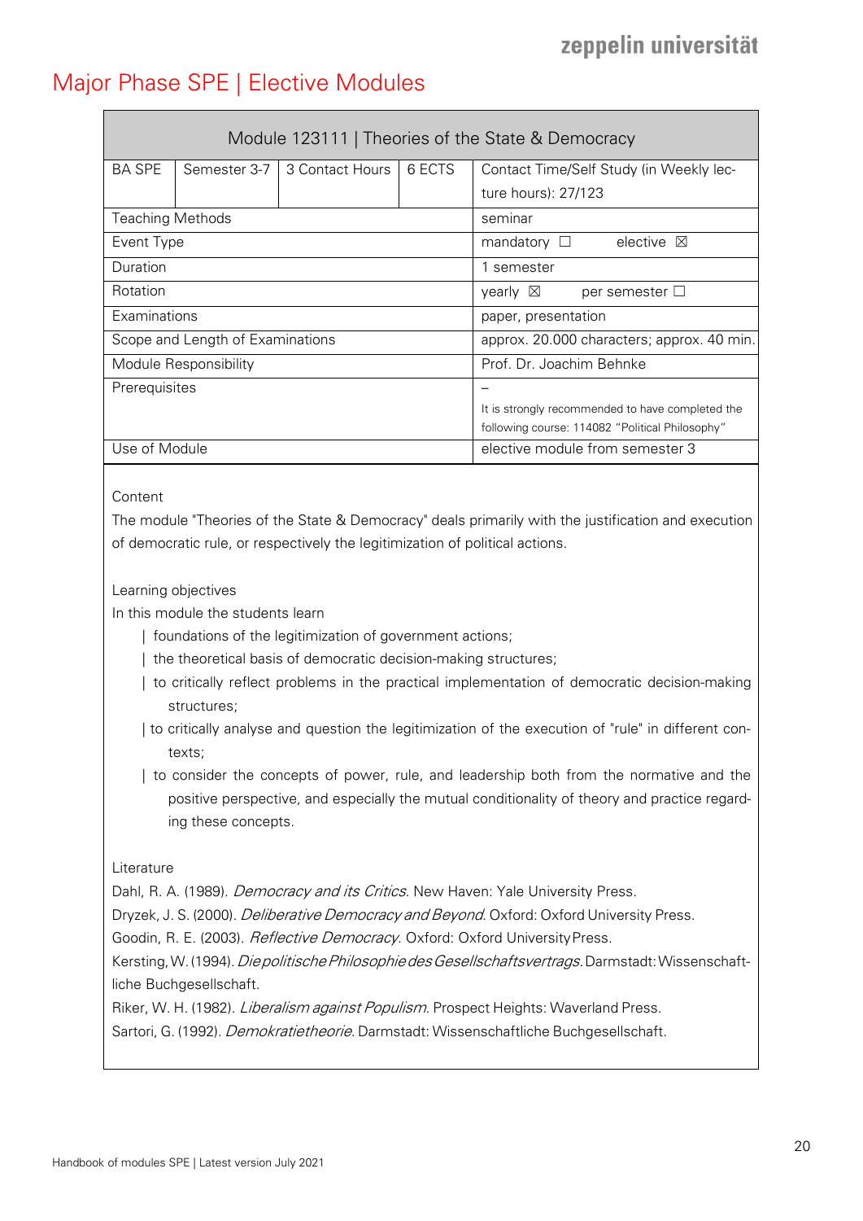# Major Phase SPE | Elective Modules

| Module 123111 \| Theories of the State & Democracy | | | | |
|---|---|---|---|---|
| BA SPE | Semester 3-7 | 3 Contact Hours | 6 ECTS | Contact Time/Self Study (in Weekly lecture hours): 27/123 |
| Teaching Methods | | | | seminar |
| Event Type | | | | mandatory ☐ elective ☒ |
| Duration | | | | 1 semester |
| Rotation | | | | yearly ☒ per semester ☐ |
| Examinations | | | | paper, presentation |
| Scope and Length of Examinations | | | | approx. 20.000 characters; approx. 40 min. |
| Module Responsibility | | | | Prof. Dr. Joachim Behnke |
| Prerequisites | | | | – It is strongly recommended to have completed the following course: 114082 "Political Philosophy" |
| Use of Module | | | | elective module from semester 3 |

Content

The module "Theories of the State & Democracy" deals primarily with the justification and execution of democratic rule, or respectively the legitimization of political actions.

Learning objectives

In this module the students learn

- foundations of the legitimization of government actions;
- the theoretical basis of democratic decision-making structures;
- to critically reflect problems in the practical implementation of democratic decision-making structures;
- to critically analyse and question the legitimization of the execution of "rule" in different contexts;
- to consider the concepts of power, rule, and leadership both from the normative and the positive perspective, and especially the mutual conditionality of theory and practice regarding these concepts.

Literature

Dahl, R. A. (1989). *Democracy and its Critics*. New Haven: Yale University Press.

Dryzek, J. S. (2000). *Deliberative Democracy and Beyond*. Oxford: Oxford University Press.

Goodin, R. E. (2003). *Reflective Democracy*. Oxford: Oxford University Press.

Kersting, W. (1994). *Die politische Philosophie des Gesellschaftsvertrags*. Darmstadt: Wissenschaftliche Buchgesellschaft.

Riker, W. H. (1982). *Liberalism against Populism*. Prospect Heights: Waverland Press.

Sartori, G. (1992). *Demokratietheorie*. Darmstadt: Wissenschaftliche Buchgesellschaft.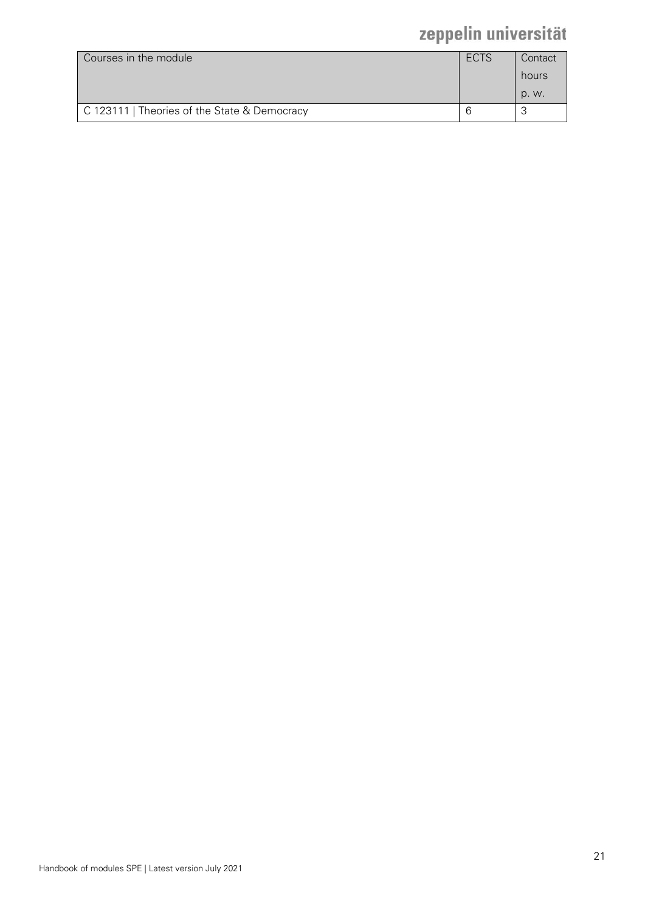| Courses in the module | ECTS | Contact hours p. w. |
|---|---|---|
| C 123111 \| Theories of the State & Democracy | 6 | 3 |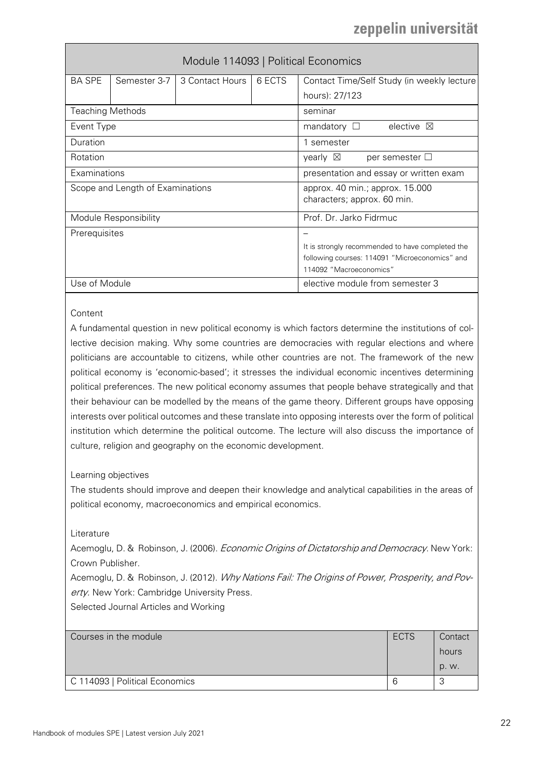# Module 114093 | Political Economics

| BA SPE | Semester 3-7 | 3 Contact Hours | 6 ECTS | Contact Time/Self Study (in weekly lecture hours): 27/123 |
|---|---|---|---|---|
| Teaching Methods | | | | seminar |
| Event Type | | | | mandatory ☐ elective ☒ |
| Duration | | | | 1 semester |
| Rotation | | | | yearly ☒ per semester ☐ |
| Examinations | | | | presentation and essay or written exam |
| Scope and Length of Examinations | | | | approx. 40 min.; approx. 15.000 characters; approx. 60 min. |
| Module Responsibility | | | | Prof. Dr. Jarko Fidrmuc |
| Prerequisites | | | | – It is strongly recommended to have completed the following courses: 114091 "Microeconomics" and 114092 "Macroeconomics" |
| Use of Module | | | | elective module from semester 3 |

Content

A fundamental question in new political economy is which factors determine the institutions of collective decision making. Why some countries are democracies with regular elections and where politicians are accountable to citizens, while other countries are not. The framework of the new political economy is 'economic-based'; it stresses the individual economic incentives determining political preferences. The new political economy assumes that people behave strategically and that their behaviour can be modelled by the means of the game theory. Different groups have opposing interests over political outcomes and these translate into opposing interests over the form of political institution which determine the political outcome. The lecture will also discuss the importance of culture, religion and geography on the economic development.

Learning objectives

The students should improve and deepen their knowledge and analytical capabilities in the areas of political economy, macroeconomics and empirical economics.

Literature

Acemoglu, D. & Robinson, J. (2006). *Economic Origins of Dictatorship and Democracy*. New York: Crown Publisher.

Acemoglu, D. & Robinson, J. (2012). *Why Nations Fail: The Origins of Power, Prosperity, and Poverty.* New York: Cambridge University Press.

Selected Journal Articles and Working

| Courses in the module | ECTS | Contact hours p. w. |
|---|---|---|
| C 114093 \| Political Economics | 6 | 3 |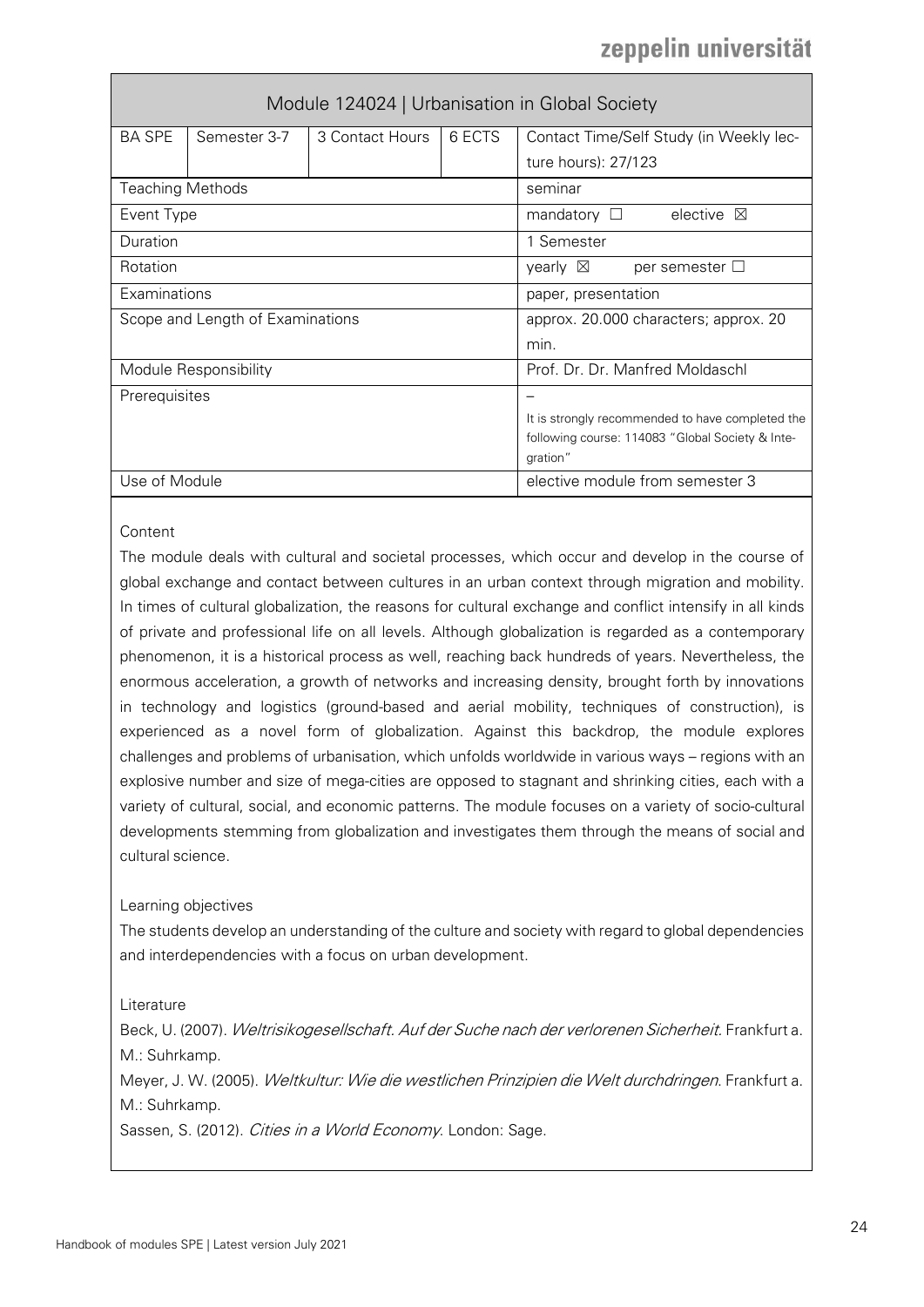## Module 124024 | Urbanisation in Global Society

| BA SPE | Semester 3-7 | 3 Contact Hours | 6 ECTS | Contact Time/Self Study (in Weekly lecture hours): 27/123 |
|---|---|---|---|---|
| Teaching Methods | | | | seminar |
| Event Type | | | | mandatory ☐ elective ☒ |
| Duration | | | | 1 Semester |
| Rotation | | | | yearly ☒ per semester ☐ |
| Examinations | | | | paper, presentation |
| Scope and Length of Examinations | | | | approx. 20.000 characters; approx. 20 min. |
| Module Responsibility | | | | Prof. Dr. Dr. Manfred Moldaschl |
| Prerequisites | | | | – It is strongly recommended to have completed the following course: 114083 "Global Society & Integration" |
| Use of Module | | | | elective module from semester 3 |

Content

The module deals with cultural and societal processes, which occur and develop in the course of global exchange and contact between cultures in an urban context through migration and mobility. In times of cultural globalization, the reasons for cultural exchange and conflict intensify in all kinds of private and professional life on all levels. Although globalization is regarded as a contemporary phenomenon, it is a historical process as well, reaching back hundreds of years. Nevertheless, the enormous acceleration, a growth of networks and increasing density, brought forth by innovations in technology and logistics (ground-based and aerial mobility, techniques of construction), is experienced as a novel form of globalization. Against this backdrop, the module explores challenges and problems of urbanisation, which unfolds worldwide in various ways – regions with an explosive number and size of mega-cities are opposed to stagnant and shrinking cities, each with a variety of cultural, social, and economic patterns. The module focuses on a variety of socio-cultural developments stemming from globalization and investigates them through the means of social and cultural science.

Learning objectives

The students develop an understanding of the culture and society with regard to global dependencies and interdependencies with a focus on urban development.

Literature

Beck, U. (2007). *Weltrisikogesellschaft. Auf der Suche nach der verlorenen Sicherheit*. Frankfurt a. M.: Suhrkamp.

Meyer, J. W. (2005). *Weltkultur: Wie die westlichen Prinzipien die Welt durchdringen*. Frankfurt a. M.: Suhrkamp.

Sassen, S. (2012). *Cities in a World Economy*. London: Sage.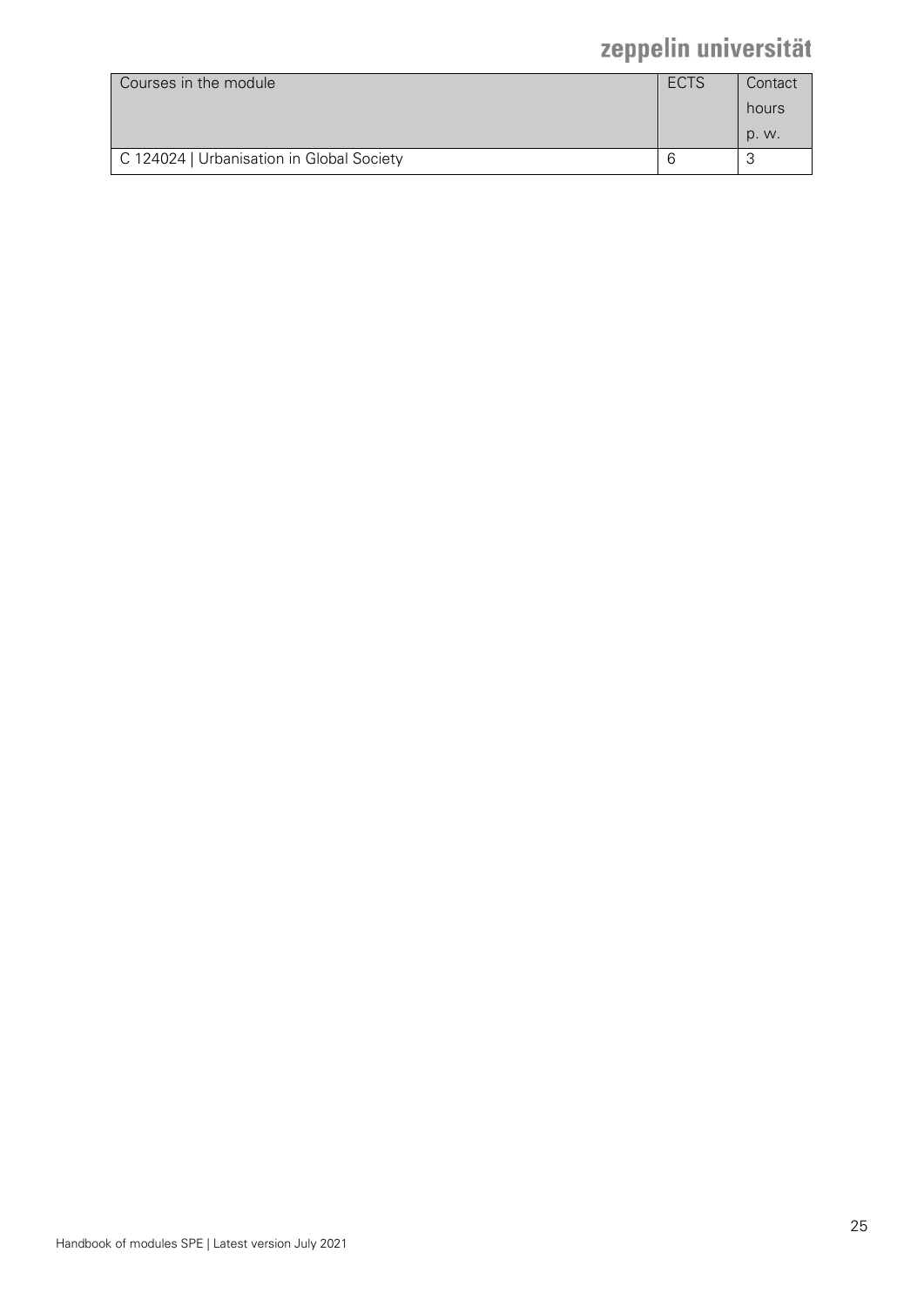| Courses in the module | ECTS | Contact hours p. w. |
| --- | --- | --- |
| C 124024 \| Urbanisation in Global Society | 6 | 3 |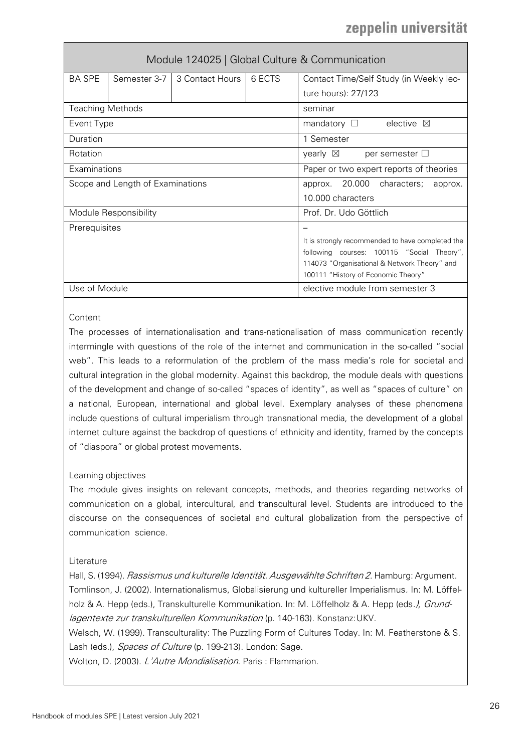| Module 124025 \| Global Culture & Communication | | | | |
|---|---|---|---|---|
| BA SPE | Semester 3-7 | 3 Contact Hours | 6 ECTS | Contact Time/Self Study (in Weekly lecture hours): 27/123 |
| Teaching Methods | | | | seminar |
| Event Type | | | | mandatory ☐ elective ☒ |
| Duration | | | | 1 Semester |
| Rotation | | | | yearly ☒ per semester ☐ |
| Examinations | | | | Paper or two expert reports of theories |
| Scope and Length of Examinations | | | | approx. 20.000 characters; approx. 10.000 characters |
| Module Responsibility | | | | Prof. Dr. Udo Göttlich |
| Prerequisites | | | | – It is strongly recommended to have completed the following courses: 100115 "Social Theory", 114073 "Organisational & Network Theory" and 100111 "History of Economic Theory" |
| Use of Module | | | | elective module from semester 3 |

Content

The processes of internationalisation and trans-nationalisation of mass communication recently intermingle with questions of the role of the internet and communication in the so-called "social web". This leads to a reformulation of the problem of the mass media's role for societal and cultural integration in the global modernity. Against this backdrop, the module deals with questions of the development and change of so-called "spaces of identity", as well as "spaces of culture" on a national, European, international and global level. Exemplary analyses of these phenomena include questions of cultural imperialism through transnational media, the development of a global internet culture against the backdrop of questions of ethnicity and identity, framed by the concepts of "diaspora" or global protest movements.

Learning objectives

The module gives insights on relevant concepts, methods, and theories regarding networks of communication on a global, intercultural, and transcultural level. Students are introduced to the discourse on the consequences of societal and cultural globalization from the perspective of communication science.

Literature

Hall, S. (1994). *Rassismus und kulturelle Identität. Ausgewählte Schriften 2*. Hamburg: Argument.
Tomlinson, J. (2002). Internationalismus, Globalisierung und kultureller Imperialismus. In: M. Löffelholz & A. Hepp (eds.), Transkulturelle Kommunikation. In: M. Löffelholz & A. Hepp (eds.*), Grundlagentexte zur transkulturellen Kommunikation* (p. 140-163). Konstanz: UKV.
Welsch, W. (1999). Transculturality: The Puzzling Form of Cultures Today. In: M. Featherstone & S. Lash (eds.), *Spaces of Culture* (p. 199-213). London: Sage.
Wolton, D. (2003). *L'Autre Mondialisation*. Paris : Flammarion.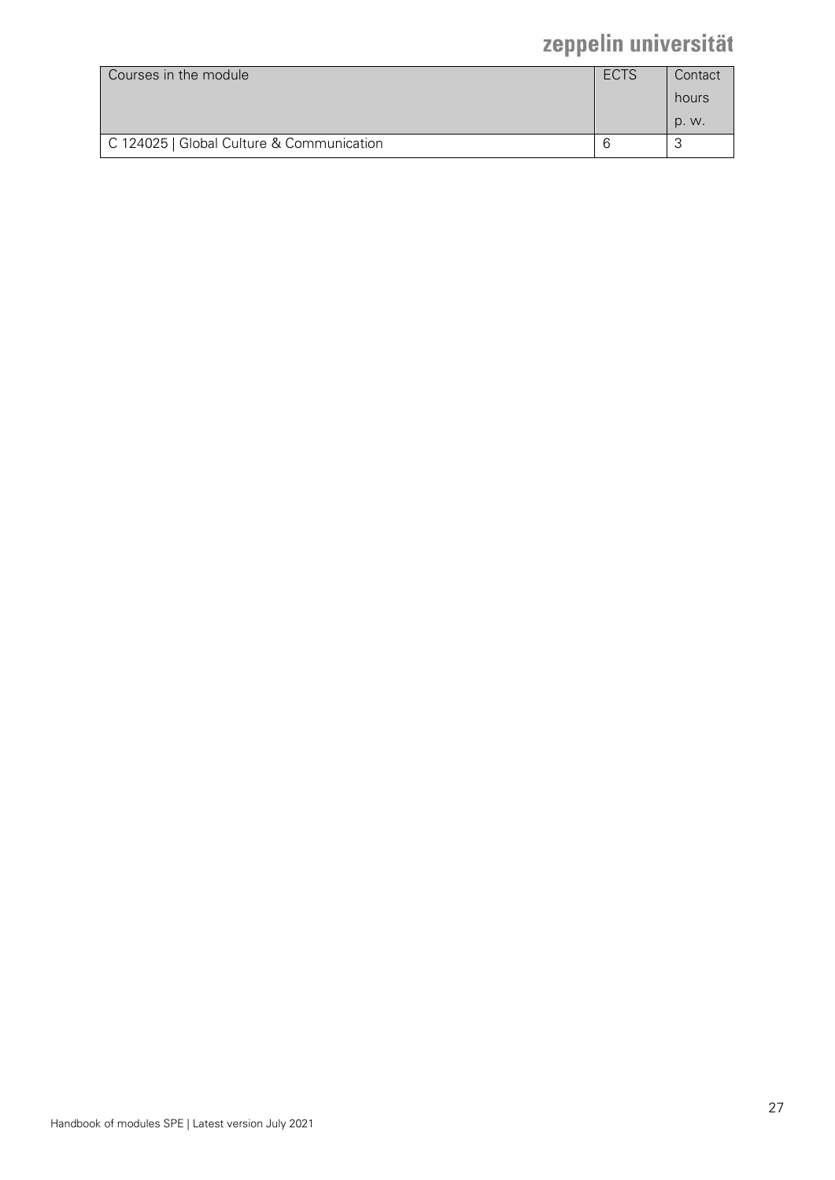| Courses in the module | ECTS | Contact hours p. w. |
|---|---|---|
| C 124025 \| Global Culture & Communication | 6 | 3 |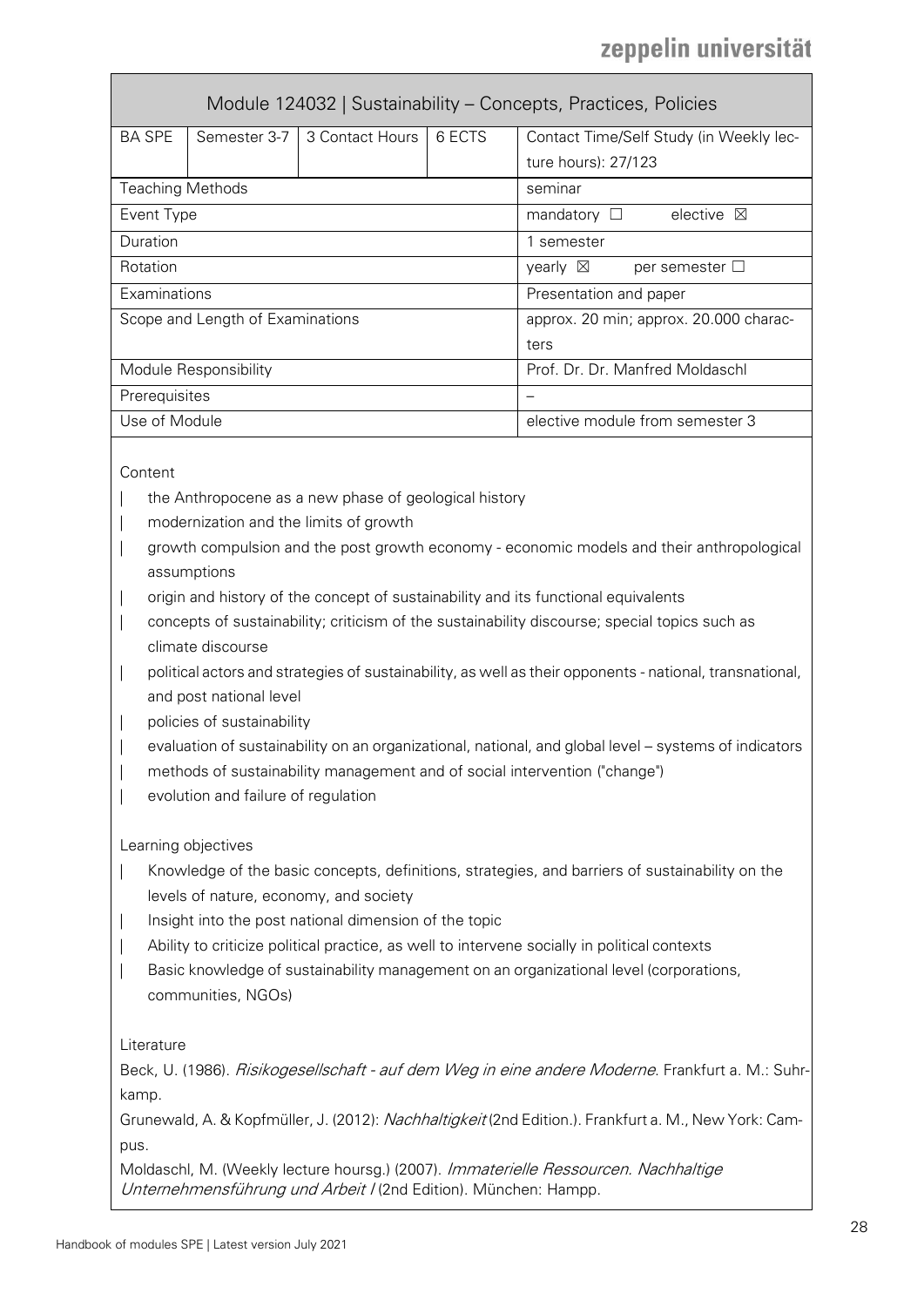| Module 124032 \| Sustainability – Concepts, Practices, Policies | | | | |
|---|---|---|---|---|
| BA SPE | Semester 3-7 | 3 Contact Hours | 6 ECTS | Contact Time/Self Study (in Weekly lecture hours): 27/123 |
| Teaching Methods | | | | seminar |
| Event Type | | | | mandatory ☐ elective ☒ |
| Duration | | | | 1 semester |
| Rotation | | | | yearly ☒ per semester ☐ |
| Examinations | | | | Presentation and paper |
| Scope and Length of Examinations | | | | approx. 20 min; approx. 20.000 characters |
| Module Responsibility | | | | Prof. Dr. Dr. Manfred Moldaschl |
| Prerequisites | | | | – |
| Use of Module | | | | elective module from semester 3 |

Content

- the Anthropocene as a new phase of geological history
- modernization and the limits of growth
- growth compulsion and the post growth economy - economic models and their anthropological assumptions
- origin and history of the concept of sustainability and its functional equivalents
- concepts of sustainability; criticism of the sustainability discourse; special topics such as climate discourse
- political actors and strategies of sustainability, as well as their opponents - national, transnational, and post national level
- policies of sustainability
- evaluation of sustainability on an organizational, national, and global level – systems of indicators
- methods of sustainability management and of social intervention ("change")
- evolution and failure of regulation

Learning objectives

- Knowledge of the basic concepts, definitions, strategies, and barriers of sustainability on the levels of nature, economy, and society
- Insight into the post national dimension of the topic
- Ability to criticize political practice, as well to intervene socially in political contexts
- Basic knowledge of sustainability management on an organizational level (corporations, communities, NGOs)

Literature

Beck, U. (1986). *Risikogesellschaft - auf dem Weg in eine andere Moderne*. Frankfurt a. M.: Suhrkamp.

Grunewald, A. & Kopfmüller, J. (2012): *Nachhaltigkeit* (2nd Edition.). Frankfurt a. M., New York: Campus.

Moldaschl, M. (Weekly lecture hoursg.) (2007). *Immaterielle Ressourcen. Nachhaltige Unternehmensführung und Arbeit I* (2nd Edition). München: Hampp.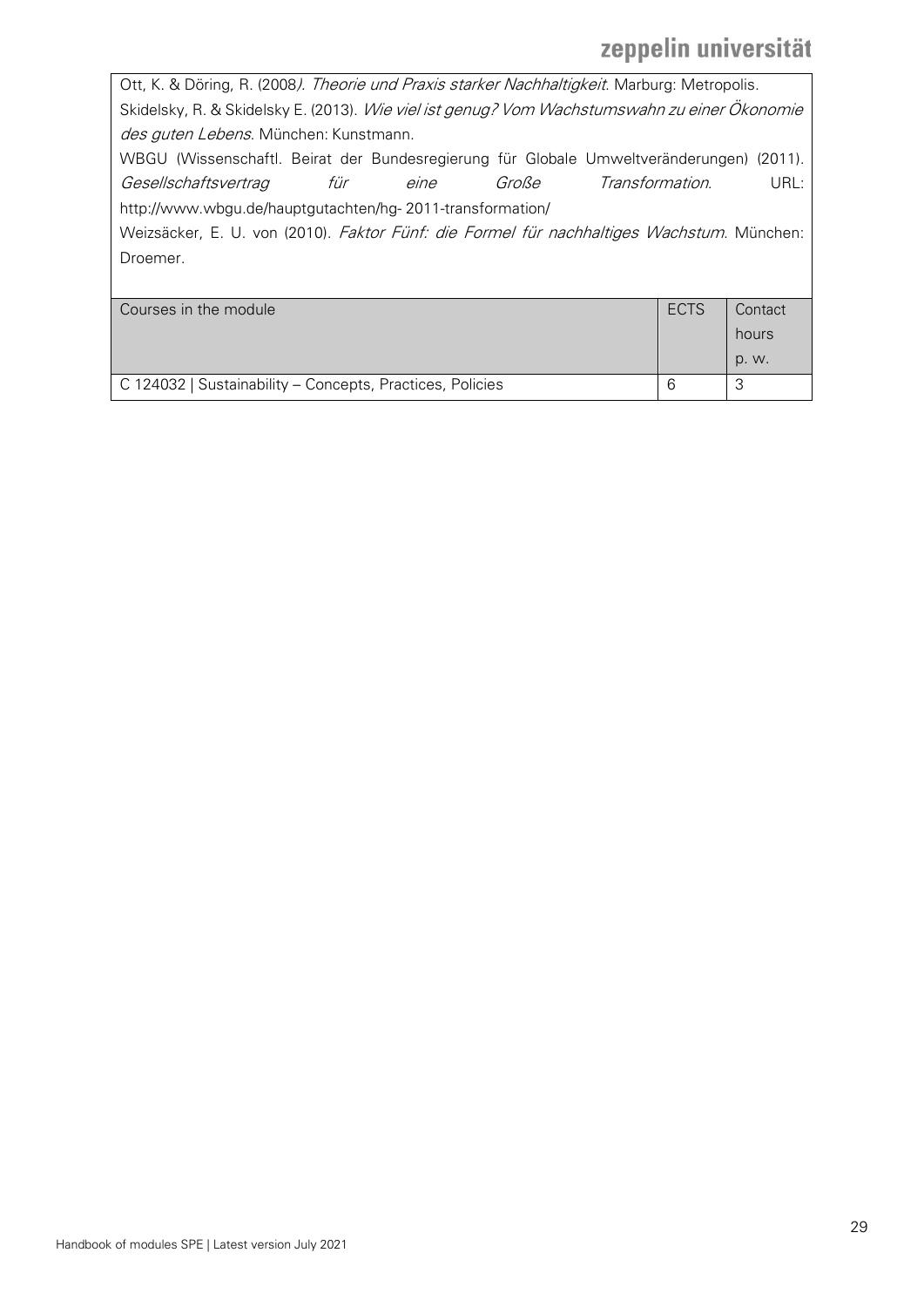Ott, K. & Döring, R. (2008). *Theorie und Praxis starker Nachhaltigkeit*. Marburg: Metropolis.

Skidelsky, R. & Skidelsky E. (2013). *Wie viel ist genug? Vom Wachstumswahn zu einer Ökonomie des guten Lebens*. München: Kunstmann.

WBGU (Wissenschaftl. Beirat der Bundesregierung für Globale Umweltveränderungen) (2011). *Gesellschaftsvertrag für eine Große Transformation*. URL: http://www.wbgu.de/hauptgutachten/hg- 2011-transformation/

Weizsäcker, E. U. von (2010). *Faktor Fünf: die Formel für nachhaltiges Wachstum*. München: Droemer.

| Courses in the module | ECTS | Contact hours p. w. |
| --- | --- | --- |
| C 124032 \| Sustainability – Concepts, Practices, Policies | 6 | 3 |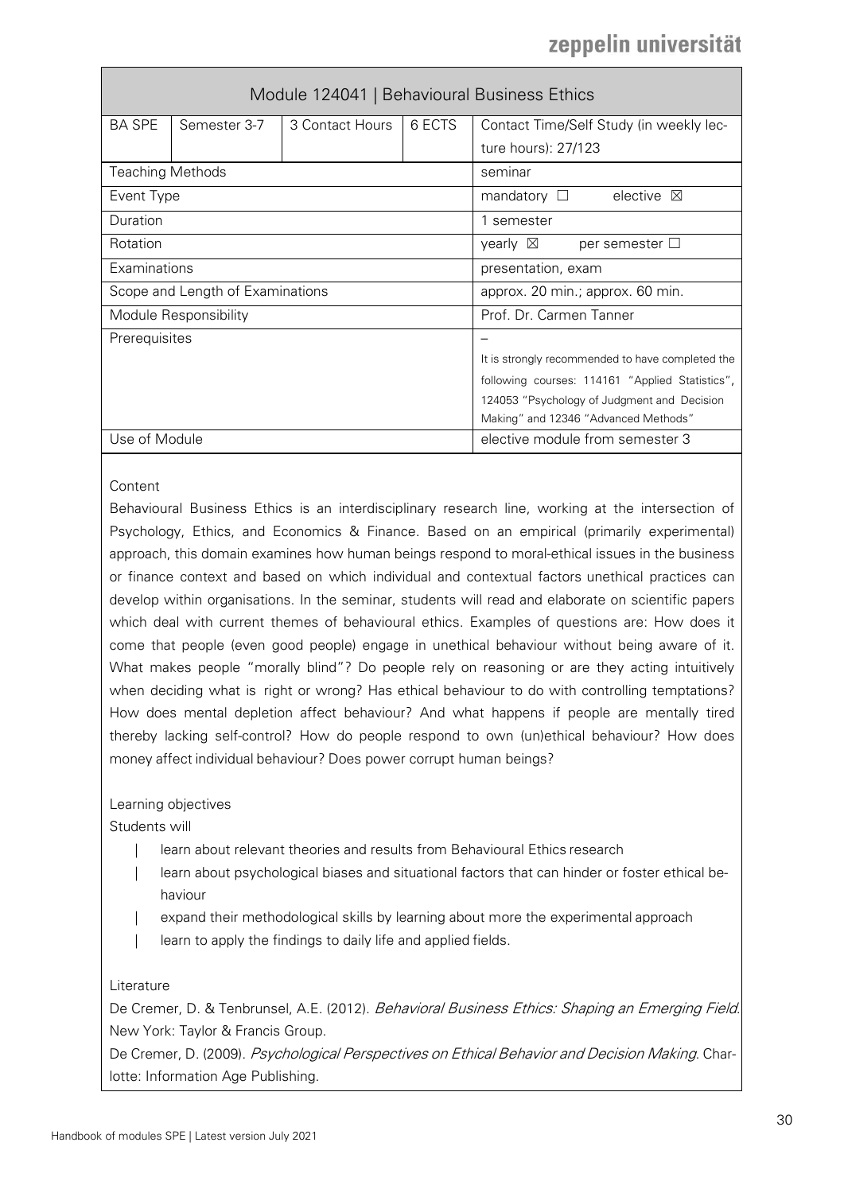| Module 124041 \| Behavioural Business Ethics | | | | |
|---|---|---|---|---|
| BA SPE | Semester 3-7 | 3 Contact Hours | 6 ECTS | Contact Time/Self Study (in weekly lecture hours): 27/123 |
| Teaching Methods | | | | seminar |
| Event Type | | | | mandatory ☐ elective ☒ |
| Duration | | | | 1 semester |
| Rotation | | | | yearly ☒ per semester ☐ |
| Examinations | | | | presentation, exam |
| Scope and Length of Examinations | | | | approx. 20 min.; approx. 60 min. |
| Module Responsibility | | | | Prof. Dr. Carmen Tanner |
| Prerequisites | | | | – It is strongly recommended to have completed the following courses: 114161 "Applied Statistics", 124053 "Psychology of Judgment and Decision Making" and 12346 "Advanced Methods" |
| Use of Module | | | | elective module from semester 3 |

Content

Behavioural Business Ethics is an interdisciplinary research line, working at the intersection of Psychology, Ethics, and Economics & Finance. Based on an empirical (primarily experimental) approach, this domain examines how human beings respond to moral-ethical issues in the business or finance context and based on which individual and contextual factors unethical practices can develop within organisations. In the seminar, students will read and elaborate on scientific papers which deal with current themes of behavioural ethics. Examples of questions are: How does it come that people (even good people) engage in unethical behaviour without being aware of it. What makes people "morally blind"? Do people rely on reasoning or are they acting intuitively when deciding what is right or wrong? Has ethical behaviour to do with controlling temptations? How does mental depletion affect behaviour? And what happens if people are mentally tired thereby lacking self-control? How do people respond to own (un)ethical behaviour? How does money affect individual behaviour? Does power corrupt human beings?

Learning objectives

Students will

- learn about relevant theories and results from Behavioural Ethics research
- learn about psychological biases and situational factors that can hinder or foster ethical behaviour
- expand their methodological skills by learning about more the experimental approach
- learn to apply the findings to daily life and applied fields.

Literature

De Cremer, D. & Tenbrunsel, A.E. (2012). *Behavioral Business Ethics: Shaping an Emerging Field*. New York: Taylor & Francis Group.

De Cremer, D. (2009). *Psychological Perspectives on Ethical Behavior and Decision Making*. Charlotte: Information Age Publishing.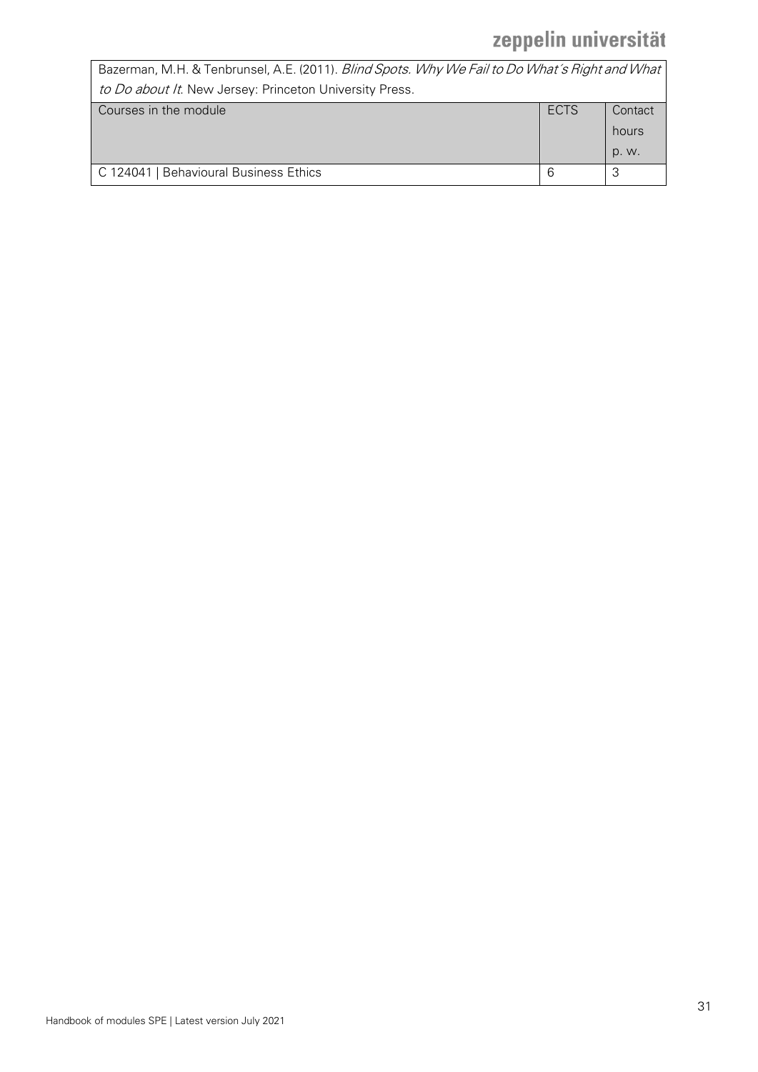| Bazerman, M.H. & Tenbrunsel, A.E. (2011). *Blind Spots. Why We Fail to Do What´s Right and What to Do about It*. New Jersey: Princeton University Press. | | |
|---|---|---|
| Courses in the module | ECTS | Contact hours p. w. |
| C 124041 \| Behavioural Business Ethics | 6 | 3 |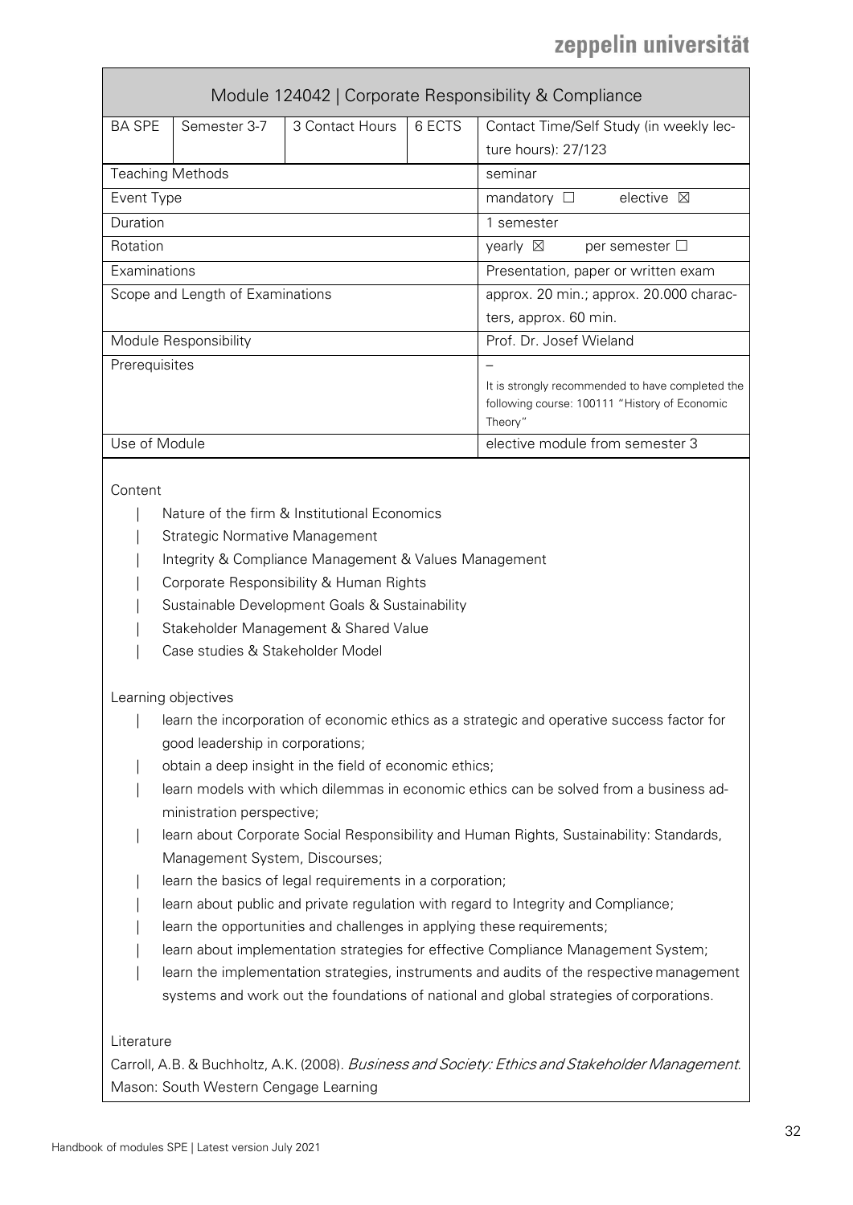## Module 124042 | Corporate Responsibility & Compliance

| BA SPE | Semester 3-7 | 3 Contact Hours | 6 ECTS | Contact Time/Self Study (in weekly lecture hours): 27/123 |
|---|---|---|---|---|
| Teaching Methods | | | | seminar |
| Event Type | | | | mandatory ☐ elective ☒ |
| Duration | | | | 1 semester |
| Rotation | | | | yearly ☒ per semester ☐ |
| Examinations | | | | Presentation, paper or written exam |
| Scope and Length of Examinations | | | | approx. 20 min.; approx. 20.000 characters, approx. 60 min. |
| Module Responsibility | | | | Prof. Dr. Josef Wieland |
| Prerequisites | | | | – It is strongly recommended to have completed the following course: 100111 "History of Economic Theory" |
| Use of Module | | | | elective module from semester 3 |

Content

- Nature of the firm & Institutional Economics
- Strategic Normative Management
- Integrity & Compliance Management & Values Management
- Corporate Responsibility & Human Rights
- Sustainable Development Goals & Sustainability
- Stakeholder Management & Shared Value
- Case studies & Stakeholder Model

Learning objectives

- learn the incorporation of economic ethics as a strategic and operative success factor for good leadership in corporations;
- obtain a deep insight in the field of economic ethics;
- learn models with which dilemmas in economic ethics can be solved from a business administration perspective;
- learn about Corporate Social Responsibility and Human Rights, Sustainability: Standards, Management System, Discourses;
- learn the basics of legal requirements in a corporation;
- learn about public and private regulation with regard to Integrity and Compliance;
- learn the opportunities and challenges in applying these requirements;
- learn about implementation strategies for effective Compliance Management System;
- learn the implementation strategies, instruments and audits of the respective management systems and work out the foundations of national and global strategies of corporations.

Literature

Carroll, A.B. & Buchholtz, A.K. (2008). *Business and Society: Ethics and Stakeholder Management*. Mason: South Western Cengage Learning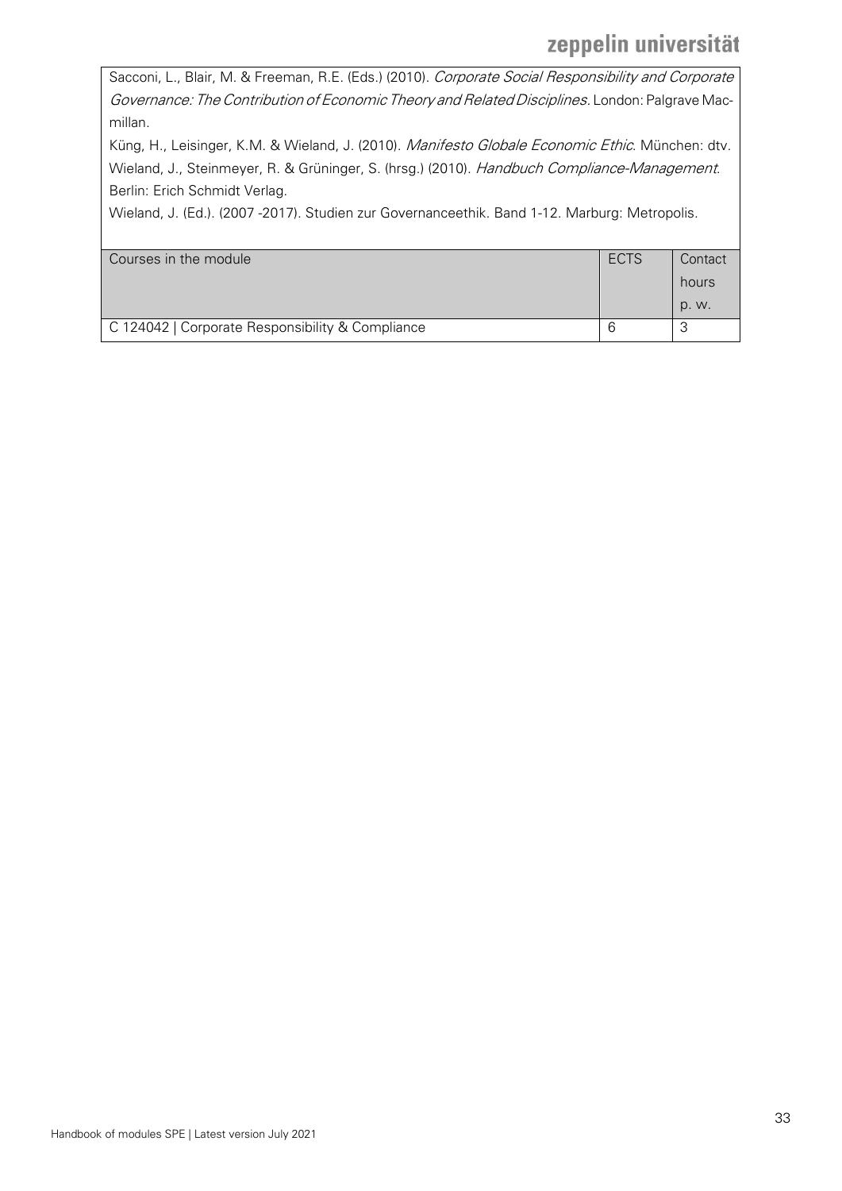Sacconi, L., Blair, M. & Freeman, R.E. (Eds.) (2010). *Corporate Social Responsibility and Corporate Governance: The Contribution of Economic Theory and Related Disciplines*. London: Palgrave Macmillan.

Küng, H., Leisinger, K.M. & Wieland, J. (2010). *Manifesto Globale Economic Ethic*. München: dtv.

Wieland, J., Steinmeyer, R. & Grüninger, S. (hrsg.) (2010). *Handbuch Compliance-Management*. Berlin: Erich Schmidt Verlag.

Wieland, J. (Ed.). (2007 -2017). Studien zur Governanceethik. Band 1-12. Marburg: Metropolis.

| Courses in the module | ECTS | Contact hours p. w. |
|---|---|---|
| C 124042 \| Corporate Responsibility & Compliance | 6 | 3 |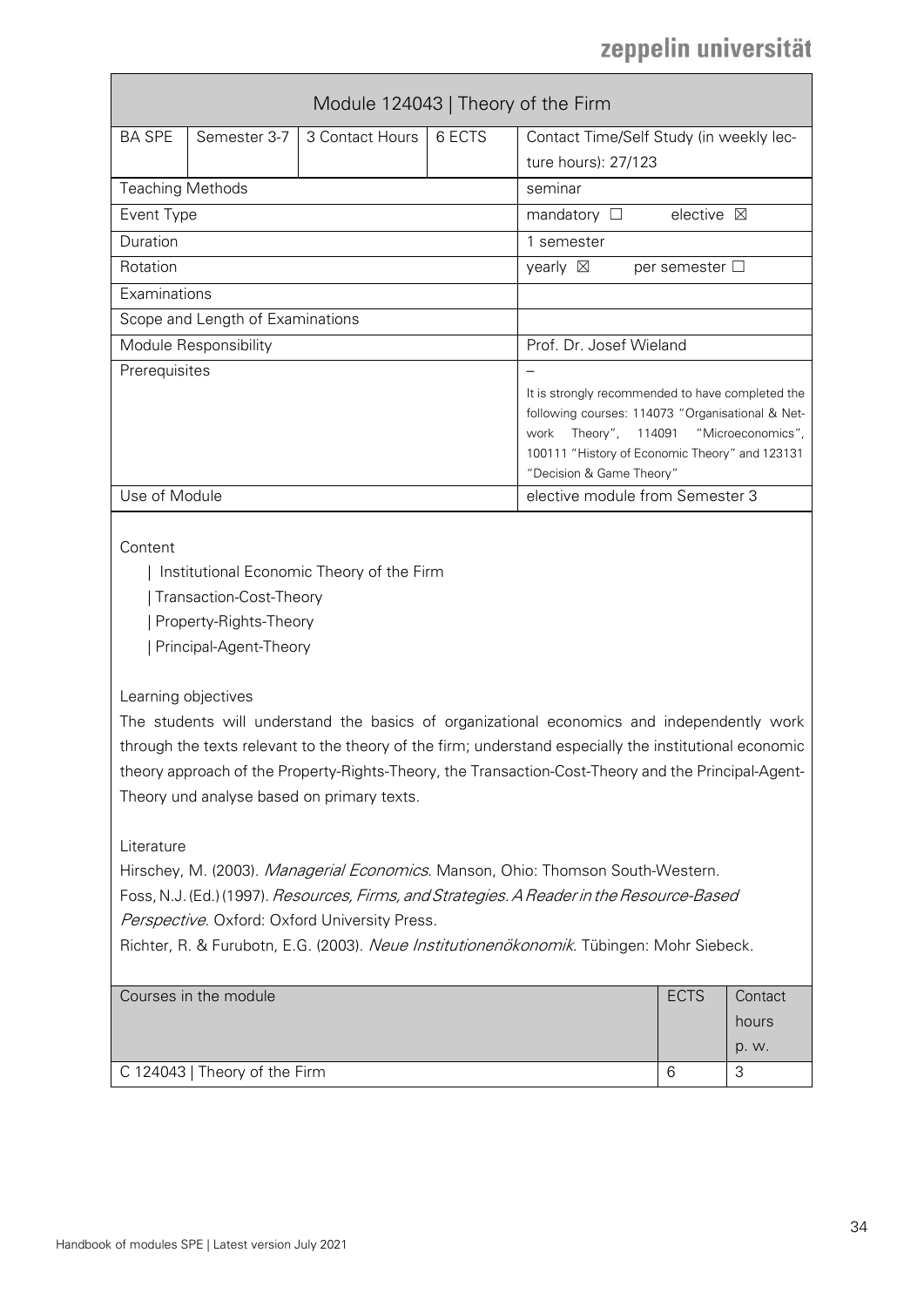# Module 124043 | Theory of the Firm

| BA SPE | Semester 3-7 | 3 Contact Hours | 6 ECTS | Contact Time/Self Study (in weekly lecture hours): 27/123 |
|---|---|---|---|---|
| Teaching Methods | | | | seminar |
| Event Type | | | | mandatory ☐ elective ☒ |
| Duration | | | | 1 semester |
| Rotation | | | | yearly ☒ per semester ☐ |
| Examinations | | | | |
| Scope and Length of Examinations | | | | |
| Module Responsibility | | | | Prof. Dr. Josef Wieland |
| Prerequisites | | | | – It is strongly recommended to have completed the following courses: 114073 "Organisational & Network Theory", 114091 "Microeconomics", 100111 "History of Economic Theory" and 123131 "Decision & Game Theory" |
| Use of Module | | | | elective module from Semester 3 |

Content

| Institutional Economic Theory of the Firm

| Transaction-Cost-Theory

| Property-Rights-Theory

| Principal-Agent-Theory

Learning objectives

The students will understand the basics of organizational economics and independently work through the texts relevant to the theory of the firm; understand especially the institutional economic theory approach of the Property-Rights-Theory, the Transaction-Cost-Theory and the Principal-Agent-Theory und analyse based on primary texts.

Literature

Hirschey, M. (2003). *Managerial Economics*. Manson, Ohio: Thomson South-Western.

Foss, N.J. (Ed.) (1997). *Resources, Firms, and Strategies. A Reader in the Resource-Based Perspective*. Oxford: Oxford University Press.

Richter, R. & Furubotn, E.G. (2003). *Neue Institutionenökonomik*. Tübingen: Mohr Siebeck.

| Courses in the module | ECTS | Contact hours p. w. |
|---|---|---|
| C 124043 \| Theory of the Firm | 6 | 3 |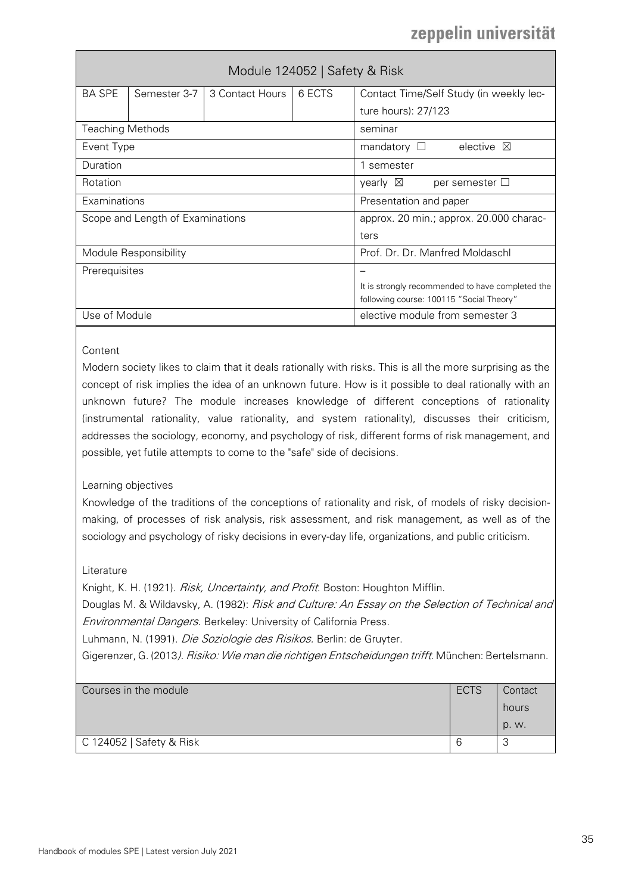| Module 124052 \| Safety & Risk | | | | |
|---|---|---|---|---|
| BA SPE | Semester 3-7 | 3 Contact Hours | 6 ECTS | Contact Time/Self Study (in weekly lecture hours): 27/123 |
| Teaching Methods | | | | seminar |
| Event Type | | | | mandatory ☐ elective ☒ |
| Duration | | | | 1 semester |
| Rotation | | | | yearly ☒ per semester ☐ |
| Examinations | | | | Presentation and paper |
| Scope and Length of Examinations | | | | approx. 20 min.; approx. 20.000 characters |
| Module Responsibility | | | | Prof. Dr. Dr. Manfred Moldaschl |
| Prerequisites | | | | – It is strongly recommended to have completed the following course: 100115 "Social Theory" |
| Use of Module | | | | elective module from semester 3 |

Content

Modern society likes to claim that it deals rationally with risks. This is all the more surprising as the concept of risk implies the idea of an unknown future. How is it possible to deal rationally with an unknown future? The module increases knowledge of different conceptions of rationality (instrumental rationality, value rationality, and system rationality), discusses their criticism, addresses the sociology, economy, and psychology of risk, different forms of risk management, and possible, yet futile attempts to come to the "safe" side of decisions.

Learning objectives

Knowledge of the traditions of the conceptions of rationality and risk, of models of risky decision-making, of processes of risk analysis, risk assessment, and risk management, as well as of the sociology and psychology of risky decisions in every-day life, organizations, and public criticism.

Literature

Knight, K. H. (1921). *Risk, Uncertainty, and Profit*. Boston: Houghton Mifflin.

Douglas M. & Wildavsky, A. (1982): *Risk and Culture: An Essay on the Selection of Technical and Environmental Dangers*. Berkeley: University of California Press.

Luhmann, N. (1991). *Die Soziologie des Risikos*. Berlin: de Gruyter.

Gigerenzer, G. (2013). *Risiko: Wie man die richtigen Entscheidungen trifft*. München: Bertelsmann.

| Courses in the module | ECTS | Contact hours p. w. |
|---|---|---|
| C 124052 \| Safety & Risk | 6 | 3 |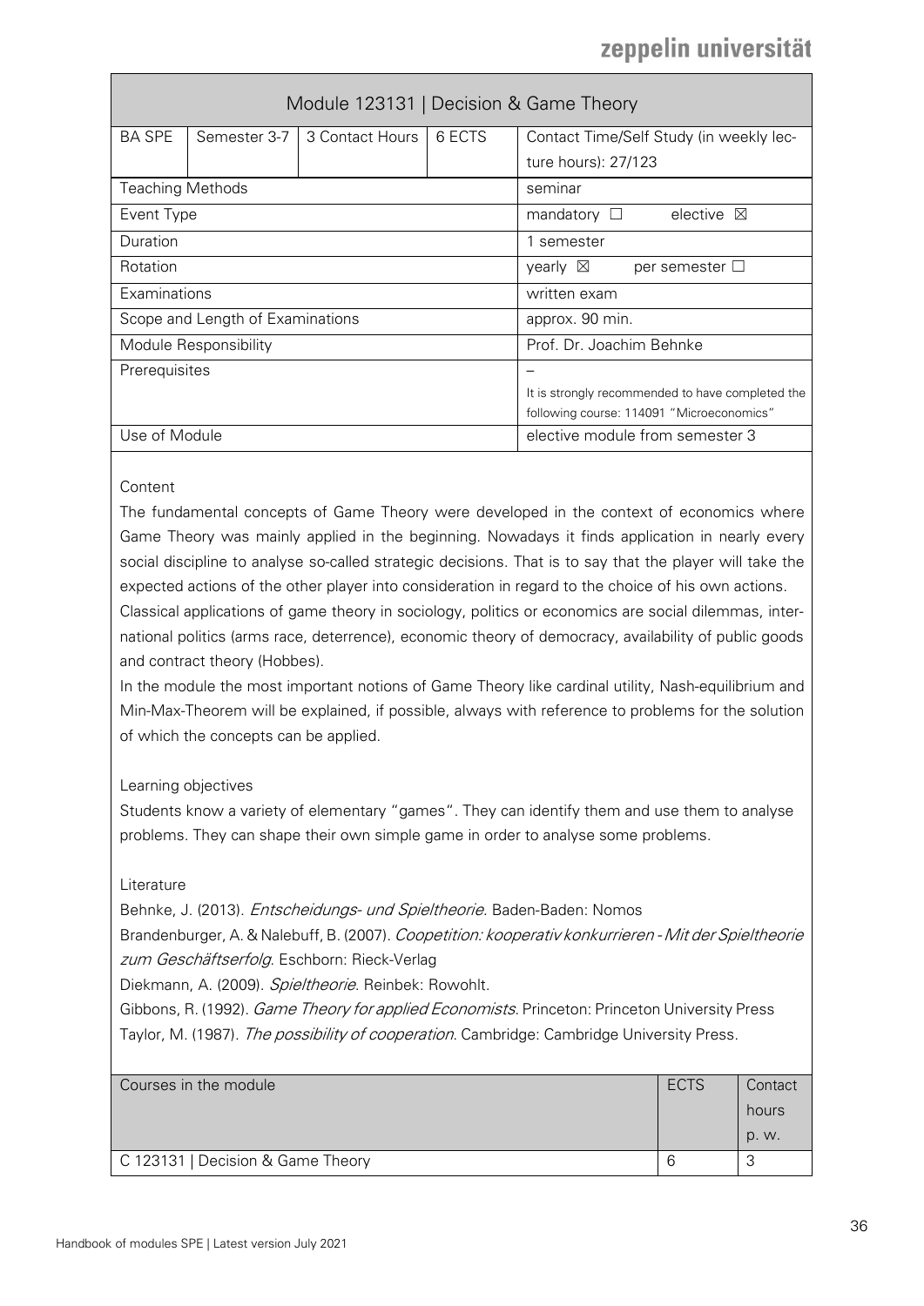| Module 123131 \| Decision & Game Theory | | | | |
|---|---|---|---|---|
| BA SPE | Semester 3-7 | 3 Contact Hours | 6 ECTS | Contact Time/Self Study (in weekly lecture hours): 27/123 |
| Teaching Methods | | | | seminar |
| Event Type | | | | mandatory ☐ elective ☒ |
| Duration | | | | 1 semester |
| Rotation | | | | yearly ☒ per semester ☐ |
| Examinations | | | | written exam |
| Scope and Length of Examinations | | | | approx. 90 min. |
| Module Responsibility | | | | Prof. Dr. Joachim Behnke |
| Prerequisites | | | | – It is strongly recommended to have completed the following course: 114091 "Microeconomics" |
| Use of Module | | | | elective module from semester 3 |

Content

The fundamental concepts of Game Theory were developed in the context of economics where Game Theory was mainly applied in the beginning. Nowadays it finds application in nearly every social discipline to analyse so-called strategic decisions. That is to say that the player will take the expected actions of the other player into consideration in regard to the choice of his own actions.

Classical applications of game theory in sociology, politics or economics are social dilemmas, international politics (arms race, deterrence), economic theory of democracy, availability of public goods and contract theory (Hobbes).

In the module the most important notions of Game Theory like cardinal utility, Nash-equilibrium and Min-Max-Theorem will be explained, if possible, always with reference to problems for the solution of which the concepts can be applied.

Learning objectives

Students know a variety of elementary "games". They can identify them and use them to analyse problems. They can shape their own simple game in order to analyse some problems.

Literature

Behnke, J. (2013). *Entscheidungs- und Spieltheorie.* Baden-Baden: Nomos

Brandenburger, A. & Nalebuff, B. (2007). *Coopetition: kooperativ konkurrieren - Mit der Spieltheorie zum Geschäftserfolg*. Eschborn: Rieck-Verlag

Diekmann, A. (2009). *Spieltheorie*. Reinbek: Rowohlt.

Gibbons, R. (1992). *Game Theory for applied Economists*. Princeton: Princeton University Press

Taylor, M. (1987). *The possibility of cooperation*. Cambridge: Cambridge University Press.

| Courses in the module | ECTS | Contact hours p. w. |
|---|---|---|
| C 123131 \| Decision & Game Theory | 6 | 3 |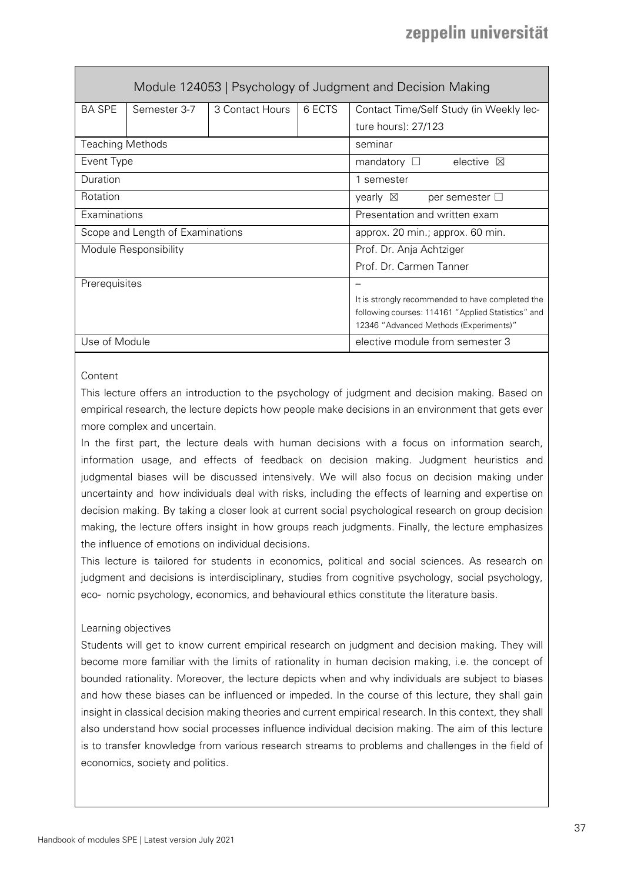## Module 124053 | Psychology of Judgment and Decision Making

| BA SPE | Semester 3-7 | 3 Contact Hours | 6 ECTS | Contact Time/Self Study (in Weekly lecture hours): 27/123 |
|---|---|---|---|---|
| Teaching Methods | | | | seminar |
| Event Type | | | | mandatory ☐ elective ☒ |
| Duration | | | | 1 semester |
| Rotation | | | | yearly ☒ per semester ☐ |
| Examinations | | | | Presentation and written exam |
| Scope and Length of Examinations | | | | approx. 20 min.; approx. 60 min. |
| Module Responsibility | | | | Prof. Dr. Anja Achtziger<br>Prof. Dr. Carmen Tanner |
| Prerequisites | | | | –<br>It is strongly recommended to have completed the following courses: 114161 "Applied Statistics" and 12346 "Advanced Methods (Experiments)" |
| Use of Module | | | | elective module from semester 3 |

Content

This lecture offers an introduction to the psychology of judgment and decision making. Based on empirical research, the lecture depicts how people make decisions in an environment that gets ever more complex and uncertain.

In the first part, the lecture deals with human decisions with a focus on information search, information usage, and effects of feedback on decision making. Judgment heuristics and judgmental biases will be discussed intensively. We will also focus on decision making under uncertainty and how individuals deal with risks, including the effects of learning and expertise on decision making. By taking a closer look at current social psychological research on group decision making, the lecture offers insight in how groups reach judgments. Finally, the lecture emphasizes the influence of emotions on individual decisions.

This lecture is tailored for students in economics, political and social sciences. As research on judgment and decisions is interdisciplinary, studies from cognitive psychology, social psychology, eco- nomic psychology, economics, and behavioural ethics constitute the literature basis.

Learning objectives

Students will get to know current empirical research on judgment and decision making. They will become more familiar with the limits of rationality in human decision making, i.e. the concept of bounded rationality. Moreover, the lecture depicts when and why individuals are subject to biases and how these biases can be influenced or impeded. In the course of this lecture, they shall gain insight in classical decision making theories and current empirical research. In this context, they shall also understand how social processes influence individual decision making. The aim of this lecture is to transfer knowledge from various research streams to problems and challenges in the field of economics, society and politics.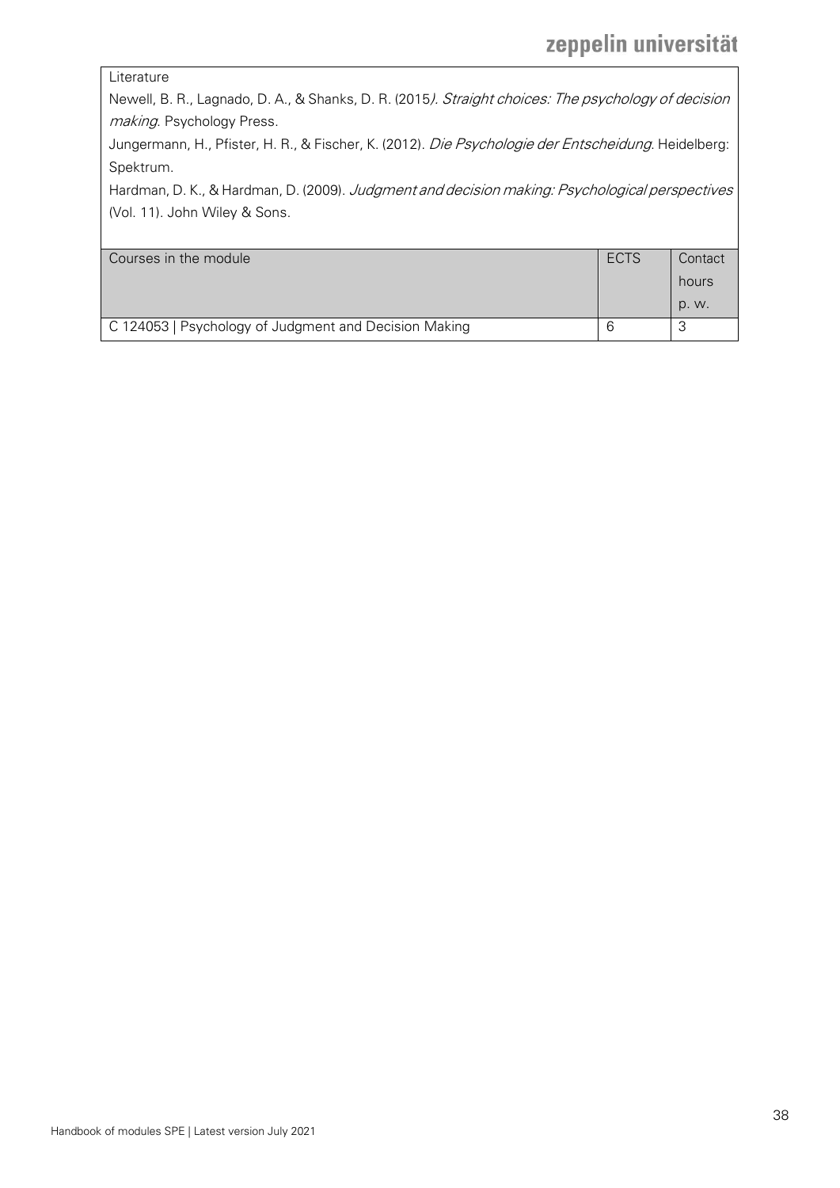| Literature |
|---|
| Newell, B. R., Lagnado, D. A., & Shanks, D. R. (2015*). Straight choices: The psychology of decision making*. Psychology Press.<br>Jungermann, H., Pfister, H. R., & Fischer, K. (2012). *Die Psychologie der Entscheidung*. Heidelberg: Spektrum.<br>Hardman, D. K., & Hardman, D. (2009). *Judgment and decision making: Psychological perspectives* (Vol. 11). John Wiley & Sons. |

| Courses in the module | ECTS | Contact hours p. w. |
|---|---|---|
| C 124053 \| Psychology of Judgment and Decision Making | 6 | 3 |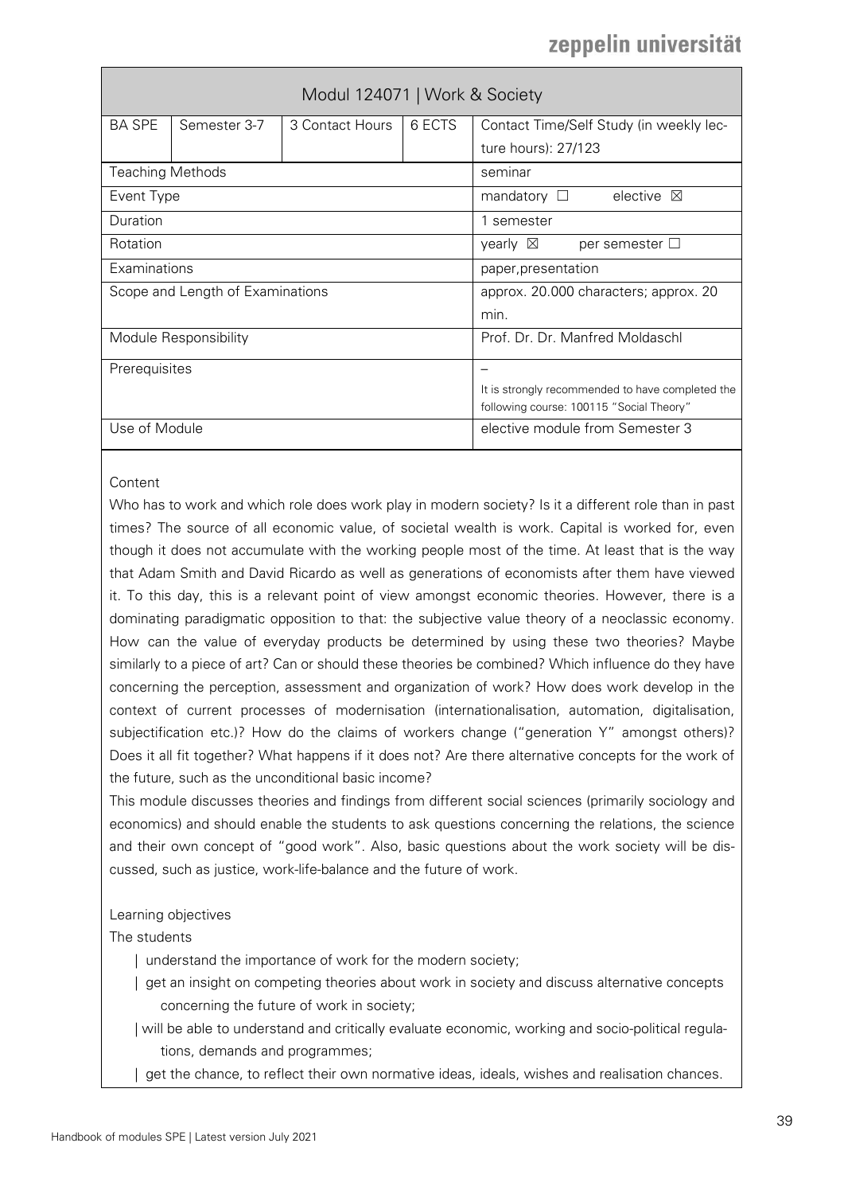| Modul 124071 \| Work & Society | | | | |
|---|---|---|---|---|
| BA SPE | Semester 3-7 | 3 Contact Hours | 6 ECTS | Contact Time/Self Study (in weekly lecture hours): 27/123 |
| Teaching Methods | | | | seminar |
| Event Type | | | | mandatory ☐ elective ☒ |
| Duration | | | | 1 semester |
| Rotation | | | | yearly ☒ per semester ☐ |
| Examinations | | | | paper,presentation |
| Scope and Length of Examinations | | | | approx. 20.000 characters; approx. 20 min. |
| Module Responsibility | | | | Prof. Dr. Dr. Manfred Moldaschl |
| Prerequisites | | | | – It is strongly recommended to have completed the following course: 100115 "Social Theory" |
| Use of Module | | | | elective module from Semester 3 |

Content

Who has to work and which role does work play in modern society? Is it a different role than in past times? The source of all economic value, of societal wealth is work. Capital is worked for, even though it does not accumulate with the working people most of the time. At least that is the way that Adam Smith and David Ricardo as well as generations of economists after them have viewed it. To this day, this is a relevant point of view amongst economic theories. However, there is a dominating paradigmatic opposition to that: the subjective value theory of a neoclassic economy. How can the value of everyday products be determined by using these two theories? Maybe similarly to a piece of art? Can or should these theories be combined? Which influence do they have concerning the perception, assessment and organization of work? How does work develop in the context of current processes of modernisation (internationalisation, automation, digitalisation, subjectification etc.)? How do the claims of workers change ("generation Y" amongst others)? Does it all fit together? What happens if it does not? Are there alternative concepts for the work of the future, such as the unconditional basic income?

This module discusses theories and findings from different social sciences (primarily sociology and economics) and should enable the students to ask questions concerning the relations, the science and their own concept of "good work". Also, basic questions about the work society will be discussed, such as justice, work-life-balance and the future of work.

Learning objectives

The students

- understand the importance of work for the modern society;
- get an insight on competing theories about work in society and discuss alternative concepts concerning the future of work in society;
- will be able to understand and critically evaluate economic, working and socio-political regulations, demands and programmes;
- get the chance, to reflect their own normative ideas, ideals, wishes and realisation chances.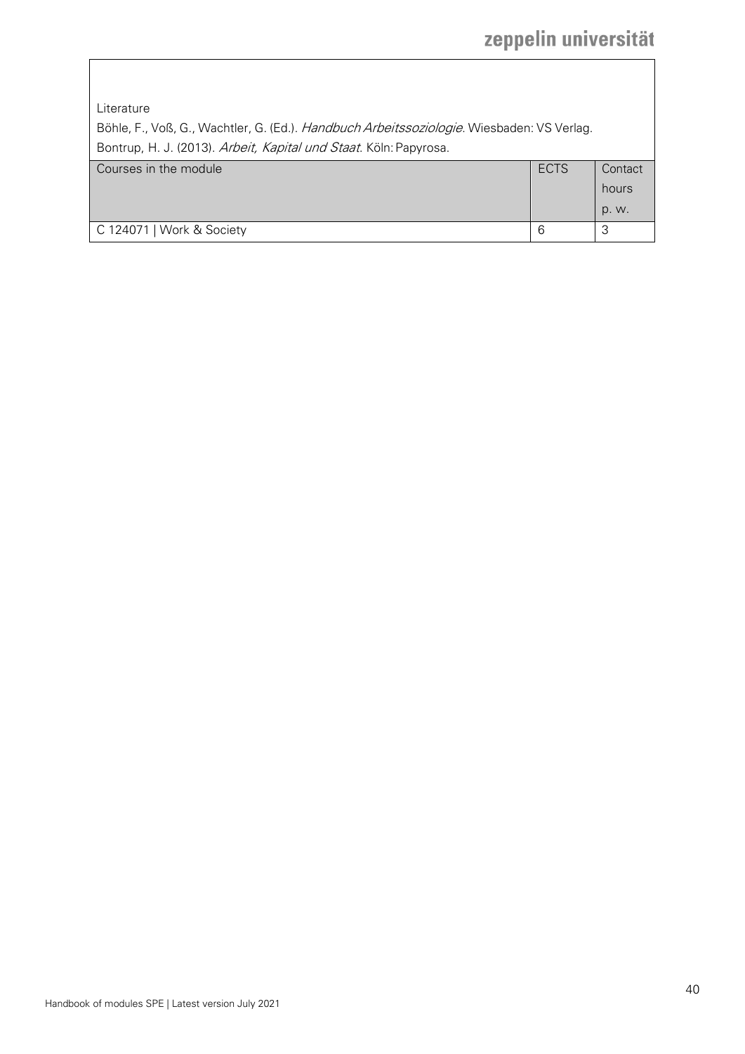Literature

Böhle, F., Voß, G., Wachtler, G. (Ed.). *Handbuch Arbeitssoziologie*. Wiesbaden: VS Verlag.

Bontrup, H. J. (2013). *Arbeit, Kapital und Staat*. Köln: Papyrosa.

| Courses in the module | ECTS | Contact hours p. w. |
|---|---|---|
| C 124071 \| Work & Society | 6 | 3 |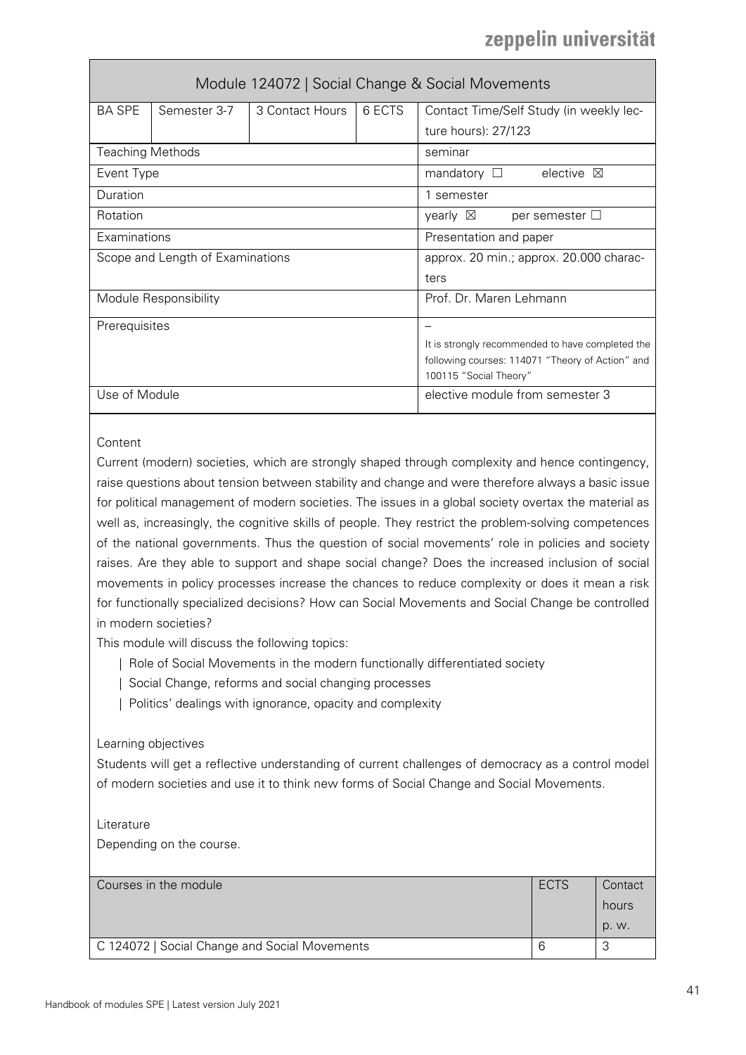# Module 124072 | Social Change & Social Movements

| BA SPE | Semester 3-7 | 3 Contact Hours | 6 ECTS | Contact Time/Self Study (in weekly lecture hours): 27/123 |
|---|---|---|---|---|
| Teaching Methods | | | | seminar |
| Event Type | | | | mandatory ☐ elective ☒ |
| Duration | | | | 1 semester |
| Rotation | | | | yearly ☒ per semester ☐ |
| Examinations | | | | Presentation and paper |
| Scope and Length of Examinations | | | | approx. 20 min.; approx. 20.000 characters |
| Module Responsibility | | | | Prof. Dr. Maren Lehmann |
| Prerequisites | | | | – <br> It is strongly recommended to have completed the following courses: 114071 "Theory of Action" and 100115 "Social Theory" |
| Use of Module | | | | elective module from semester 3 |

Content

Current (modern) societies, which are strongly shaped through complexity and hence contingency, raise questions about tension between stability and change and were therefore always a basic issue for political management of modern societies. The issues in a global society overtax the material as well as, increasingly, the cognitive skills of people. They restrict the problem-solving competences of the national governments. Thus the question of social movements' role in policies and society raises. Are they able to support and shape social change? Does the increased inclusion of social movements in policy processes increase the chances to reduce complexity or does it mean a risk for functionally specialized decisions? How can Social Movements and Social Change be controlled in modern societies?

This module will discuss the following topics:

- Role of Social Movements in the modern functionally differentiated society
- Social Change, reforms and social changing processes
- Politics' dealings with ignorance, opacity and complexity

Learning objectives

Students will get a reflective understanding of current challenges of democracy as a control model of modern societies and use it to think new forms of Social Change and Social Movements.

Literature

Depending on the course.

| Courses in the module | ECTS | Contact hours p. w. |
|---|---|---|
| C 124072 \| Social Change and Social Movements | 6 | 3 |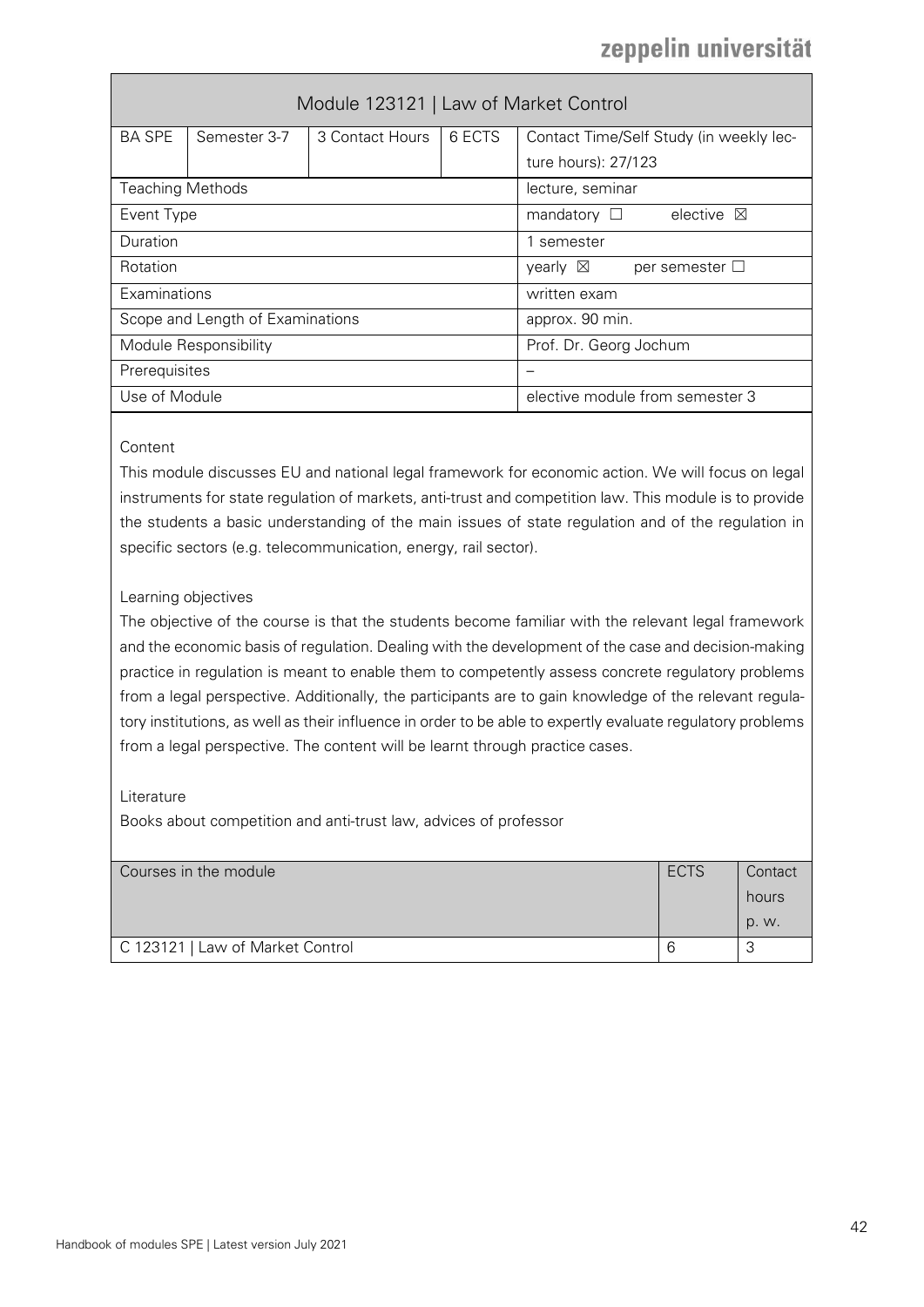## Module 123121 | Law of Market Control

| BA SPE | Semester 3-7 | 3 Contact Hours | 6 ECTS | Contact Time/Self Study (in weekly lecture hours): 27/123 |
|---|---|---|---|---|
| Teaching Methods | | | | lecture, seminar |
| Event Type | | | | mandatory ☐ elective ☒ |
| Duration | | | | 1 semester |
| Rotation | | | | yearly ☒ per semester ☐ |
| Examinations | | | | written exam |
| Scope and Length of Examinations | | | | approx. 90 min. |
| Module Responsibility | | | | Prof. Dr. Georg Jochum |
| Prerequisites | | | | – |
| Use of Module | | | | elective module from semester 3 |

Content

This module discusses EU and national legal framework for economic action. We will focus on legal instruments for state regulation of markets, anti-trust and competition law. This module is to provide the students a basic understanding of the main issues of state regulation and of the regulation in specific sectors (e.g. telecommunication, energy, rail sector).

Learning objectives

The objective of the course is that the students become familiar with the relevant legal framework and the economic basis of regulation. Dealing with the development of the case and decision-making practice in regulation is meant to enable them to competently assess concrete regulatory problems from a legal perspective. Additionally, the participants are to gain knowledge of the relevant regulatory institutions, as well as their influence in order to be able to expertly evaluate regulatory problems from a legal perspective. The content will be learnt through practice cases.

Literature

Books about competition and anti-trust law, advices of professor

| Courses in the module | ECTS | Contact hours p. w. |
|---|---|---|
| C 123121 \| Law of Market Control | 6 | 3 |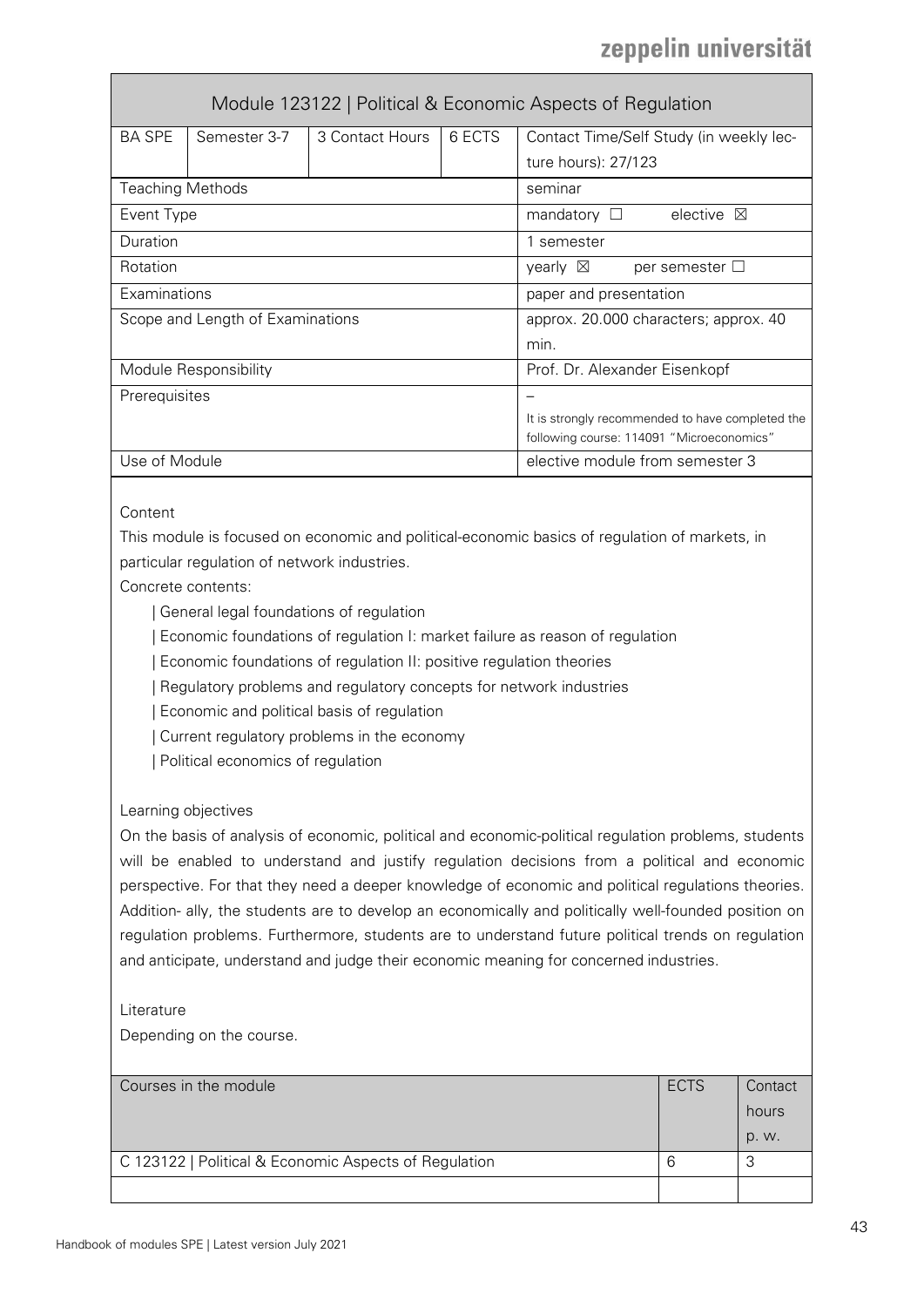# Module 123122 | Political & Economic Aspects of Regulation

| BA SPE | Semester 3-7 | 3 Contact Hours | 6 ECTS | Contact Time/Self Study (in weekly lecture hours): 27/123 |
|---|---|---|---|---|
| Teaching Methods | | | | seminar |
| Event Type | | | | mandatory ☐ elective ☒ |
| Duration | | | | 1 semester |
| Rotation | | | | yearly ☒ per semester ☐ |
| Examinations | | | | paper and presentation |
| Scope and Length of Examinations | | | | approx. 20.000 characters; approx. 40 min. |
| Module Responsibility | | | | Prof. Dr. Alexander Eisenkopf |
| Prerequisites | | | | – It is strongly recommended to have completed the following course: 114091 "Microeconomics" |
| Use of Module | | | | elective module from semester 3 |

Content

This module is focused on economic and political-economic basics of regulation of markets, in particular regulation of network industries.

Concrete contents:

| General legal foundations of regulation

| Economic foundations of regulation I: market failure as reason of regulation

| Economic foundations of regulation II: positive regulation theories

| Regulatory problems and regulatory concepts for network industries

| Economic and political basis of regulation

| Current regulatory problems in the economy

| Political economics of regulation

Learning objectives

On the basis of analysis of economic, political and economic-political regulation problems, students will be enabled to understand and justify regulation decisions from a political and economic perspective. For that they need a deeper knowledge of economic and political regulations theories. Addition- ally, the students are to develop an economically and politically well-founded position on regulation problems. Furthermore, students are to understand future political trends on regulation and anticipate, understand and judge their economic meaning for concerned industries.

Literature

Depending on the course.

| Courses in the module | ECTS | Contact hours p. w. |
|---|---|---|
| C 123122 \| Political & Economic Aspects of Regulation | 6 | 3 |
| | | |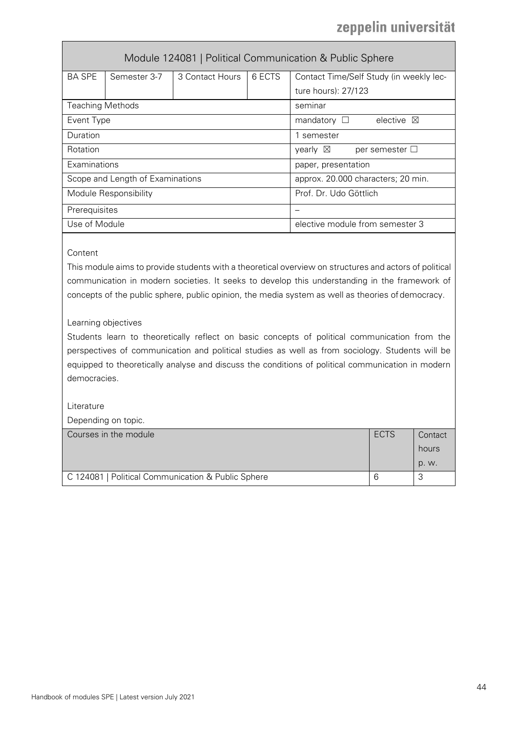| Module 124081 \| Political Communication & Public Sphere | | | | |
|---|---|---|---|---|
| BA SPE | Semester 3-7 | 3 Contact Hours | 6 ECTS | Contact Time/Self Study (in weekly lecture hours): 27/123 |
| Teaching Methods | | | | seminar |
| Event Type | | | | mandatory ☐ elective ☒ |
| Duration | | | | 1 semester |
| Rotation | | | | yearly ☒ per semester ☐ |
| Examinations | | | | paper, presentation |
| Scope and Length of Examinations | | | | approx. 20.000 characters; 20 min. |
| Module Responsibility | | | | Prof. Dr. Udo Göttlich |
| Prerequisites | | | | – |
| Use of Module | | | | elective module from semester 3 |

Content

This module aims to provide students with a theoretical overview on structures and actors of political communication in modern societies. It seeks to develop this understanding in the framework of concepts of the public sphere, public opinion, the media system as well as theories of democracy.

Learning objectives

Students learn to theoretically reflect on basic concepts of political communication from the perspectives of communication and political studies as well as from sociology. Students will be equipped to theoretically analyse and discuss the conditions of political communication in modern democracies.

Literature

Depending on topic.

| Courses in the module | ECTS | Contact hours p. w. |
|---|---|---|
| C 124081 \| Political Communication & Public Sphere | 6 | 3 |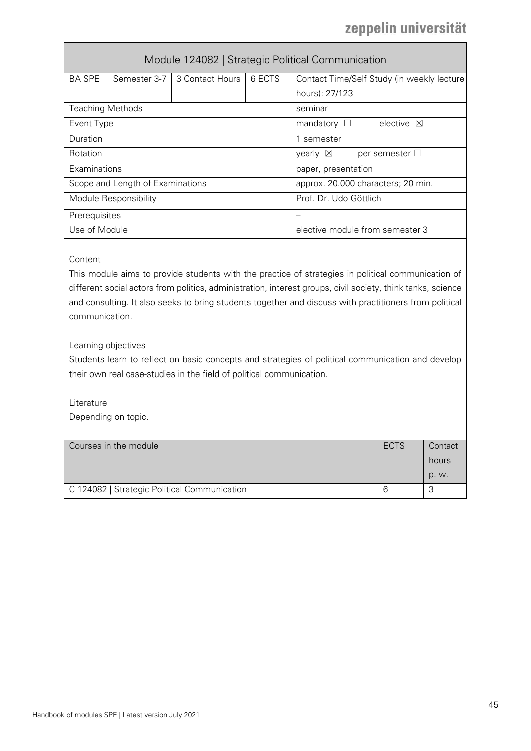# Module 124082 | Strategic Political Communication

| BA SPE | Semester 3-7 | 3 Contact Hours | 6 ECTS | Contact Time/Self Study (in weekly lecture hours): 27/123 |
|---|---|---|---|---|
| Teaching Methods | | | | seminar |
| Event Type | | | | mandatory ☐ elective ☒ |
| Duration | | | | 1 semester |
| Rotation | | | | yearly ☒ per semester ☐ |
| Examinations | | | | paper, presentation |
| Scope and Length of Examinations | | | | approx. 20.000 characters; 20 min. |
| Module Responsibility | | | | Prof. Dr. Udo Göttlich |
| Prerequisites | | | | – |
| Use of Module | | | | elective module from semester 3 |

Content

This module aims to provide students with the practice of strategies in political communication of different social actors from politics, administration, interest groups, civil society, think tanks, science and consulting. It also seeks to bring students together and discuss with practitioners from political communication.

Learning objectives

Students learn to reflect on basic concepts and strategies of political communication and develop their own real case-studies in the field of political communication.

Literature

Depending on topic.

| Courses in the module | ECTS | Contact hours p. w. |
|---|---|---|
| C 124082 \| Strategic Political Communication | 6 | 3 |

Handbook of modules SPE | Latest version July 2021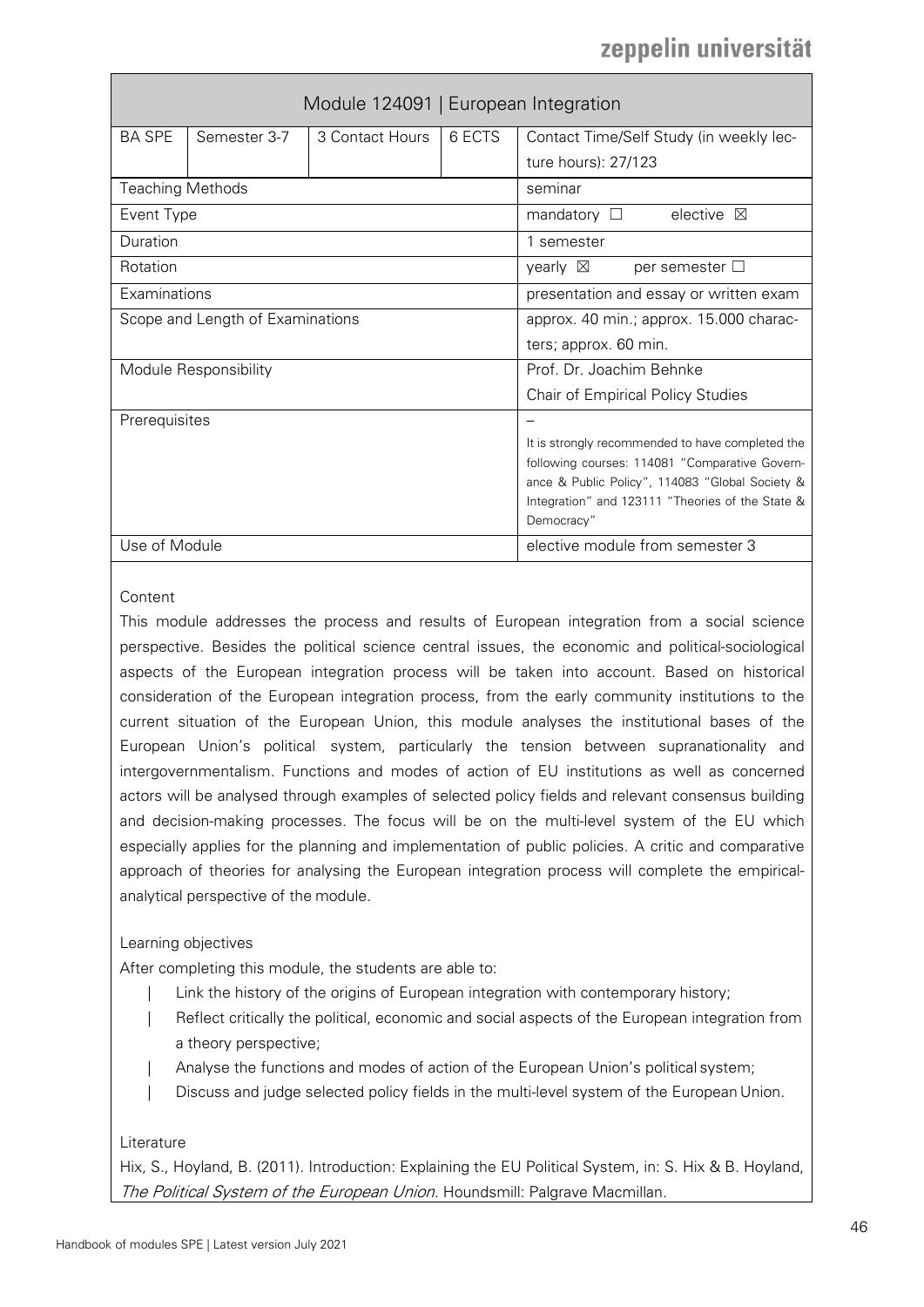| Module 124091 \| European Integration | | | | |
|---|---|---|---|---|
| BA SPE | Semester 3-7 | 3 Contact Hours | 6 ECTS | Contact Time/Self Study (in weekly lecture hours): 27/123 |
| Teaching Methods | | | | seminar |
| Event Type | | | | mandatory ☐ elective ☒ |
| Duration | | | | 1 semester |
| Rotation | | | | yearly ☒ per semester ☐ |
| Examinations | | | | presentation and essay or written exam |
| Scope and Length of Examinations | | | | approx. 40 min.; approx. 15.000 characters; approx. 60 min. |
| Module Responsibility | | | | Prof. Dr. Joachim Behnke<br>Chair of Empirical Policy Studies |
| Prerequisites | | | | –<br>It is strongly recommended to have completed the following courses: 114081 "Comparative Governance & Public Policy", 114083 "Global Society & Integration" and 123111 "Theories of the State & Democracy" |
| Use of Module | | | | elective module from semester 3 |

Content

This module addresses the process and results of European integration from a social science perspective. Besides the political science central issues, the economic and political-sociological aspects of the European integration process will be taken into account. Based on historical consideration of the European integration process, from the early community institutions to the current situation of the European Union, this module analyses the institutional bases of the European Union's political system, particularly the tension between supranationality and intergovernmentalism. Functions and modes of action of EU institutions as well as concerned actors will be analysed through examples of selected policy fields and relevant consensus building and decision-making processes. The focus will be on the multi-level system of the EU which especially applies for the planning and implementation of public policies. A critic and comparative approach of theories for analysing the European integration process will complete the empirical-analytical perspective of the module.

Learning objectives

After completing this module, the students are able to:

- Link the history of the origins of European integration with contemporary history;
- Reflect critically the political, economic and social aspects of the European integration from a theory perspective;
- Analyse the functions and modes of action of the European Union's political system;
- Discuss and judge selected policy fields in the multi-level system of the European Union.

Literature

Hix, S., Hoyland, B. (2011). Introduction: Explaining the EU Political System, in: S. Hix & B. Hoyland, *The Political System of the European Union.* Houndsmill: Palgrave Macmillan.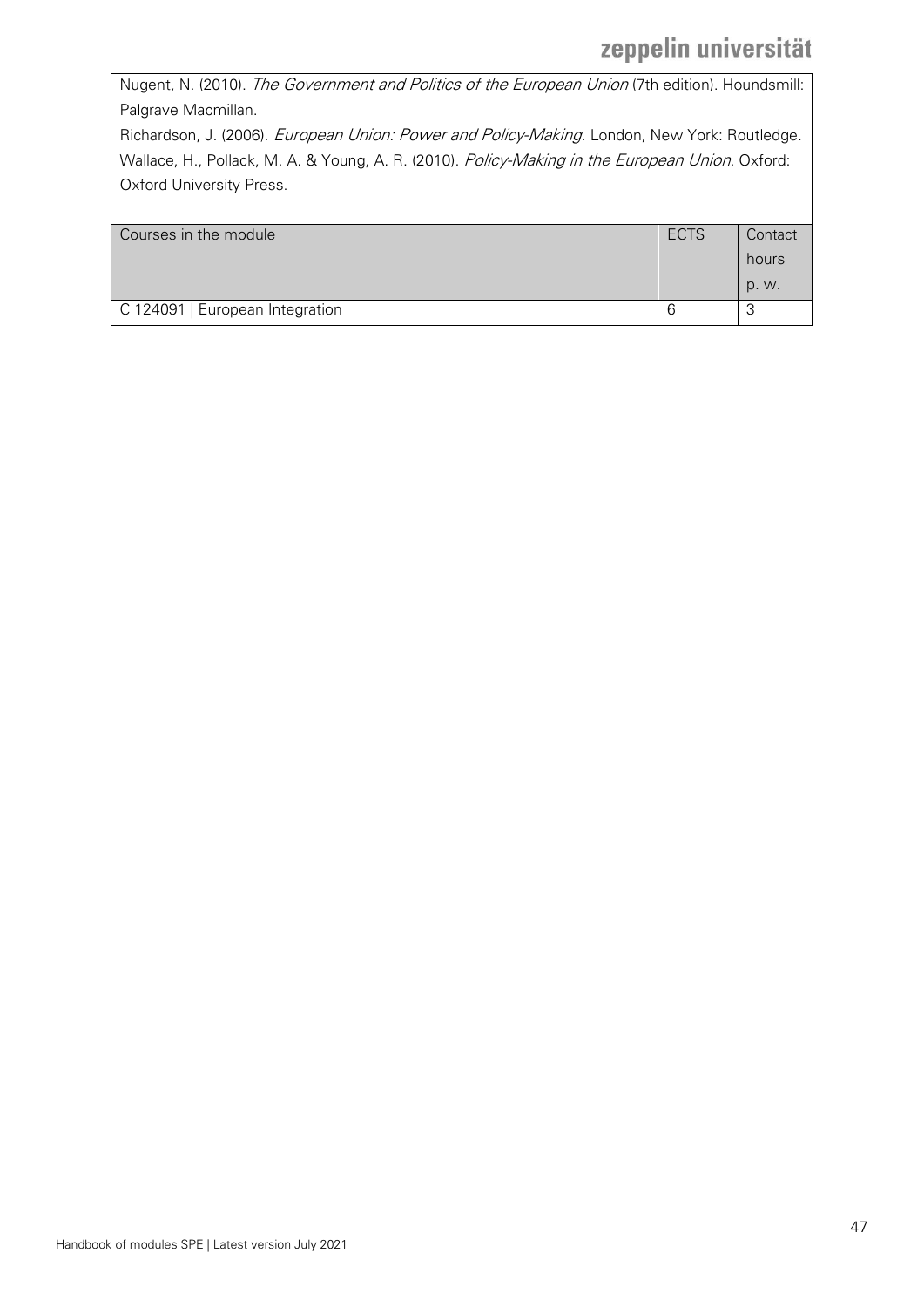Nugent, N. (2010). *The Government and Politics of the European Union* (7th edition). Houndsmill: Palgrave Macmillan.
Richardson, J. (2006). *European Union: Power and Policy-Making*. London, New York: Routledge.
Wallace, H., Pollack, M. A. & Young, A. R. (2010). *Policy-Making in the European Union*. Oxford: Oxford University Press.

| Courses in the module | ECTS | Contact hours p. w. |
|---|---|---|
| C 124091 \| European Integration | 6 | 3 |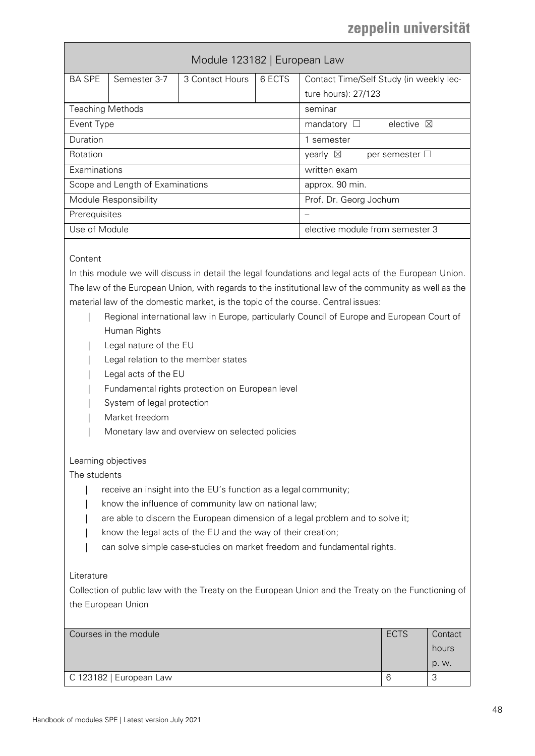## Module 123182 | European Law

| BA SPE | Semester 3-7 | 3 Contact Hours | 6 ECTS | Contact Time/Self Study (in weekly lecture hours): 27/123 |
|---|---|---|---|---|
| Teaching Methods | | | | seminar |
| Event Type | | | | mandatory ☐ elective ☒ |
| Duration | | | | 1 semester |
| Rotation | | | | yearly ☒ per semester ☐ |
| Examinations | | | | written exam |
| Scope and Length of Examinations | | | | approx. 90 min. |
| Module Responsibility | | | | Prof. Dr. Georg Jochum |
| Prerequisites | | | | – |
| Use of Module | | | | elective module from semester 3 |

Content

In this module we will discuss in detail the legal foundations and legal acts of the European Union. The law of the European Union, with regards to the institutional law of the community as well as the material law of the domestic market, is the topic of the course. Central issues:

- Regional international law in Europe, particularly Council of Europe and European Court of Human Rights
- Legal nature of the EU
- Legal relation to the member states
- Legal acts of the EU
- Fundamental rights protection on European level
- System of legal protection
- Market freedom
- Monetary law and overview on selected policies

Learning objectives

The students

- receive an insight into the EU's function as a legal community;
- know the influence of community law on national law;
- are able to discern the European dimension of a legal problem and to solve it;
- know the legal acts of the EU and the way of their creation;
- can solve simple case-studies on market freedom and fundamental rights.

Literature

Collection of public law with the Treaty on the European Union and the Treaty on the Functioning of the European Union

| Courses in the module | ECTS | Contact hours p. w. |
|---|---|---|
| C 123182 \| European Law | 6 | 3 |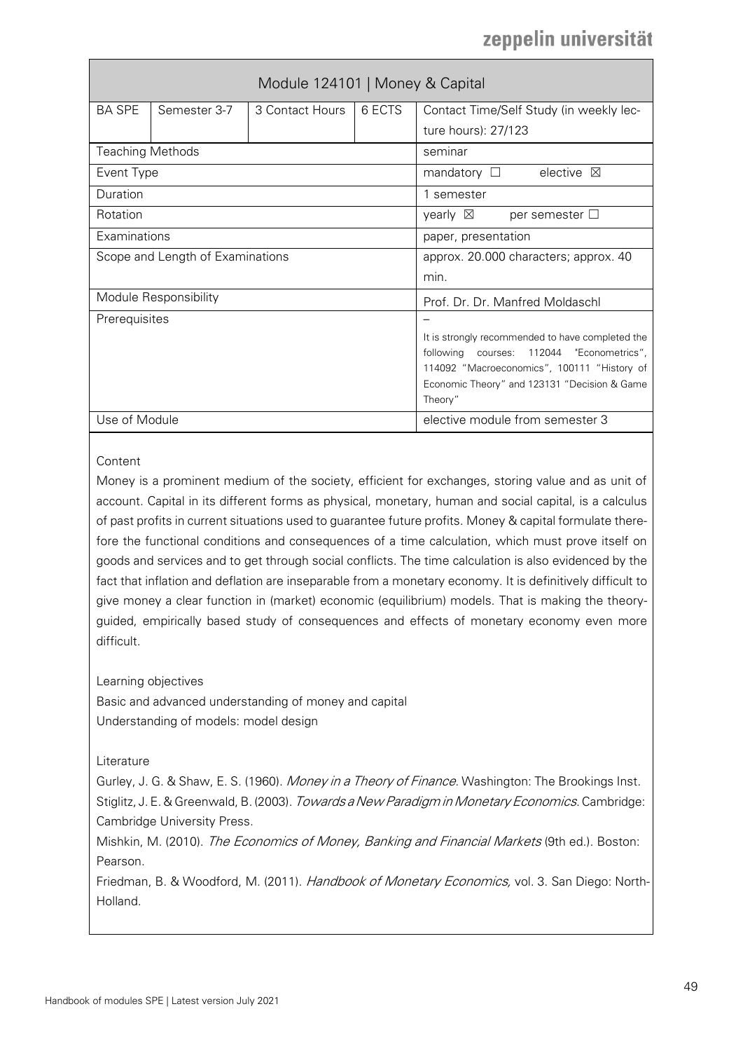| Module 124101 \| Money & Capital | | | | |
|---|---|---|---|---|
| BA SPE | Semester 3-7 | 3 Contact Hours | 6 ECTS | Contact Time/Self Study (in weekly lecture hours): 27/123 |
| Teaching Methods | | | | seminar |
| Event Type | | | | mandatory ☐ elective ☒ |
| Duration | | | | 1 semester |
| Rotation | | | | yearly ☒ per semester ☐ |
| Examinations | | | | paper, presentation |
| Scope and Length of Examinations | | | | approx. 20.000 characters; approx. 40 min. |
| Module Responsibility | | | | Prof. Dr. Dr. Manfred Moldaschl |
| Prerequisites | | | | – It is strongly recommended to have completed the following courses: 112044 "Econometrics", 114092 "Macroeconomics", 100111 "History of Economic Theory" and 123131 "Decision & Game Theory" |
| Use of Module | | | | elective module from semester 3 |

Content

Money is a prominent medium of the society, efficient for exchanges, storing value and as unit of account. Capital in its different forms as physical, monetary, human and social capital, is a calculus of past profits in current situations used to guarantee future profits. Money & capital formulate therefore the functional conditions and consequences of a time calculation, which must prove itself on goods and services and to get through social conflicts. The time calculation is also evidenced by the fact that inflation and deflation are inseparable from a monetary economy. It is definitively difficult to give money a clear function in (market) economic (equilibrium) models. That is making the theory-guided, empirically based study of consequences and effects of monetary economy even more difficult.

Learning objectives

Basic and advanced understanding of money and capital
Understanding of models: model design

Literature

Gurley, J. G. & Shaw, E. S. (1960). *Money in a Theory of Finance*. Washington: The Brookings Inst.
Stiglitz, J. E. & Greenwald, B. (2003). *Towards a New Paradigm in Monetary Economics*. Cambridge: Cambridge University Press.
Mishkin, M. (2010). *The Economics of Money, Banking and Financial Markets* (9th ed.). Boston: Pearson.
Friedman, B. & Woodford, M. (2011). *Handbook of Monetary Economics,* vol. 3. San Diego: North-Holland.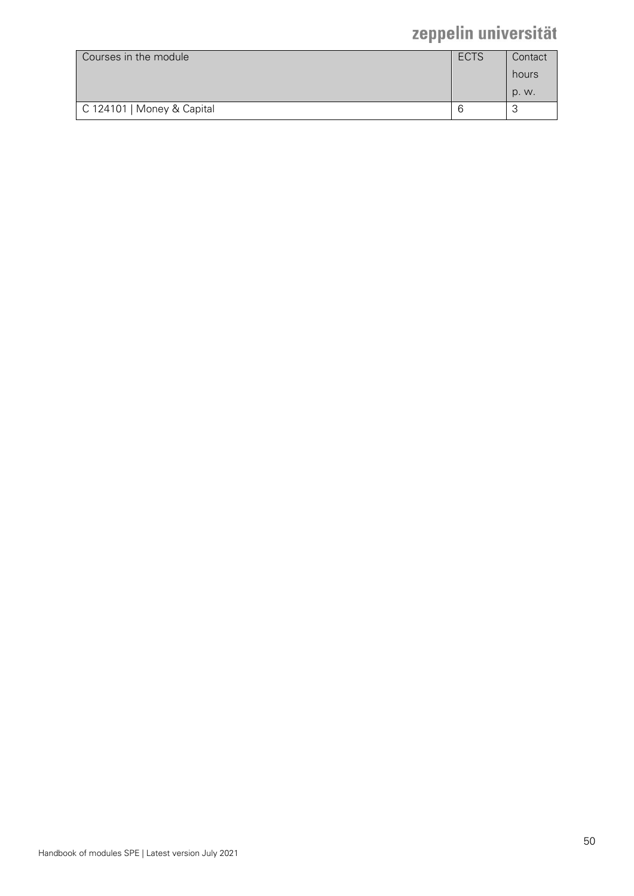| Courses in the module | ECTS | Contact hours p. w. |
| --- | --- | --- |
| C 124101 \| Money & Capital | 6 | 3 |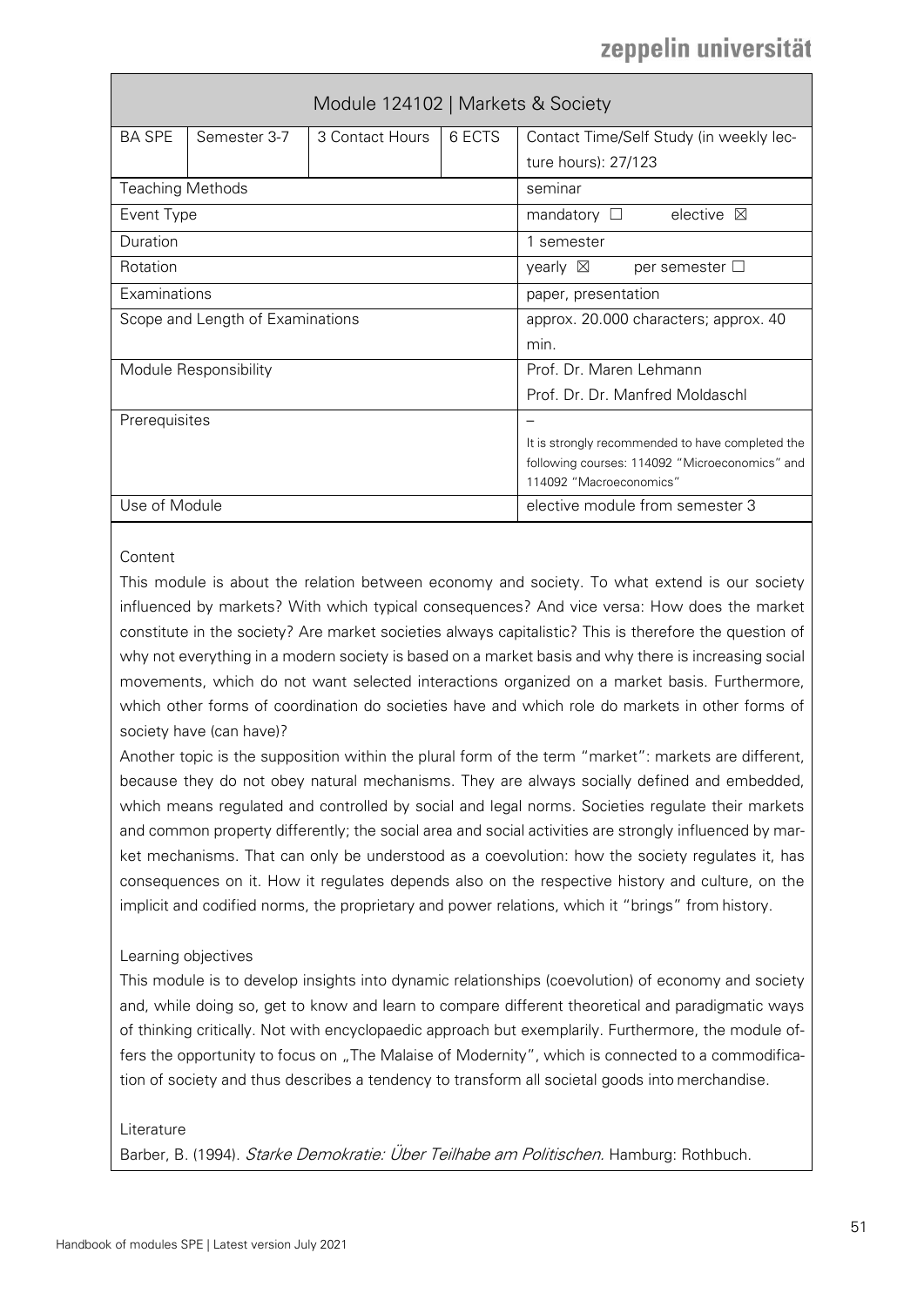| Module 124102 \| Markets & Society | | | | |
|---|---|---|---|---|
| BA SPE | Semester 3-7 | 3 Contact Hours | 6 ECTS | Contact Time/Self Study (in weekly lecture hours): 27/123 |
| Teaching Methods | | | | seminar |
| Event Type | | | | mandatory ☐ elective ☒ |
| Duration | | | | 1 semester |
| Rotation | | | | yearly ☒ per semester ☐ |
| Examinations | | | | paper, presentation |
| Scope and Length of Examinations | | | | approx. 20.000 characters; approx. 40 min. |
| Module Responsibility | | | | Prof. Dr. Maren Lehmann<br>Prof. Dr. Dr. Manfred Moldaschl |
| Prerequisites | | | | –<br>It is strongly recommended to have completed the following courses: 114092 "Microeconomics" and 114092 "Macroeconomics" |
| Use of Module | | | | elective module from semester 3 |

Content

This module is about the relation between economy and society. To what extend is our society influenced by markets? With which typical consequences? And vice versa: How does the market constitute in the society? Are market societies always capitalistic? This is therefore the question of why not everything in a modern society is based on a market basis and why there is increasing social movements, which do not want selected interactions organized on a market basis. Furthermore, which other forms of coordination do societies have and which role do markets in other forms of society have (can have)?

Another topic is the supposition within the plural form of the term "market": markets are different, because they do not obey natural mechanisms. They are always socially defined and embedded, which means regulated and controlled by social and legal norms. Societies regulate their markets and common property differently; the social area and social activities are strongly influenced by market mechanisms. That can only be understood as a coevolution: how the society regulates it, has consequences on it. How it regulates depends also on the respective history and culture, on the implicit and codified norms, the proprietary and power relations, which it "brings" from history.

Learning objectives

This module is to develop insights into dynamic relationships (coevolution) of economy and society and, while doing so, get to know and learn to compare different theoretical and paradigmatic ways of thinking critically. Not with encyclopaedic approach but exemplarily. Furthermore, the module offers the opportunity to focus on „The Malaise of Modernity", which is connected to a commodification of society and thus describes a tendency to transform all societal goods into merchandise.

Literature

Barber, B. (1994). *Starke Demokratie: Über Teilhabe am Politischen.* Hamburg: Rothbuch.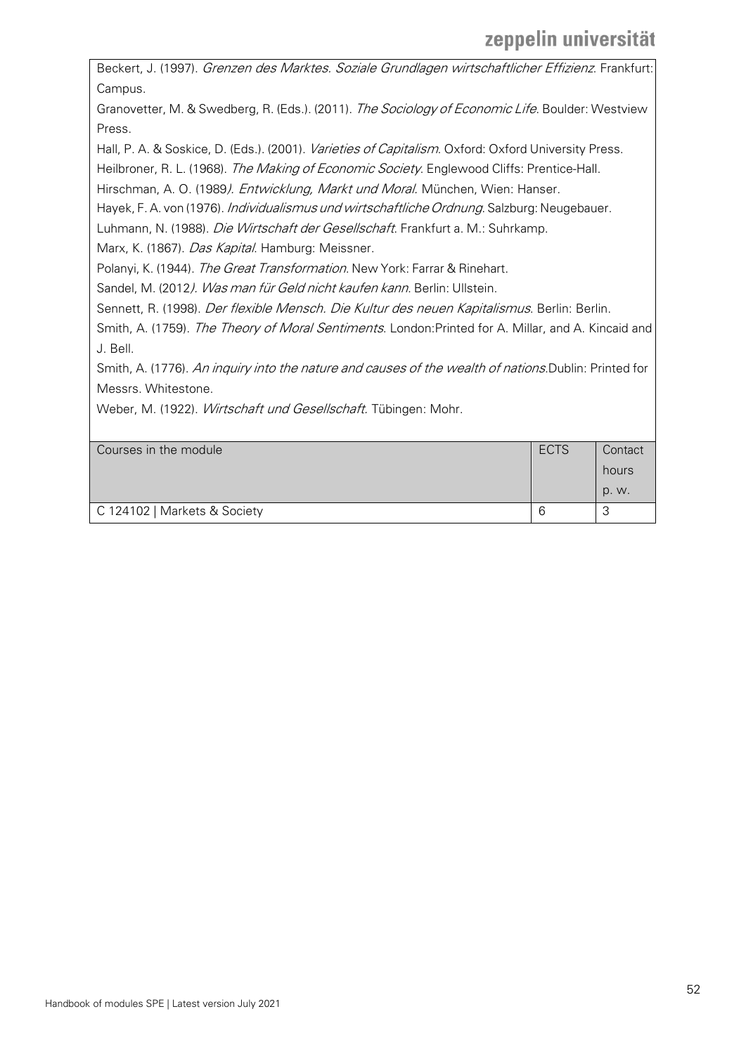Beckert, J. (1997). *Grenzen des Marktes. Soziale Grundlagen wirtschaftlicher Effizienz*. Frankfurt: Campus.

Granovetter, M. & Swedberg, R. (Eds.). (2011). *The Sociology of Economic Life*. Boulder: Westview Press.

Hall, P. A. & Soskice, D. (Eds.). (2001). *Varieties of Capitalism*. Oxford: Oxford University Press.

Heilbroner, R. L. (1968). *The Making of Economic Society*. Englewood Cliffs: Prentice-Hall.

Hirschman, A. O. (1989*). Entwicklung, Markt und Moral.* München, Wien: Hanser.

Hayek, F. A. von (1976). *Individualismus und wirtschaftliche Ordnung*. Salzburg: Neugebauer.

Luhmann, N. (1988). *Die Wirtschaft der Gesellschaft*. Frankfurt a. M.: Suhrkamp.

Marx, K. (1867). *Das Kapital*. Hamburg: Meissner.

Polanyi, K. (1944). *The Great Transformation*. New York: Farrar & Rinehart.

Sandel, M. (2012*). Was man für Geld nicht kaufen kann*. Berlin: Ullstein.

Sennett, R. (1998). *Der flexible Mensch. Die Kultur des neuen Kapitalismus*. Berlin: Berlin.

Smith, A. (1759). *The Theory of Moral Sentiments*. London:Printed for A. Millar, and A. Kincaid and J. Bell.

Smith, A. (1776). *An inquiry into the nature and causes of the wealth of nations*.Dublin: Printed for Messrs. Whitestone.

Weber, M. (1922). *Wirtschaft und Gesellschaft*. Tübingen: Mohr.

| Courses in the module | ECTS | Contact hours p. w. |
|---|---|---|
| C 124102 \| Markets & Society | 6 | 3 |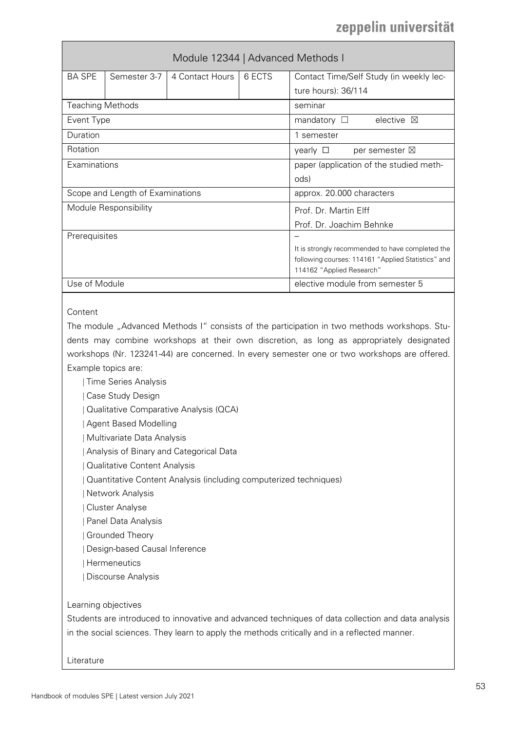# Module 12344 | Advanced Methods I

| BA SPE | Semester 3-7 | 4 Contact Hours | 6 ECTS | Contact Time/Self Study (in weekly lecture hours): 36/114 |
|---|---|---|---|---|
| Teaching Methods | | | | seminar |
| Event Type | | | | mandatory ☐ elective ☒ |
| Duration | | | | 1 semester |
| Rotation | | | | yearly ☐ per semester ☒ |
| Examinations | | | | paper (application of the studied methods) |
| Scope and Length of Examinations | | | | approx. 20.000 characters |
| Module Responsibility | | | | Prof. Dr. Martin Elff<br>Prof. Dr. Joachim Behnke |
| Prerequisites | | | | –<br>It is strongly recommended to have completed the following courses: 114161 "Applied Statistics" and 114162 "Applied Research" |
| Use of Module | | | | elective module from semester 5 |

Content

The module „Advanced Methods I" consists of the participation in two methods workshops. Students may combine workshops at their own discretion, as long as appropriately designated workshops (Nr. 123241-44) are concerned. In every semester one or two workshops are offered. Example topics are:

- Time Series Analysis
- Case Study Design
- Qualitative Comparative Analysis (QCA)
- Agent Based Modelling
- Multivariate Data Analysis
- Analysis of Binary and Categorical Data
- Qualitative Content Analysis
- Quantitative Content Analysis (including computerized techniques)
- Network Analysis
- Cluster Analyse
- Panel Data Analysis
- Grounded Theory
- Design-based Causal Inference
- Hermeneutics
- Discourse Analysis

Learning objectives

Students are introduced to innovative and advanced techniques of data collection and data analysis in the social sciences. They learn to apply the methods critically and in a reflected manner.

Literature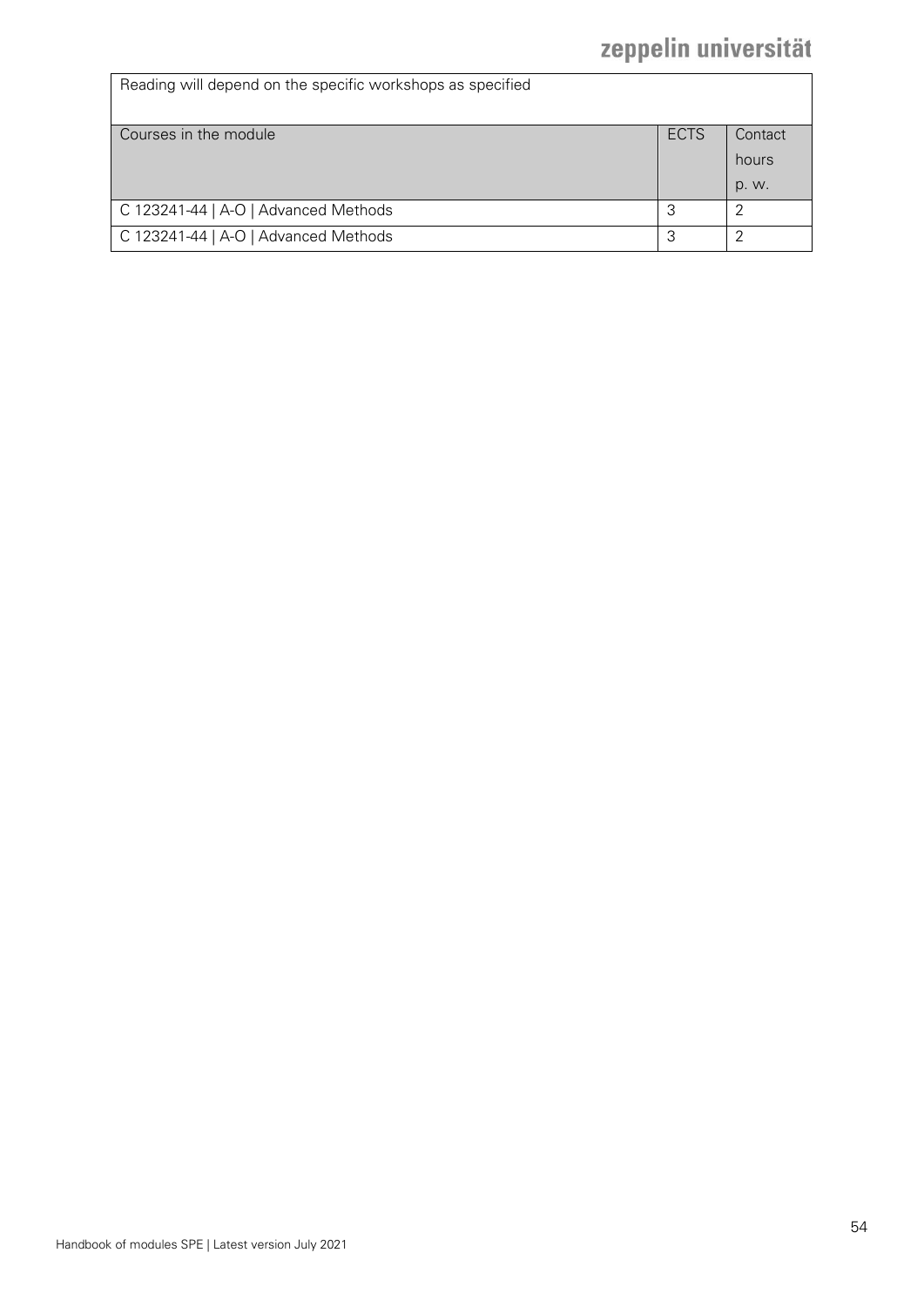| Reading will depend on the specific workshops as specified | | |
| --- | --- | --- |
| **Courses in the module** | **ECTS** | **Contact hours p. w.** |
| C 123241-44 \| A-O \| Advanced Methods | 3 | 2 |
| C 123241-44 \| A-O \| Advanced Methods | 3 | 2 |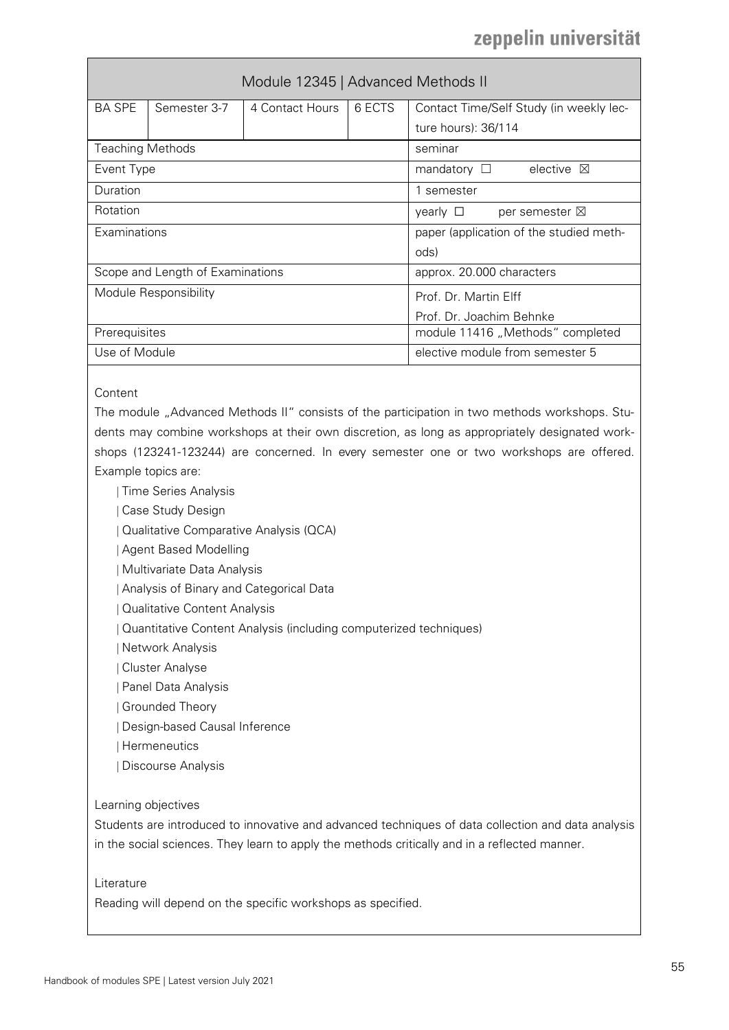| Module 12345 \| Advanced Methods II | | | | |
|---|---|---|---|---|
| BA SPE | Semester 3-7 | 4 Contact Hours | 6 ECTS | Contact Time/Self Study (in weekly lecture hours): 36/114 |
| Teaching Methods | | | | seminar |
| Event Type | | | | mandatory ☐ elective ☒ |
| Duration | | | | 1 semester |
| Rotation | | | | yearly ☐ per semester ☒ |
| Examinations | | | | paper (application of the studied methods) |
| Scope and Length of Examinations | | | | approx. 20.000 characters |
| Module Responsibility | | | | Prof. Dr. Martin Elff<br>Prof. Dr. Joachim Behnke |
| Prerequisites | | | | module 11416 „Methods" completed |
| Use of Module | | | | elective module from semester 5 |

Content

The module „Advanced Methods II" consists of the participation in two methods workshops. Students may combine workshops at their own discretion, as long as appropriately designated workshops (123241-123244) are concerned. In every semester one or two workshops are offered. Example topics are:

- Time Series Analysis
- Case Study Design
- Qualitative Comparative Analysis (QCA)
- Agent Based Modelling
- Multivariate Data Analysis
- Analysis of Binary and Categorical Data
- Qualitative Content Analysis
- Quantitative Content Analysis (including computerized techniques)
- Network Analysis
- Cluster Analyse
- Panel Data Analysis
- Grounded Theory
- Design-based Causal Inference
- Hermeneutics
- Discourse Analysis

Learning objectives

Students are introduced to innovative and advanced techniques of data collection and data analysis in the social sciences. They learn to apply the methods critically and in a reflected manner.

Literature

Reading will depend on the specific workshops as specified.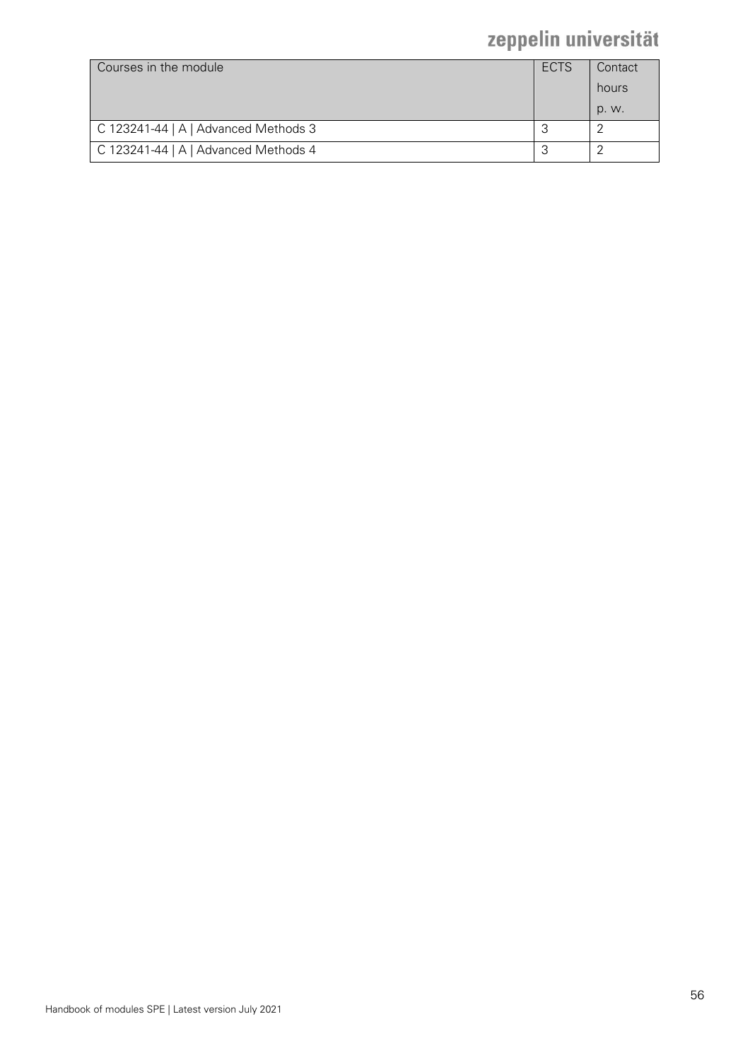| Courses in the module | ECTS | Contact hours p. w. |
| --- | --- | --- |
| C 123241-44 \| A \| Advanced Methods 3 | 3 | 2 |
| C 123241-44 \| A \| Advanced Methods 4 | 3 | 2 |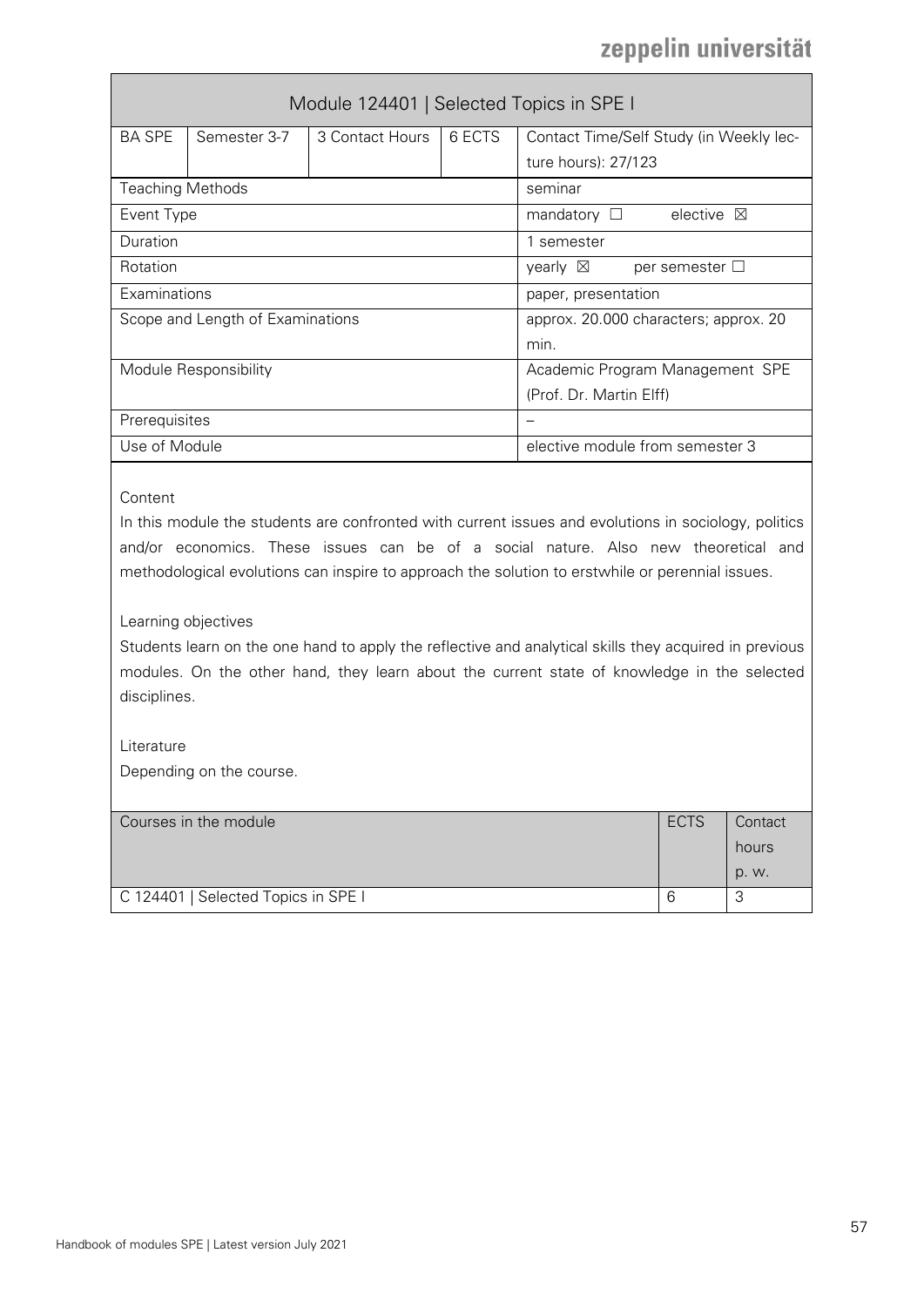| Module 124401 \| Selected Topics in SPE I | | | | |
|---|---|---|---|---|
| BA SPE | Semester 3-7 | 3 Contact Hours | 6 ECTS | Contact Time/Self Study (in Weekly lecture hours): 27/123 |
| Teaching Methods | | | | seminar |
| Event Type | | | | mandatory ☐ elective ☒ |
| Duration | | | | 1 semester |
| Rotation | | | | yearly ☒ per semester ☐ |
| Examinations | | | | paper, presentation |
| Scope and Length of Examinations | | | | approx. 20.000 characters; approx. 20 min. |
| Module Responsibility | | | | Academic Program Management SPE (Prof. Dr. Martin Elff) |
| Prerequisites | | | | – |
| Use of Module | | | | elective module from semester 3 |

Content

In this module the students are confronted with current issues and evolutions in sociology, politics and/or economics. These issues can be of a social nature. Also new theoretical and methodological evolutions can inspire to approach the solution to erstwhile or perennial issues.

Learning objectives

Students learn on the one hand to apply the reflective and analytical skills they acquired in previous modules. On the other hand, they learn about the current state of knowledge in the selected disciplines.

Literature

Depending on the course.

| Courses in the module | ECTS | Contact hours p. w. |
|---|---|---|
| C 124401 \| Selected Topics in SPE I | 6 | 3 |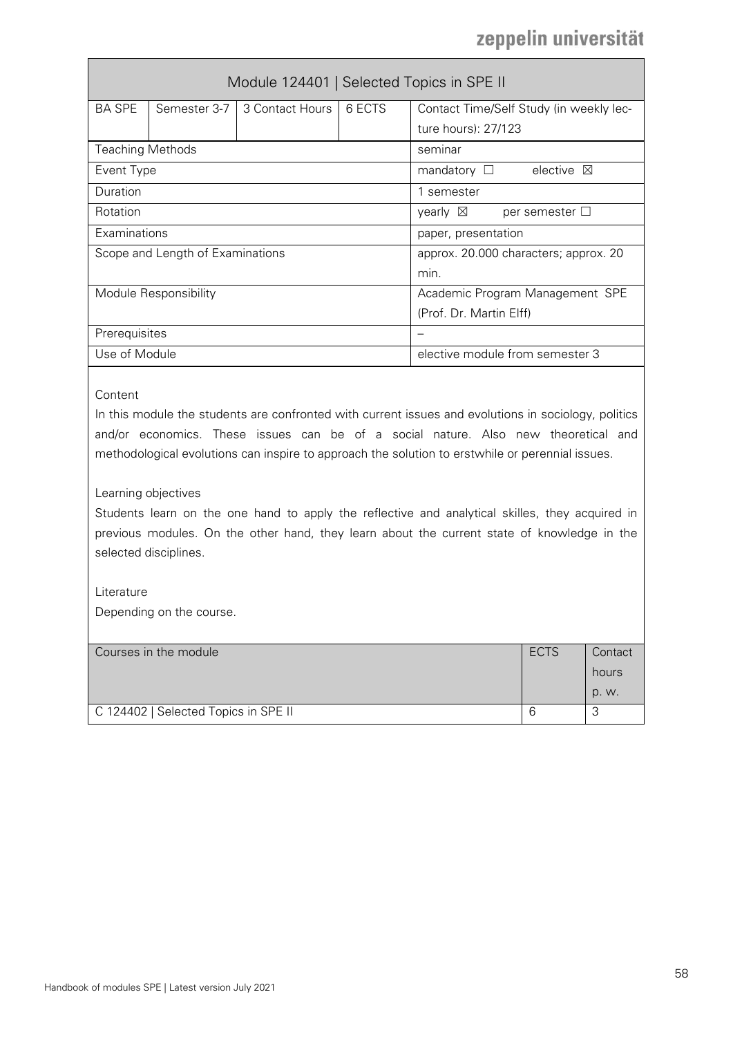| Module 124401 \| Selected Topics in SPE II | | | | |
|---|---|---|---|---|
| BA SPE | Semester 3-7 | 3 Contact Hours | 6 ECTS | Contact Time/Self Study (in weekly lecture hours): 27/123 |
| Teaching Methods | | | | seminar |
| Event Type | | | | mandatory ☐ elective ☒ |
| Duration | | | | 1 semester |
| Rotation | | | | yearly ☒ per semester ☐ |
| Examinations | | | | paper, presentation |
| Scope and Length of Examinations | | | | approx. 20.000 characters; approx. 20 min. |
| Module Responsibility | | | | Academic Program Management SPE (Prof. Dr. Martin Elff) |
| Prerequisites | | | | – |
| Use of Module | | | | elective module from semester 3 |

Content

In this module the students are confronted with current issues and evolutions in sociology, politics and/or economics. These issues can be of a social nature. Also new theoretical and methodological evolutions can inspire to approach the solution to erstwhile or perennial issues.

Learning objectives

Students learn on the one hand to apply the reflective and analytical skilles, they acquired in previous modules. On the other hand, they learn about the current state of knowledge in the selected disciplines.

Literature

Depending on the course.

| Courses in the module | ECTS | Contact hours p. w. |
|---|---|---|
| C 124402 \| Selected Topics in SPE II | 6 | 3 |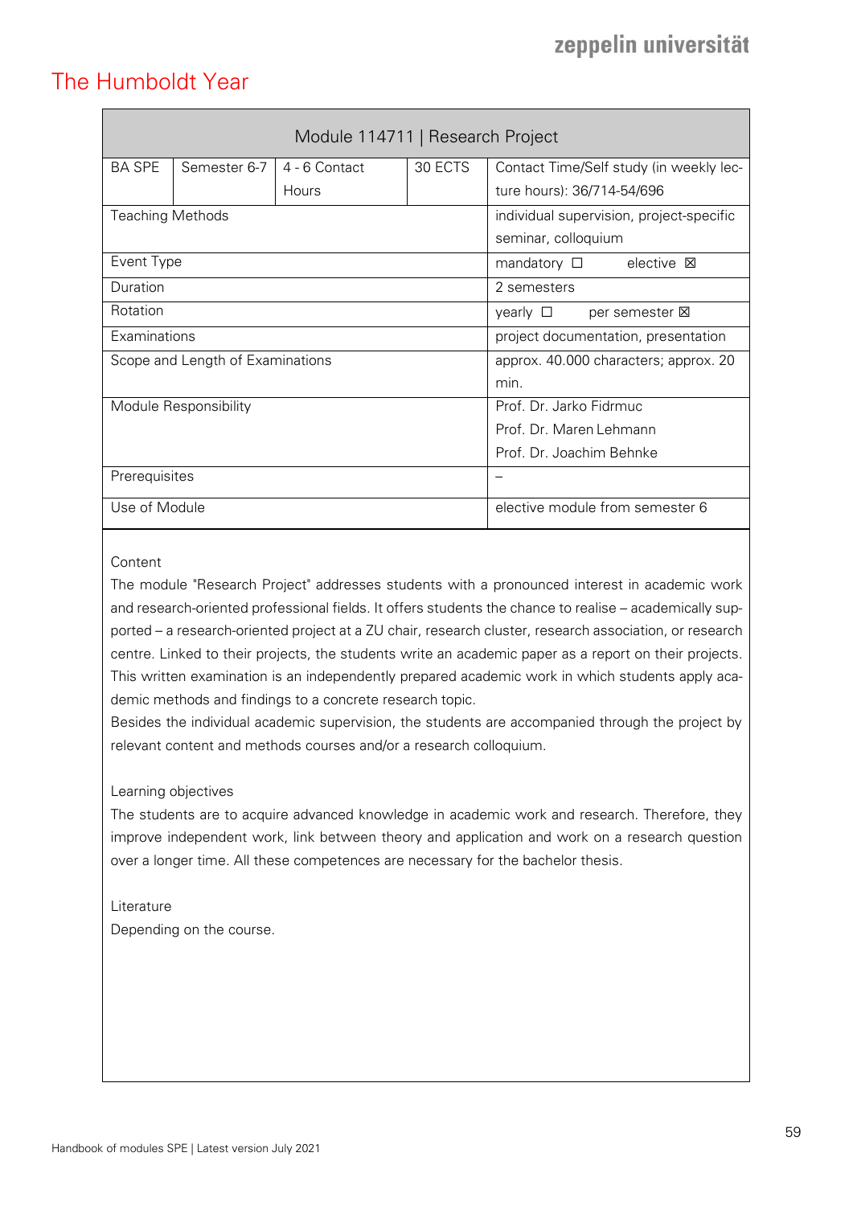# The Humboldt Year

| Module 114711 \| Research Project | | | | |
|---|---|---|---|---|
| BA SPE | Semester 6-7 | 4 - 6 Contact Hours | 30 ECTS | Contact Time/Self study (in weekly lecture hours): 36/714-54/696 |
| Teaching Methods | | | | individual supervision, project-specific seminar, colloquium |
| Event Type | | | | mandatory ☐ elective ☒ |
| Duration | | | | 2 semesters |
| Rotation | | | | yearly ☐ per semester ☒ |
| Examinations | | | | project documentation, presentation |
| Scope and Length of Examinations | | | | approx. 40.000 characters; approx. 20 min. |
| Module Responsibility | | | | Prof. Dr. Jarko Fidrmuc<br>Prof. Dr. Maren Lehmann<br>Prof. Dr. Joachim Behnke |
| Prerequisites | | | | – |
| Use of Module | | | | elective module from semester 6 |

Content

The module "Research Project" addresses students with a pronounced interest in academic work and research-oriented professional fields. It offers students the chance to realise – academically supported – a research-oriented project at a ZU chair, research cluster, research association, or research centre. Linked to their projects, the students write an academic paper as a report on their projects. This written examination is an independently prepared academic work in which students apply academic methods and findings to a concrete research topic.

Besides the individual academic supervision, the students are accompanied through the project by relevant content and methods courses and/or a research colloquium.

Learning objectives

The students are to acquire advanced knowledge in academic work and research. Therefore, they improve independent work, link between theory and application and work on a research question over a longer time. All these competences are necessary for the bachelor thesis.

Literature

Depending on the course.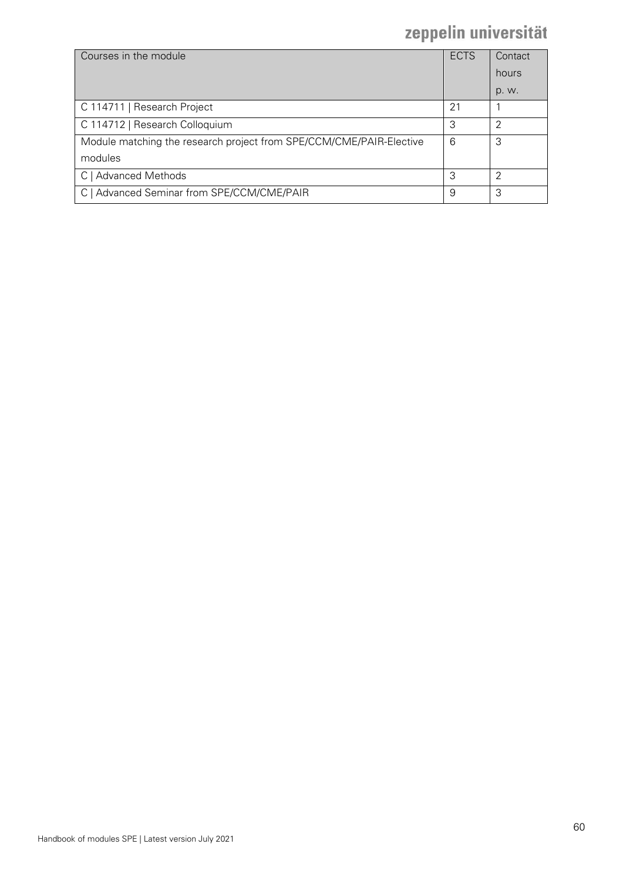| Courses in the module | ECTS | Contact hours p. w. |
| --- | --- | --- |
| C 114711 \| Research Project | 21 | 1 |
| C 114712 \| Research Colloquium | 3 | 2 |
| Module matching the research project from SPE/CCM/CME/PAIR-Elective modules | 6 | 3 |
| C \| Advanced Methods | 3 | 2 |
| C \| Advanced Seminar from SPE/CCM/CME/PAIR | 9 | 3 |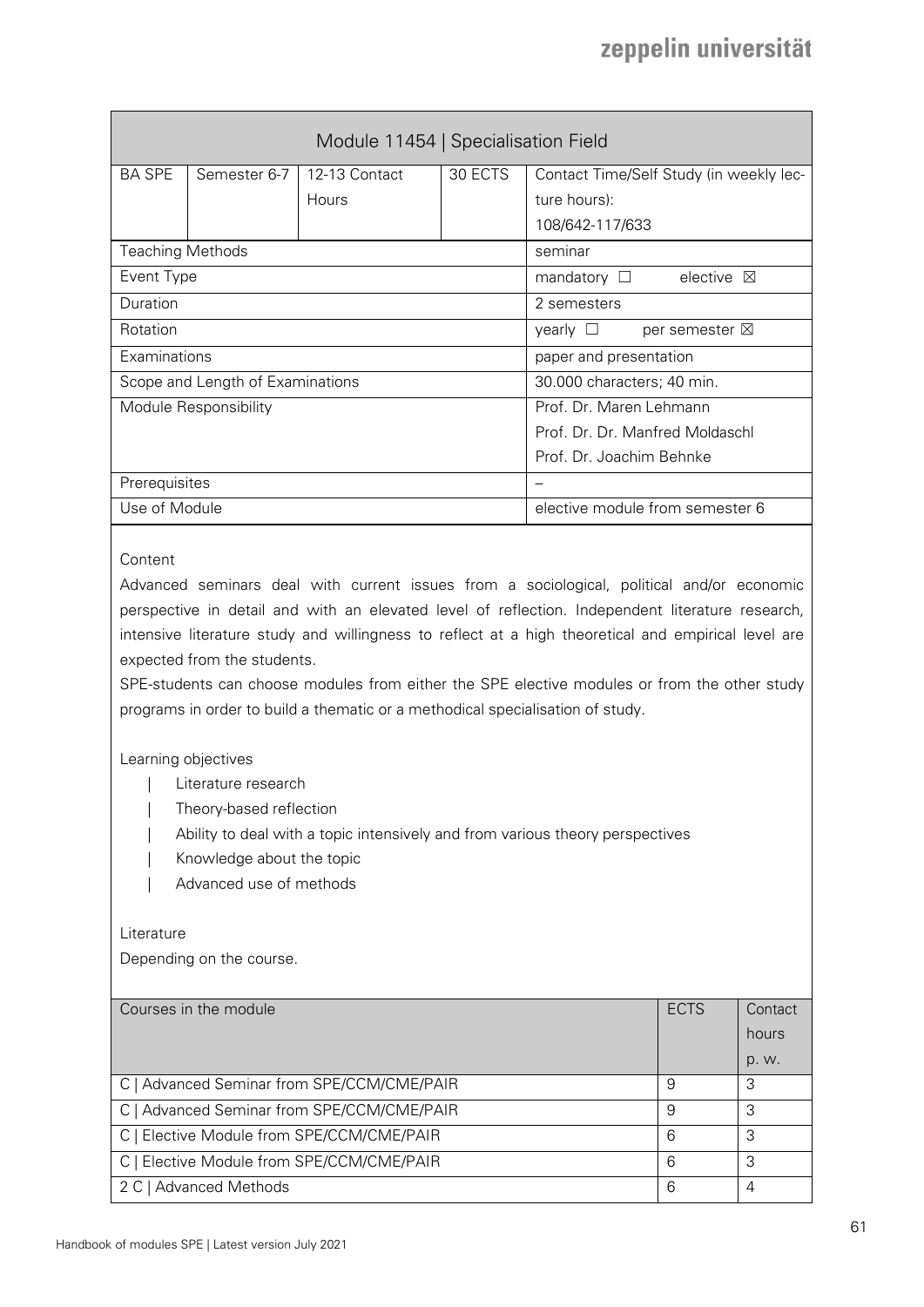| Module 11454 \| Specialisation Field | | | | |
|---|---|---|---|---|
| BA SPE | Semester 6-7 | 12-13 Contact Hours | 30 ECTS | Contact Time/Self Study (in weekly lecture hours): 108/642-117/633 |
| Teaching Methods | | | | seminar |
| Event Type | | | | mandatory ☐ elective ☒ |
| Duration | | | | 2 semesters |
| Rotation | | | | yearly ☐ per semester ☒ |
| Examinations | | | | paper and presentation |
| Scope and Length of Examinations | | | | 30.000 characters; 40 min. |
| Module Responsibility | | | | Prof. Dr. Maren Lehmann<br>Prof. Dr. Dr. Manfred Moldaschl<br>Prof. Dr. Joachim Behnke |
| Prerequisites | | | | – |
| Use of Module | | | | elective module from semester 6 |

Content

Advanced seminars deal with current issues from a sociological, political and/or economic perspective in detail and with an elevated level of reflection. Independent literature research, intensive literature study and willingness to reflect at a high theoretical and empirical level are expected from the students.

SPE-students can choose modules from either the SPE elective modules or from the other study programs in order to build a thematic or a methodical specialisation of study.

Learning objectives

- Literature research
- Theory-based reflection
- Ability to deal with a topic intensively and from various theory perspectives
- Knowledge about the topic
- Advanced use of methods

Literature

Depending on the course.

| Courses in the module | ECTS | Contact hours p. w. |
|---|---|---|
| C \| Advanced Seminar from SPE/CCM/CME/PAIR | 9 | 3 |
| C \| Advanced Seminar from SPE/CCM/CME/PAIR | 9 | 3 |
| C \| Elective Module from SPE/CCM/CME/PAIR | 6 | 3 |
| C \| Elective Module from SPE/CCM/CME/PAIR | 6 | 3 |
| 2 C \| Advanced Methods | 6 | 4 |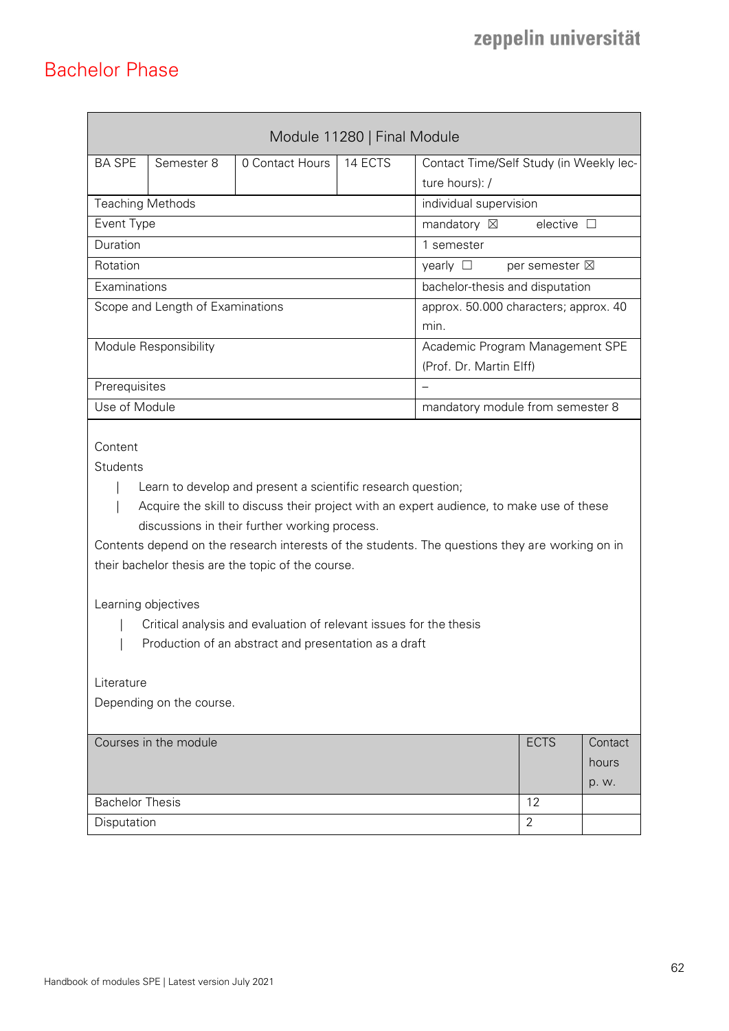# Bachelor Phase

| Module 11280 \| Final Module | | | | |
|---|---|---|---|---|
| BA SPE | Semester 8 | 0 Contact Hours | 14 ECTS | Contact Time/Self Study (in Weekly lecture hours): / |
| Teaching Methods | | | | individual supervision |
| Event Type | | | | mandatory ☒ elective ☐ |
| Duration | | | | 1 semester |
| Rotation | | | | yearly ☐ per semester ☒ |
| Examinations | | | | bachelor-thesis and disputation |
| Scope and Length of Examinations | | | | approx. 50.000 characters; approx. 40 min. |
| Module Responsibility | | | | Academic Program Management SPE (Prof. Dr. Martin Elff) |
| Prerequisites | | | | – |
| Use of Module | | | | mandatory module from semester 8 |

Content

Students

- Learn to develop and present a scientific research question;
- Acquire the skill to discuss their project with an expert audience, to make use of these discussions in their further working process.

Contents depend on the research interests of the students. The questions they are working on in their bachelor thesis are the topic of the course.

Learning objectives

- Critical analysis and evaluation of relevant issues for the thesis
- Production of an abstract and presentation as a draft

Literature

Depending on the course.

| Courses in the module | ECTS | Contact hours p. w. |
|---|---|---|
| Bachelor Thesis | 12 | |
| Disputation | 2 | |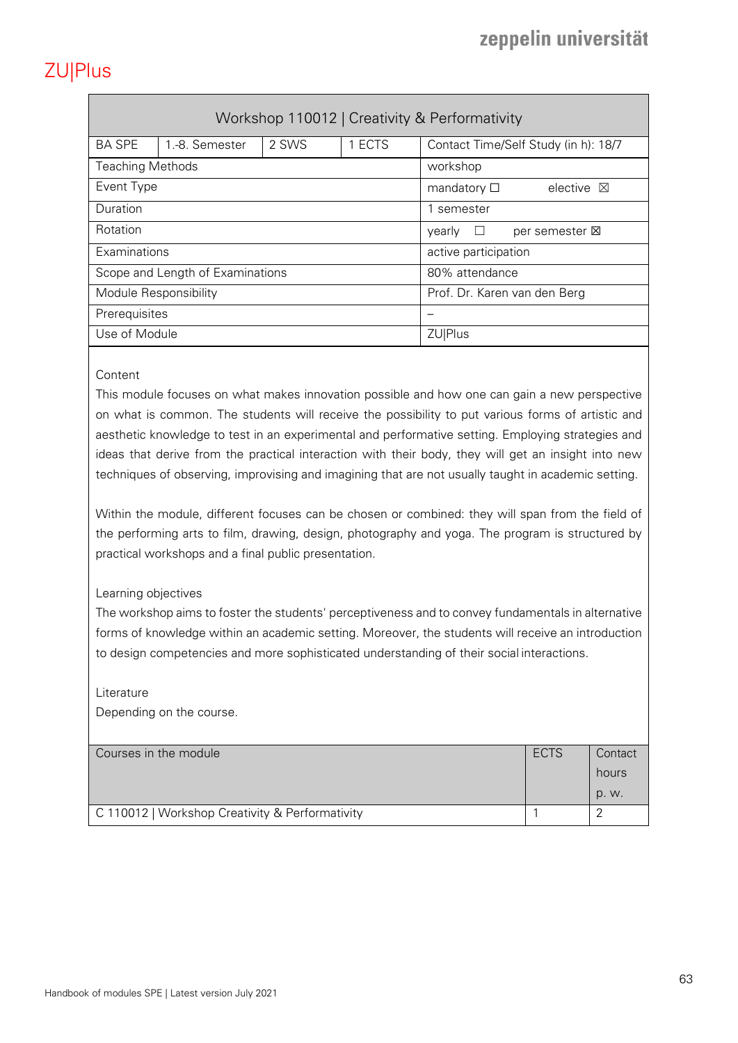# ZU|Plus

| Workshop 110012 \| Creativity & Performativity | | | | |
|---|---|---|---|---|
| BA SPE | 1.-8. Semester | 2 SWS | 1 ECTS | Contact Time/Self Study (in h): 18/7 |
| Teaching Methods | | | | workshop |
| Event Type | | | | mandatory ☐ elective ☒ |
| Duration | | | | 1 semester |
| Rotation | | | | yearly ☐ per semester ☒ |
| Examinations | | | | active participation |
| Scope and Length of Examinations | | | | 80% attendance |
| Module Responsibility | | | | Prof. Dr. Karen van den Berg |
| Prerequisites | | | | – |
| Use of Module | | | | ZU\|Plus |

Content

This module focuses on what makes innovation possible and how one can gain a new perspective on what is common. The students will receive the possibility to put various forms of artistic and aesthetic knowledge to test in an experimental and performative setting. Employing strategies and ideas that derive from the practical interaction with their body, they will get an insight into new techniques of observing, improvising and imagining that are not usually taught in academic setting.

Within the module, different focuses can be chosen or combined: they will span from the field of the performing arts to film, drawing, design, photography and yoga. The program is structured by practical workshops and a final public presentation.

Learning objectives

The workshop aims to foster the students' perceptiveness and to convey fundamentals in alternative forms of knowledge within an academic setting. Moreover, the students will receive an introduction to design competencies and more sophisticated understanding of their social interactions.

Literature

Depending on the course.

| Courses in the module | ECTS | Contact hours p. w. |
|---|---|---|
| C 110012 \| Workshop Creativity & Performativity | 1 | 2 |

Handbook of modules SPE | Latest version July 2021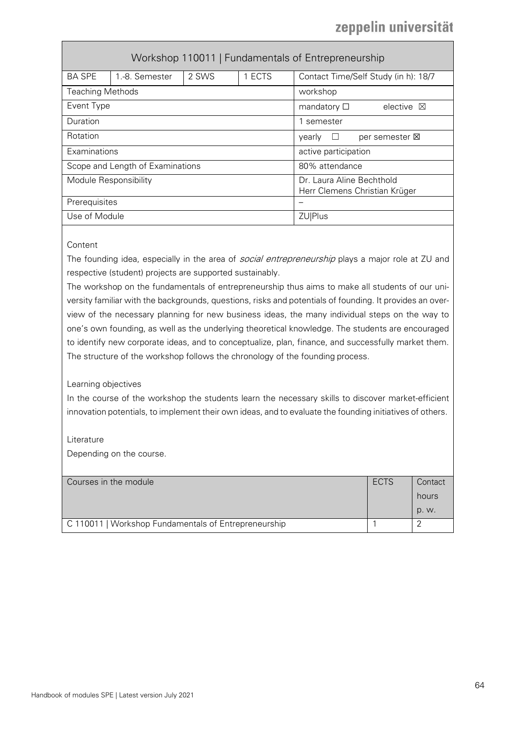# Workshop 110011 | Fundamentals of Entrepreneurship

| BA SPE | 1.-8. Semester | 2 SWS | 1 ECTS | Contact Time/Self Study (in h): 18/7 |
|---|---|---|---|---|
| Teaching Methods | | | | workshop |
| Event Type | | | | mandatory ☐ elective ☒ |
| Duration | | | | 1 semester |
| Rotation | | | | yearly ☐ per semester ☒ |
| Examinations | | | | active participation |
| Scope and Length of Examinations | | | | 80% attendance |
| Module Responsibility | | | | Dr. Laura Aline Bechthold<br>Herr Clemens Christian Krüger |
| Prerequisites | | | | – |
| Use of Module | | | | ZU\|Plus |

Content

The founding idea, especially in the area of *social entrepreneurship* plays a major role at ZU and respective (student) projects are supported sustainably.

The workshop on the fundamentals of entrepreneurship thus aims to make all students of our university familiar with the backgrounds, questions, risks and potentials of founding. It provides an overview of the necessary planning for new business ideas, the many individual steps on the way to one's own founding, as well as the underlying theoretical knowledge. The students are encouraged to identify new corporate ideas, and to conceptualize, plan, finance, and successfully market them. The structure of the workshop follows the chronology of the founding process.

Learning objectives

In the course of the workshop the students learn the necessary skills to discover market-efficient innovation potentials, to implement their own ideas, and to evaluate the founding initiatives of others.

Literature

Depending on the course.

| Courses in the module | ECTS | Contact hours p. w. |
|---|---|---|
| C 110011 \| Workshop Fundamentals of Entrepreneurship | 1 | 2 |